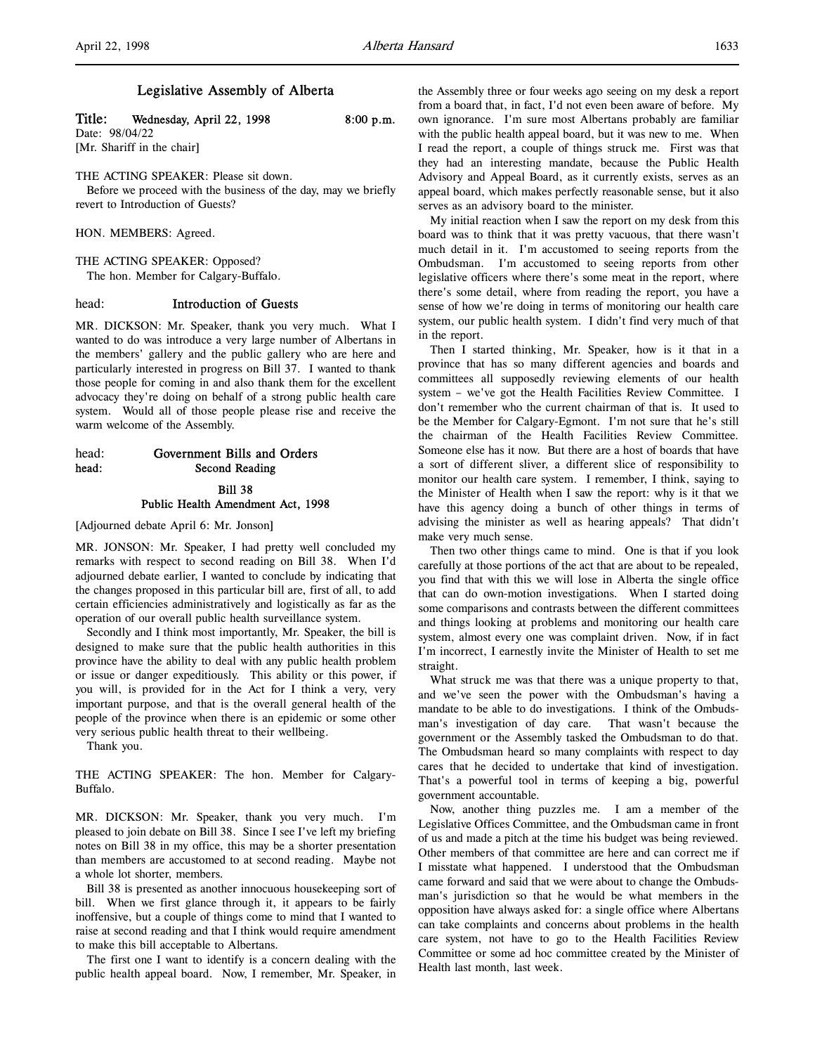# Legislative Assembly of Alberta

**Title: Wednesday, April 22, 1998 8:00 p.m.**
Date: 98/04/22
[Mr. Shariff in the chair]

THE ACTING SPEAKER: Please sit down.

Before we proceed with the business of the day, may we briefly revert to Introduction of Guests?

HON. MEMBERS: Agreed.

THE ACTING SPEAKER: Opposed?

The hon. Member for Calgary-Buffalo.

head: **Introduction of Guests**

MR. DICKSON: Mr. Speaker, thank you very much. What I wanted to do was introduce a very large number of Albertans in the members' gallery and the public gallery who are here and particularly interested in progress on Bill 37. I wanted to thank those people for coming in and also thank them for the excellent advocacy they're doing on behalf of a strong public health care system. Would all of those people please rise and receive the warm welcome of the Assembly.

head: **Government Bills and Orders**
head: **Second Reading**

## Bill 38
## Public Health Amendment Act, 1998

[Adjourned debate April 6: Mr. Jonson]

MR. JONSON: Mr. Speaker, I had pretty well concluded my remarks with respect to second reading on Bill 38. When I'd adjourned debate earlier, I wanted to conclude by indicating that the changes proposed in this particular bill are, first of all, to add certain efficiencies administratively and logistically as far as the operation of our overall public health surveillance system.

Secondly and I think most importantly, Mr. Speaker, the bill is designed to make sure that the public health authorities in this province have the ability to deal with any public health problem or issue or danger expeditiously. This ability or this power, if you will, is provided for in the Act for I think a very, very important purpose, and that is the overall general health of the people of the province when there is an epidemic or some other very serious public health threat to their wellbeing.

Thank you.

THE ACTING SPEAKER: The hon. Member for Calgary-Buffalo.

MR. DICKSON: Mr. Speaker, thank you very much. I'm pleased to join debate on Bill 38. Since I see I've left my briefing notes on Bill 38 in my office, this may be a shorter presentation than members are accustomed to at second reading. Maybe not a whole lot shorter, members.

Bill 38 is presented as another innocuous housekeeping sort of bill. When we first glance through it, it appears to be fairly inoffensive, but a couple of things come to mind that I wanted to raise at second reading and that I think would require amendment to make this bill acceptable to Albertans.

The first one I want to identify is a concern dealing with the public health appeal board. Now, I remember, Mr. Speaker, in the Assembly three or four weeks ago seeing on my desk a report from a board that, in fact, I'd not even been aware of before. My own ignorance. I'm sure most Albertans probably are familiar with the public health appeal board, but it was new to me. When I read the report, a couple of things struck me. First was that they had an interesting mandate, because the Public Health Advisory and Appeal Board, as it currently exists, serves as an appeal board, which makes perfectly reasonable sense, but it also serves as an advisory board to the minister.

My initial reaction when I saw the report on my desk from this board was to think that it was pretty vacuous, that there wasn't much detail in it. I'm accustomed to seeing reports from the Ombudsman. I'm accustomed to seeing reports from other legislative officers where there's some meat in the report, where there's some detail, where from reading the report, you have a sense of how we're doing in terms of monitoring our health care system, our public health system. I didn't find very much of that in the report.

Then I started thinking, Mr. Speaker, how is it that in a province that has so many different agencies and boards and committees all supposedly reviewing elements of our health system – we've got the Health Facilities Review Committee. I don't remember who the current chairman of that is. It used to be the Member for Calgary-Egmont. I'm not sure that he's still the chairman of the Health Facilities Review Committee. Someone else has it now. But there are a host of boards that have a sort of different sliver, a different slice of responsibility to monitor our health care system. I remember, I think, saying to the Minister of Health when I saw the report: why is it that we have this agency doing a bunch of other things in terms of advising the minister as well as hearing appeals? That didn't make very much sense.

Then two other things came to mind. One is that if you look carefully at those portions of the act that are about to be repealed, you find that with this we will lose in Alberta the single office that can do own-motion investigations. When I started doing some comparisons and contrasts between the different committees and things looking at problems and monitoring our health care system, almost every one was complaint driven. Now, if in fact I'm incorrect, I earnestly invite the Minister of Health to set me straight.

What struck me was that there was a unique property to that, and we've seen the power with the Ombudsman's having a mandate to be able to do investigations. I think of the Ombudsman's investigation of day care. That wasn't because the government or the Assembly tasked the Ombudsman to do that. The Ombudsman heard so many complaints with respect to day cares that he decided to undertake that kind of investigation. That's a powerful tool in terms of keeping a big, powerful government accountable.

Now, another thing puzzles me. I am a member of the Legislative Offices Committee, and the Ombudsman came in front of us and made a pitch at the time his budget was being reviewed. Other members of that committee are here and can correct me if I misstate what happened. I understood that the Ombudsman came forward and said that we were about to change the Ombudsman's jurisdiction so that he would be what members in the opposition have always asked for: a single office where Albertans can take complaints and concerns about problems in the health care system, not have to go to the Health Facilities Review Committee or some ad hoc committee created by the Minister of Health last month, last week.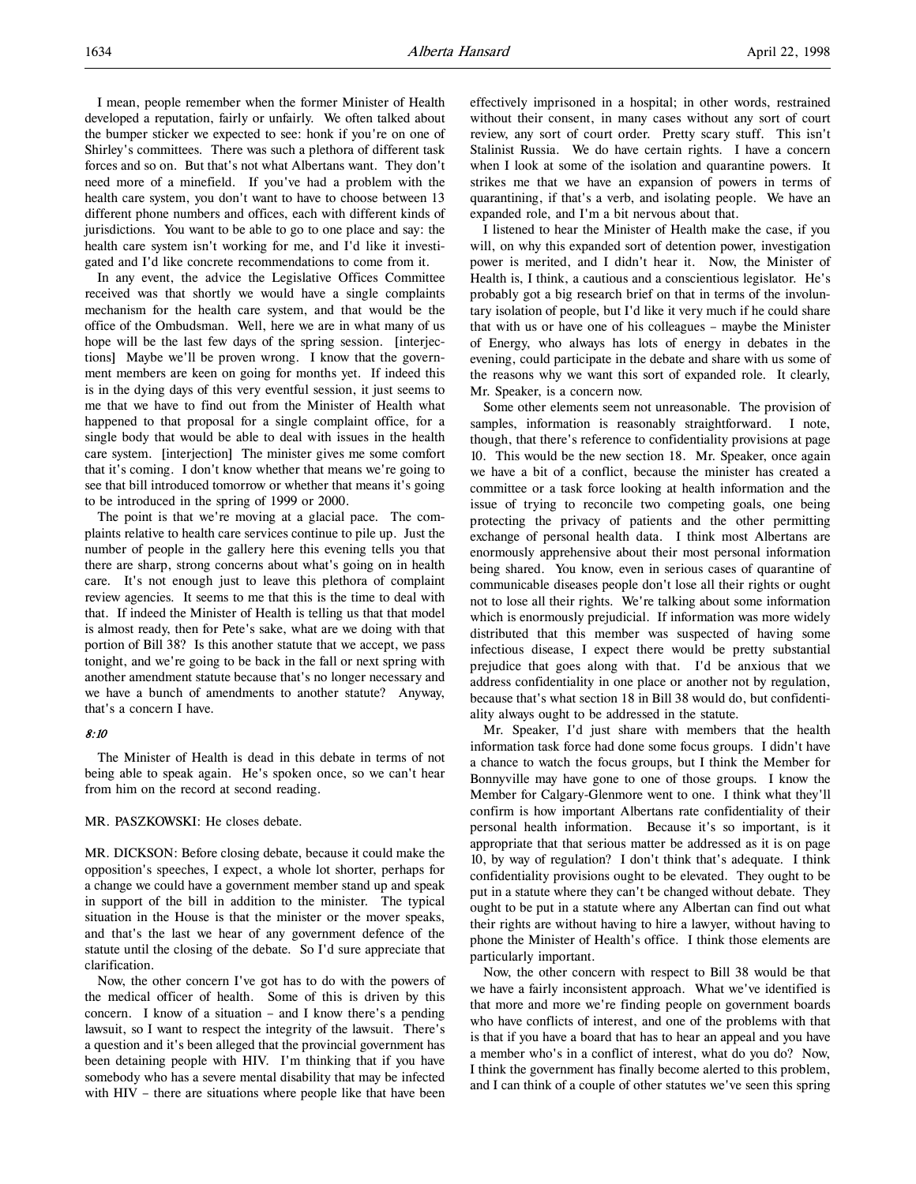I mean, people remember when the former Minister of Health developed a reputation, fairly or unfairly. We often talked about the bumper sticker we expected to see: honk if you're on one of Shirley's committees. There was such a plethora of different task forces and so on. But that's not what Albertans want. They don't need more of a minefield. If you've had a problem with the health care system, you don't want to have to choose between 13 different phone numbers and offices, each with different kinds of jurisdictions. You want to be able to go to one place and say: the health care system isn't working for me, and I'd like it investigated and I'd like concrete recommendations to come from it.

In any event, the advice the Legislative Offices Committee received was that shortly we would have a single complaints mechanism for the health care system, and that would be the office of the Ombudsman. Well, here we are in what many of us hope will be the last few days of the spring session. [interjections] Maybe we'll be proven wrong. I know that the government members are keen on going for months yet. If indeed this is in the dying days of this very eventful session, it just seems to me that we have to find out from the Minister of Health what happened to that proposal for a single complaint office, for a single body that would be able to deal with issues in the health care system. [interjection] The minister gives me some comfort that it's coming. I don't know whether that means we're going to see that bill introduced tomorrow or whether that means it's going to be introduced in the spring of 1999 or 2000.

The point is that we're moving at a glacial pace. The complaints relative to health care services continue to pile up. Just the number of people in the gallery here this evening tells you that there are sharp, strong concerns about what's going on in health care. It's not enough just to leave this plethora of complaint review agencies. It seems to me that this is the time to deal with that. If indeed the Minister of Health is telling us that that model is almost ready, then for Pete's sake, what are we doing with that portion of Bill 38? Is this another statute that we accept, we pass tonight, and we're going to be back in the fall or next spring with another amendment statute because that's no longer necessary and we have a bunch of amendments to another statute? Anyway, that's a concern I have.

*8:10*

The Minister of Health is dead in this debate in terms of not being able to speak again. He's spoken once, so we can't hear from him on the record at second reading.

MR. PASZKOWSKI: He closes debate.

MR. DICKSON: Before closing debate, because it could make the opposition's speeches, I expect, a whole lot shorter, perhaps for a change we could have a government member stand up and speak in support of the bill in addition to the minister. The typical situation in the House is that the minister or the mover speaks, and that's the last we hear of any government defence of the statute until the closing of the debate. So I'd sure appreciate that clarification.

Now, the other concern I've got has to do with the powers of the medical officer of health. Some of this is driven by this concern. I know of a situation – and I know there's a pending lawsuit, so I want to respect the integrity of the lawsuit. There's a question and it's been alleged that the provincial government has been detaining people with HIV. I'm thinking that if you have somebody who has a severe mental disability that may be infected with HIV – there are situations where people like that have been effectively imprisoned in a hospital; in other words, restrained without their consent, in many cases without any sort of court review, any sort of court order. Pretty scary stuff. This isn't Stalinist Russia. We do have certain rights. I have a concern when I look at some of the isolation and quarantine powers. It strikes me that we have an expansion of powers in terms of quarantining, if that's a verb, and isolating people. We have an expanded role, and I'm a bit nervous about that.

I listened to hear the Minister of Health make the case, if you will, on why this expanded sort of detention power, investigation power is merited, and I didn't hear it. Now, the Minister of Health is, I think, a cautious and a conscientious legislator. He's probably got a big research brief on that in terms of the involuntary isolation of people, but I'd like it very much if he could share that with us or have one of his colleagues – maybe the Minister of Energy, who always has lots of energy in debates in the evening, could participate in the debate and share with us some of the reasons why we want this sort of expanded role. It clearly, Mr. Speaker, is a concern now.

Some other elements seem not unreasonable. The provision of samples, information is reasonably straightforward. I note, though, that there's reference to confidentiality provisions at page 10. This would be the new section 18. Mr. Speaker, once again we have a bit of a conflict, because the minister has created a committee or a task force looking at health information and the issue of trying to reconcile two competing goals, one being protecting the privacy of patients and the other permitting exchange of personal health data. I think most Albertans are enormously apprehensive about their most personal information being shared. You know, even in serious cases of quarantine of communicable diseases people don't lose all their rights or ought not to lose all their rights. We're talking about some information which is enormously prejudicial. If information was more widely distributed that this member was suspected of having some infectious disease, I expect there would be pretty substantial prejudice that goes along with that. I'd be anxious that we address confidentiality in one place or another not by regulation, because that's what section 18 in Bill 38 would do, but confidentiality always ought to be addressed in the statute.

Mr. Speaker, I'd just share with members that the health information task force had done some focus groups. I didn't have a chance to watch the focus groups, but I think the Member for Bonnyville may have gone to one of those groups. I know the Member for Calgary-Glenmore went to one. I think what they'll confirm is how important Albertans rate confidentiality of their personal health information. Because it's so important, is it appropriate that that serious matter be addressed as it is on page 10, by way of regulation? I don't think that's adequate. I think confidentiality provisions ought to be elevated. They ought to be put in a statute where they can't be changed without debate. They ought to be put in a statute where any Albertan can find out what their rights are without having to hire a lawyer, without having to phone the Minister of Health's office. I think those elements are particularly important.

Now, the other concern with respect to Bill 38 would be that we have a fairly inconsistent approach. What we've identified is that more and more we're finding people on government boards who have conflicts of interest, and one of the problems with that is that if you have a board that has to hear an appeal and you have a member who's in a conflict of interest, what do you do? Now, I think the government has finally become alerted to this problem, and I can think of a couple of other statutes we've seen this spring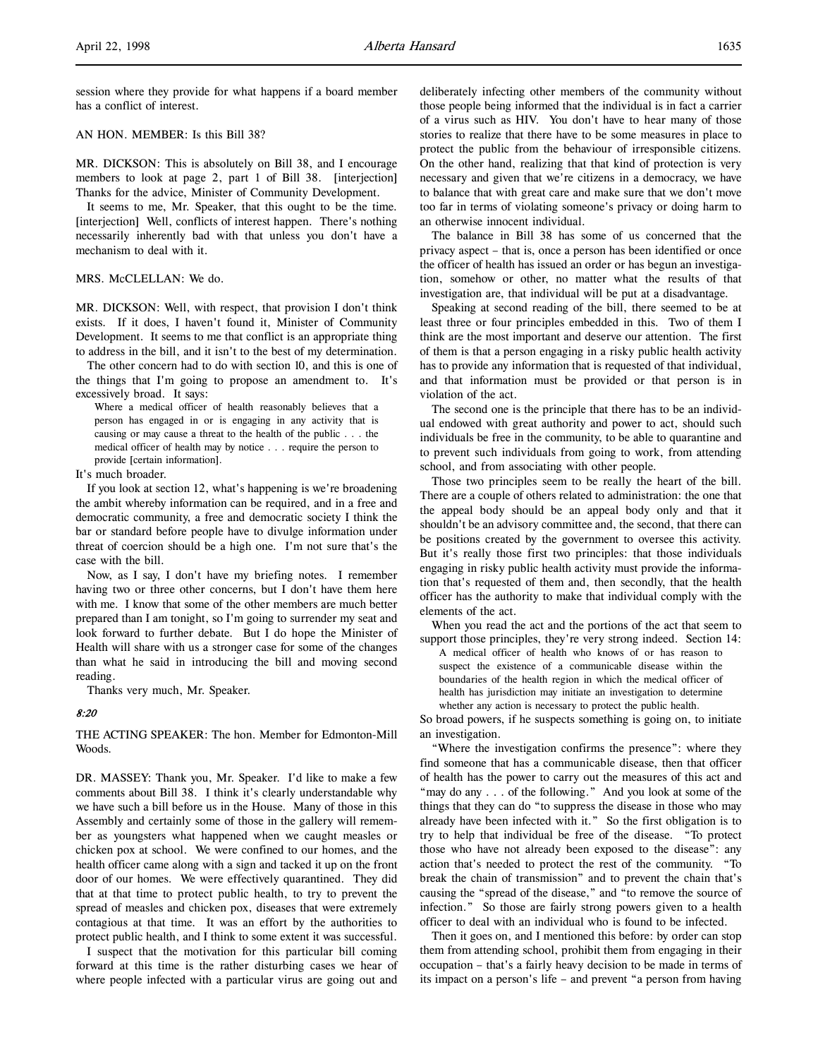session where they provide for what happens if a board member has a conflict of interest.

AN HON. MEMBER: Is this Bill 38?

MR. DICKSON: This is absolutely on Bill 38, and I encourage members to look at page 2, part 1 of Bill 38. [interjection] Thanks for the advice, Minister of Community Development.

It seems to me, Mr. Speaker, that this ought to be the time. [interjection] Well, conflicts of interest happen. There's nothing necessarily inherently bad with that unless you don't have a mechanism to deal with it.

MRS. McCLELLAN: We do.

MR. DICKSON: Well, with respect, that provision I don't think exists. If it does, I haven't found it, Minister of Community Development. It seems to me that conflict is an appropriate thing to address in the bill, and it isn't to the best of my determination.

The other concern had to do with section 10, and this is one of the things that I'm going to propose an amendment to. It's excessively broad. It says:

> Where a medical officer of health reasonably believes that a person has engaged in or is engaging in any activity that is causing or may cause a threat to the health of the public . . . the medical officer of health may by notice . . . require the person to provide [certain information].

It's much broader.

If you look at section 12, what's happening is we're broadening the ambit whereby information can be required, and in a free and democratic community, a free and democratic society I think the bar or standard before people have to divulge information under threat of coercion should be a high one. I'm not sure that's the case with the bill.

Now, as I say, I don't have my briefing notes. I remember having two or three other concerns, but I don't have them here with me. I know that some of the other members are much better prepared than I am tonight, so I'm going to surrender my seat and look forward to further debate. But I do hope the Minister of Health will share with us a stronger case for some of the changes than what he said in introducing the bill and moving second reading.

Thanks very much, Mr. Speaker.

*8:20*

THE ACTING SPEAKER: The hon. Member for Edmonton-Mill Woods.

DR. MASSEY: Thank you, Mr. Speaker. I'd like to make a few comments about Bill 38. I think it's clearly understandable why we have such a bill before us in the House. Many of those in this Assembly and certainly some of those in the gallery will remember as youngsters what happened when we caught measles or chicken pox at school. We were confined to our homes, and the health officer came along with a sign and tacked it up on the front door of our homes. We were effectively quarantined. They did that at that time to protect public health, to try to prevent the spread of measles and chicken pox, diseases that were extremely contagious at that time. It was an effort by the authorities to protect public health, and I think to some extent it was successful.

I suspect that the motivation for this particular bill coming forward at this time is the rather disturbing cases we hear of where people infected with a particular virus are going out and deliberately infecting other members of the community without those people being informed that the individual is in fact a carrier of a virus such as HIV. You don't have to hear many of those stories to realize that there have to be some measures in place to protect the public from the behaviour of irresponsible citizens. On the other hand, realizing that that kind of protection is very necessary and given that we're citizens in a democracy, we have to balance that with great care and make sure that we don't move too far in terms of violating someone's privacy or doing harm to an otherwise innocent individual.

The balance in Bill 38 has some of us concerned that the privacy aspect – that is, once a person has been identified or once the officer of health has issued an order or has begun an investigation, somehow or other, no matter what the results of that investigation are, that individual will be put at a disadvantage.

Speaking at second reading of the bill, there seemed to be at least three or four principles embedded in this. Two of them I think are the most important and deserve our attention. The first of them is that a person engaging in a risky public health activity has to provide any information that is requested of that individual, and that information must be provided or that person is in violation of the act.

The second one is the principle that there has to be an individual endowed with great authority and power to act, should such individuals be free in the community, to be able to quarantine and to prevent such individuals from going to work, from attending school, and from associating with other people.

Those two principles seem to be really the heart of the bill. There are a couple of others related to administration: the one that the appeal body should be an appeal body only and that it shouldn't be an advisory committee and, the second, that there can be positions created by the government to oversee this activity. But it's really those first two principles: that those individuals engaging in risky public health activity must provide the information that's requested of them and, then secondly, that the health officer has the authority to make that individual comply with the elements of the act.

When you read the act and the portions of the act that seem to support those principles, they're very strong indeed. Section 14:

> A medical officer of health who knows of or has reason to suspect the existence of a communicable disease within the boundaries of the health region in which the medical officer of health has jurisdiction may initiate an investigation to determine whether any action is necessary to protect the public health.

So broad powers, if he suspects something is going on, to initiate an investigation.

"Where the investigation confirms the presence": where they find someone that has a communicable disease, then that officer of health has the power to carry out the measures of this act and "may do any . . . of the following." And you look at some of the things that they can do "to suppress the disease in those who may already have been infected with it." So the first obligation is to try to help that individual be free of the disease. "To protect those who have not already been exposed to the disease": any action that's needed to protect the rest of the community. "To break the chain of transmission" and to prevent the chain that's causing the "spread of the disease," and "to remove the source of infection." So those are fairly strong powers given to a health officer to deal with an individual who is found to be infected.

Then it goes on, and I mentioned this before: by order can stop them from attending school, prohibit them from engaging in their occupation – that's a fairly heavy decision to be made in terms of its impact on a person's life – and prevent "a person from having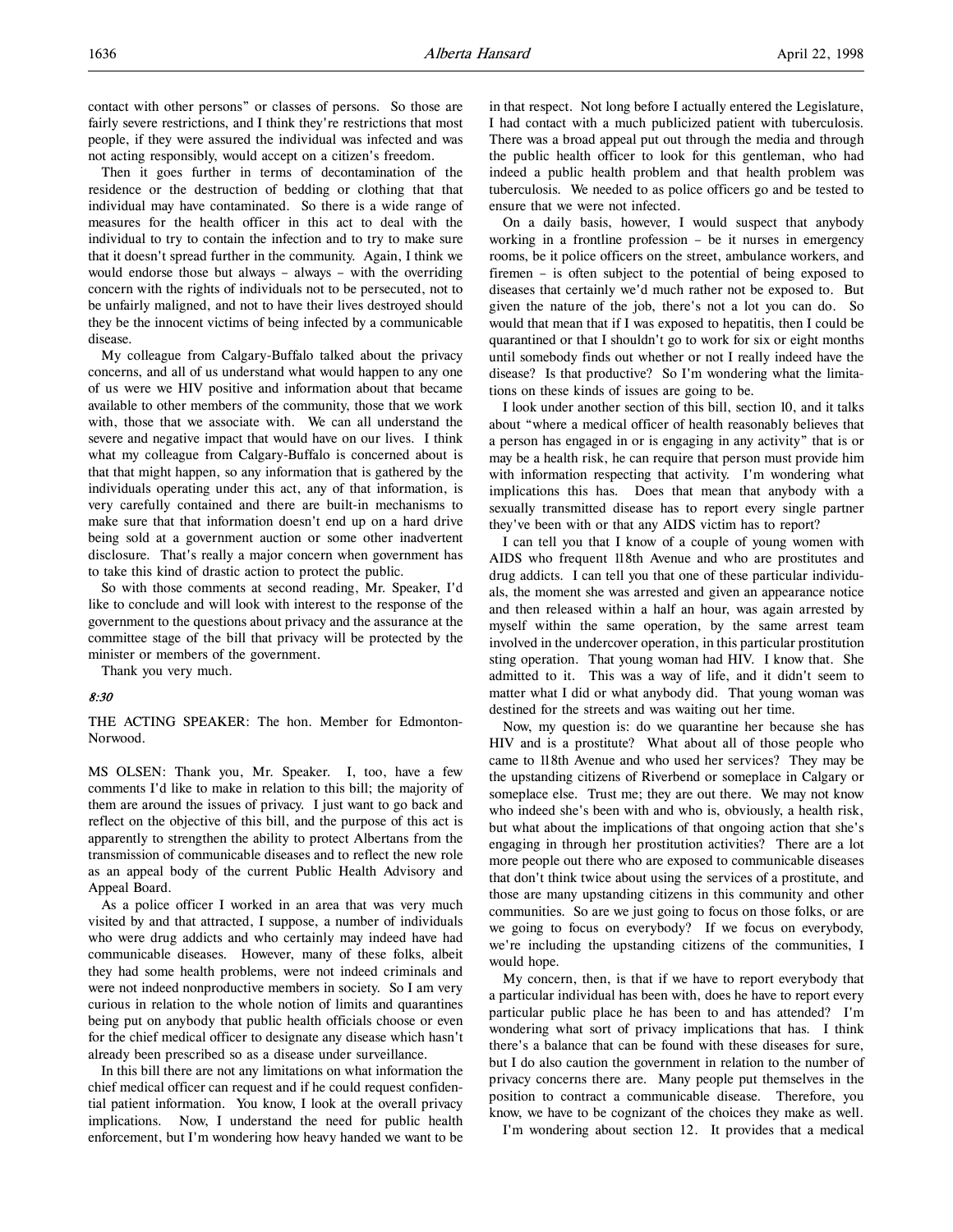contact with other persons" or classes of persons. So those are fairly severe restrictions, and I think they're restrictions that most people, if they were assured the individual was infected and was not acting responsibly, would accept on a citizen's freedom.

Then it goes further in terms of decontamination of the residence or the destruction of bedding or clothing that that individual may have contaminated. So there is a wide range of measures for the health officer in this act to deal with the individual to try to contain the infection and to try to make sure that it doesn't spread further in the community. Again, I think we would endorse those but always – always – with the overriding concern with the rights of individuals not to be persecuted, not to be unfairly maligned, and not to have their lives destroyed should they be the innocent victims of being infected by a communicable disease.

My colleague from Calgary-Buffalo talked about the privacy concerns, and all of us understand what would happen to any one of us were we HIV positive and information about that became available to other members of the community, those that we work with, those that we associate with. We can all understand the severe and negative impact that would have on our lives. I think what my colleague from Calgary-Buffalo is concerned about is that that might happen, so any information that is gathered by the individuals operating under this act, any of that information, is very carefully contained and there are built-in mechanisms to make sure that that information doesn't end up on a hard drive being sold at a government auction or some other inadvertent disclosure. That's really a major concern when government has to take this kind of drastic action to protect the public.

So with those comments at second reading, Mr. Speaker, I'd like to conclude and will look with interest to the response of the government to the questions about privacy and the assurance at the committee stage of the bill that privacy will be protected by the minister or members of the government.

Thank you very much.

*8:30*

THE ACTING SPEAKER: The hon. Member for Edmonton-Norwood.

MS OLSEN: Thank you, Mr. Speaker. I, too, have a few comments I'd like to make in relation to this bill; the majority of them are around the issues of privacy. I just want to go back and reflect on the objective of this bill, and the purpose of this act is apparently to strengthen the ability to protect Albertans from the transmission of communicable diseases and to reflect the new role as an appeal body of the current Public Health Advisory and Appeal Board.

As a police officer I worked in an area that was very much visited by and that attracted, I suppose, a number of individuals who were drug addicts and who certainly may indeed have had communicable diseases. However, many of these folks, albeit they had some health problems, were not indeed criminals and were not indeed nonproductive members in society. So I am very curious in relation to the whole notion of limits and quarantines being put on anybody that public health officials choose or even for the chief medical officer to designate any disease which hasn't already been prescribed so as a disease under surveillance.

In this bill there are not any limitations on what information the chief medical officer can request and if he could request confidential patient information. You know, I look at the overall privacy implications. Now, I understand the need for public health enforcement, but I'm wondering how heavy handed we want to be in that respect. Not long before I actually entered the Legislature, I had contact with a much publicized patient with tuberculosis. There was a broad appeal put out through the media and through the public health officer to look for this gentleman, who had indeed a public health problem and that health problem was tuberculosis. We needed to as police officers go and be tested to ensure that we were not infected.

On a daily basis, however, I would suspect that anybody working in a frontline profession – be it nurses in emergency rooms, be it police officers on the street, ambulance workers, and firemen – is often subject to the potential of being exposed to diseases that certainly we'd much rather not be exposed to. But given the nature of the job, there's not a lot you can do. So would that mean that if I was exposed to hepatitis, then I could be quarantined or that I shouldn't go to work for six or eight months until somebody finds out whether or not I really indeed have the disease? Is that productive? So I'm wondering what the limitations on these kinds of issues are going to be.

I look under another section of this bill, section 10, and it talks about "where a medical officer of health reasonably believes that a person has engaged in or is engaging in any activity" that is or may be a health risk, he can require that person must provide him with information respecting that activity. I'm wondering what implications this has. Does that mean that anybody with a sexually transmitted disease has to report every single partner they've been with or that any AIDS victim has to report?

I can tell you that I know of a couple of young women with AIDS who frequent 118th Avenue and who are prostitutes and drug addicts. I can tell you that one of these particular individuals, the moment she was arrested and given an appearance notice and then released within a half an hour, was again arrested by myself within the same operation, by the same arrest team involved in the undercover operation, in this particular prostitution sting operation. That young woman had HIV. I know that. She admitted to it. This was a way of life, and it didn't seem to matter what I did or what anybody did. That young woman was destined for the streets and was waiting out her time.

Now, my question is: do we quarantine her because she has HIV and is a prostitute? What about all of those people who came to 118th Avenue and who used her services? They may be the upstanding citizens of Riverbend or someplace in Calgary or someplace else. Trust me; they are out there. We may not know who indeed she's been with and who is, obviously, a health risk, but what about the implications of that ongoing action that she's engaging in through her prostitution activities? There are a lot more people out there who are exposed to communicable diseases that don't think twice about using the services of a prostitute, and those are many upstanding citizens in this community and other communities. So are we just going to focus on those folks, or are we going to focus on everybody? If we focus on everybody, we're including the upstanding citizens of the communities, I would hope.

My concern, then, is that if we have to report everybody that a particular individual has been with, does he have to report every particular public place he has been to and has attended? I'm wondering what sort of privacy implications that has. I think there's a balance that can be found with these diseases for sure, but I do also caution the government in relation to the number of privacy concerns there are. Many people put themselves in the position to contract a communicable disease. Therefore, you know, we have to be cognizant of the choices they make as well.

I'm wondering about section 12. It provides that a medical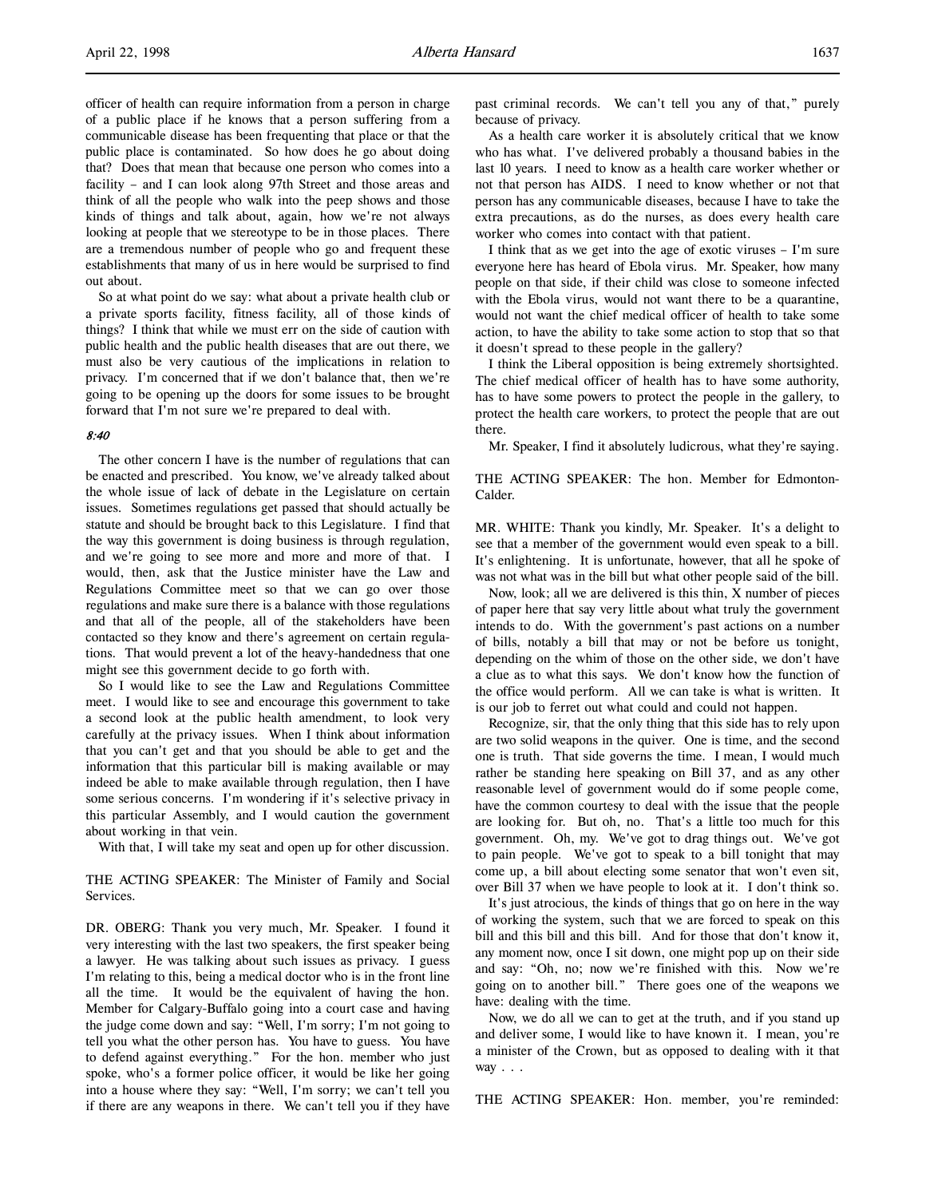officer of health can require information from a person in charge of a public place if he knows that a person suffering from a communicable disease has been frequenting that place or that the public place is contaminated. So how does he go about doing that? Does that mean that because one person who comes into a facility – and I can look along 97th Street and those areas and think of all the people who walk into the peep shows and those kinds of things and talk about, again, how we're not always looking at people that we stereotype to be in those places. There are a tremendous number of people who go and frequent these establishments that many of us in here would be surprised to find out about.

So at what point do we say: what about a private health club or a private sports facility, fitness facility, all of those kinds of things? I think that while we must err on the side of caution with public health and the public health diseases that are out there, we must also be very cautious of the implications in relation to privacy. I'm concerned that if we don't balance that, then we're going to be opening up the doors for some issues to be brought forward that I'm not sure we're prepared to deal with.

*8:40*

The other concern I have is the number of regulations that can be enacted and prescribed. You know, we've already talked about the whole issue of lack of debate in the Legislature on certain issues. Sometimes regulations get passed that should actually be statute and should be brought back to this Legislature. I find that the way this government is doing business is through regulation, and we're going to see more and more and more of that. I would, then, ask that the Justice minister have the Law and Regulations Committee meet so that we can go over those regulations and make sure there is a balance with those regulations and that all of the people, all of the stakeholders have been contacted so they know and there's agreement on certain regulations. That would prevent a lot of the heavy-handedness that one might see this government decide to go forth with.

So I would like to see the Law and Regulations Committee meet. I would like to see and encourage this government to take a second look at the public health amendment, to look very carefully at the privacy issues. When I think about information that you can't get and that you should be able to get and the information that this particular bill is making available or may indeed be able to make available through regulation, then I have some serious concerns. I'm wondering if it's selective privacy in this particular Assembly, and I would caution the government about working in that vein.

With that, I will take my seat and open up for other discussion.

THE ACTING SPEAKER: The Minister of Family and Social Services.

DR. OBERG: Thank you very much, Mr. Speaker. I found it very interesting with the last two speakers, the first speaker being a lawyer. He was talking about such issues as privacy. I guess I'm relating to this, being a medical doctor who is in the front line all the time. It would be the equivalent of having the hon. Member for Calgary-Buffalo going into a court case and having the judge come down and say: "Well, I'm sorry; I'm not going to tell you what the other person has. You have to guess. You have to defend against everything." For the hon. member who just spoke, who's a former police officer, it would be like her going into a house where they say: "Well, I'm sorry; we can't tell you if there are any weapons in there. We can't tell you if they have past criminal records. We can't tell you any of that," purely because of privacy.

As a health care worker it is absolutely critical that we know who has what. I've delivered probably a thousand babies in the last 10 years. I need to know as a health care worker whether or not that person has AIDS. I need to know whether or not that person has any communicable diseases, because I have to take the extra precautions, as do the nurses, as does every health care worker who comes into contact with that patient.

I think that as we get into the age of exotic viruses – I'm sure everyone here has heard of Ebola virus. Mr. Speaker, how many people on that side, if their child was close to someone infected with the Ebola virus, would not want there to be a quarantine, would not want the chief medical officer of health to take some action, to have the ability to take some action to stop that so that it doesn't spread to these people in the gallery?

I think the Liberal opposition is being extremely shortsighted. The chief medical officer of health has to have some authority, has to have some powers to protect the people in the gallery, to protect the health care workers, to protect the people that are out there.

Mr. Speaker, I find it absolutely ludicrous, what they're saying.

THE ACTING SPEAKER: The hon. Member for Edmonton-Calder.

MR. WHITE: Thank you kindly, Mr. Speaker. It's a delight to see that a member of the government would even speak to a bill. It's enlightening. It is unfortunate, however, that all he spoke of was not what was in the bill but what other people said of the bill.

Now, look; all we are delivered is this thin, X number of pieces of paper here that say very little about what truly the government intends to do. With the government's past actions on a number of bills, notably a bill that may or not be before us tonight, depending on the whim of those on the other side, we don't have a clue as to what this says. We don't know how the function of the office would perform. All we can take is what is written. It is our job to ferret out what could and could not happen.

Recognize, sir, that the only thing that this side has to rely upon are two solid weapons in the quiver. One is time, and the second one is truth. That side governs the time. I mean, I would much rather be standing here speaking on Bill 37, and as any other reasonable level of government would do if some people come, have the common courtesy to deal with the issue that the people are looking for. But oh, no. That's a little too much for this government. Oh, my. We've got to drag things out. We've got to pain people. We've got to speak to a bill tonight that may come up, a bill about electing some senator that won't even sit, over Bill 37 when we have people to look at it. I don't think so.

It's just atrocious, the kinds of things that go on here in the way of working the system, such that we are forced to speak on this bill and this bill and this bill. And for those that don't know it, any moment now, once I sit down, one might pop up on their side and say: "Oh, no; now we're finished with this. Now we're going on to another bill." There goes one of the weapons we have: dealing with the time.

Now, we do all we can to get at the truth, and if you stand up and deliver some, I would like to have known it. I mean, you're a minister of the Crown, but as opposed to dealing with it that way . . .

THE ACTING SPEAKER: Hon. member, you're reminded: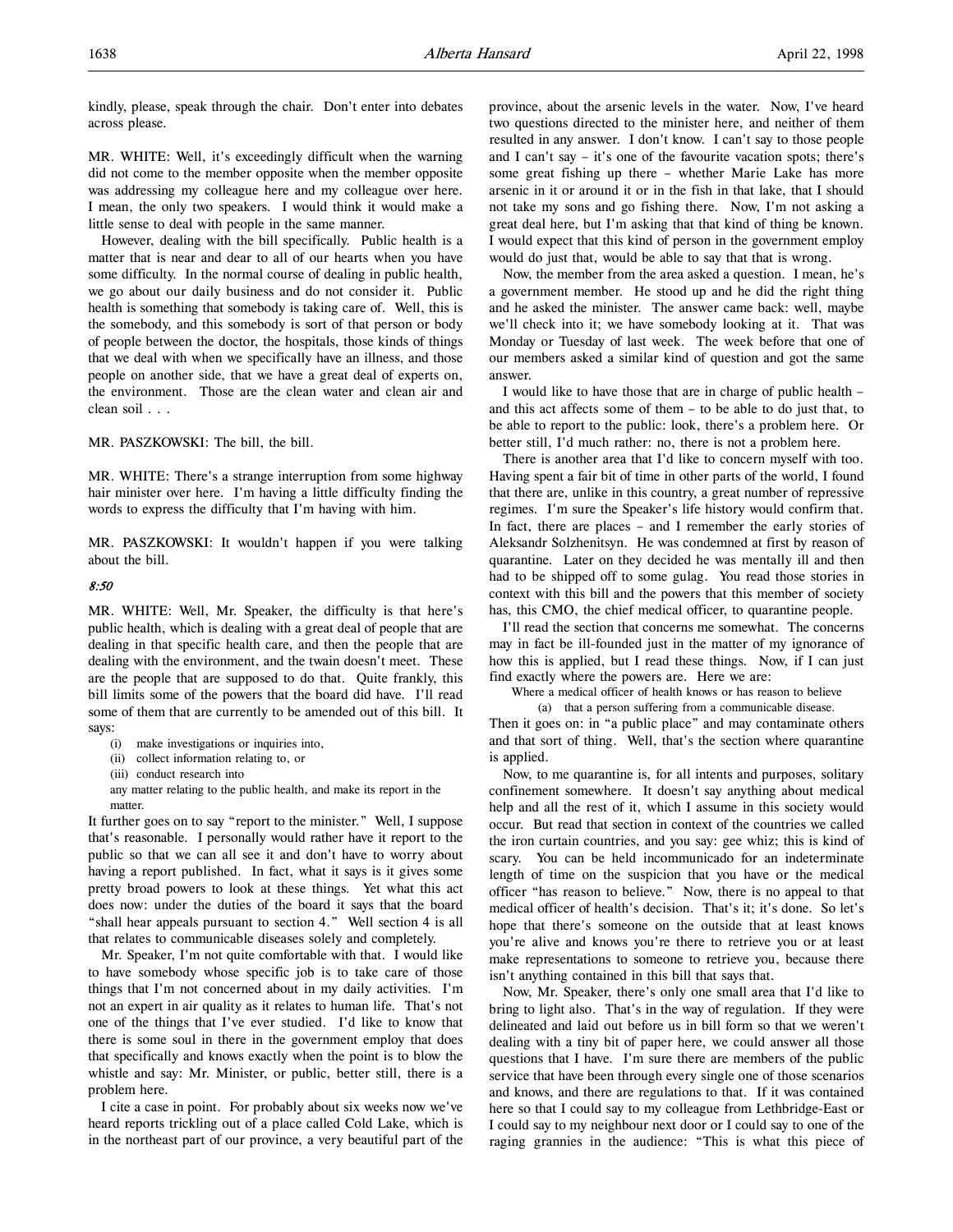kindly, please, speak through the chair. Don't enter into debates across please.

MR. WHITE: Well, it's exceedingly difficult when the warning did not come to the member opposite when the member opposite was addressing my colleague here and my colleague over here. I mean, the only two speakers. I would think it would make a little sense to deal with people in the same manner.

However, dealing with the bill specifically. Public health is a matter that is near and dear to all of our hearts when you have some difficulty. In the normal course of dealing in public health, we go about our daily business and do not consider it. Public health is something that somebody is taking care of. Well, this is the somebody, and this somebody is sort of that person or body of people between the doctor, the hospitals, those kinds of things that we deal with when we specifically have an illness, and those people on another side, that we have a great deal of experts on, the environment. Those are the clean water and clean air and clean soil . . .

MR. PASZKOWSKI: The bill, the bill.

MR. WHITE: There's a strange interruption from some highway hair minister over here. I'm having a little difficulty finding the words to express the difficulty that I'm having with him.

MR. PASZKOWSKI: It wouldn't happen if you were talking about the bill.

*8:50*

MR. WHITE: Well, Mr. Speaker, the difficulty is that here's public health, which is dealing with a great deal of people that are dealing in that specific health care, and then the people that are dealing with the environment, and the twain doesn't meet. These are the people that are supposed to do that. Quite frankly, this bill limits some of the powers that the board did have. I'll read some of them that are currently to be amended out of this bill. It says:

> (i) make investigations or inquiries into,
> (ii) collect information relating to, or
> (iii) conduct research into
> any matter relating to the public health, and make its report in the matter.

It further goes on to say "report to the minister." Well, I suppose that's reasonable. I personally would rather have it report to the public so that we can all see it and don't have to worry about having a report published. In fact, what it says is it gives some pretty broad powers to look at these things. Yet what this act does now: under the duties of the board it says that the board "shall hear appeals pursuant to section 4." Well section 4 is all that relates to communicable diseases solely and completely.

Mr. Speaker, I'm not quite comfortable with that. I would like to have somebody whose specific job is to take care of those things that I'm not concerned about in my daily activities. I'm not an expert in air quality as it relates to human life. That's not one of the things that I've ever studied. I'd like to know that there is some soul in there in the government employ that does that specifically and knows exactly when the point is to blow the whistle and say: Mr. Minister, or public, better still, there is a problem here.

I cite a case in point. For probably about six weeks now we've heard reports trickling out of a place called Cold Lake, which is in the northeast part of our province, a very beautiful part of the province, about the arsenic levels in the water. Now, I've heard two questions directed to the minister here, and neither of them resulted in any answer. I don't know. I can't say to those people and I can't say – it's one of the favourite vacation spots; there's some great fishing up there – whether Marie Lake has more arsenic in it or around it or in the fish in that lake, that I should not take my sons and go fishing there. Now, I'm not asking a great deal here, but I'm asking that that kind of thing be known. I would expect that this kind of person in the government employ would do just that, would be able to say that that is wrong.

Now, the member from the area asked a question. I mean, he's a government member. He stood up and he did the right thing and he asked the minister. The answer came back: well, maybe we'll check into it; we have somebody looking at it. That was Monday or Tuesday of last week. The week before that one of our members asked a similar kind of question and got the same answer.

I would like to have those that are in charge of public health – and this act affects some of them – to be able to do just that, to be able to report to the public: look, there's a problem here. Or better still, I'd much rather: no, there is not a problem here.

There is another area that I'd like to concern myself with too. Having spent a fair bit of time in other parts of the world, I found that there are, unlike in this country, a great number of repressive regimes. I'm sure the Speaker's life history would confirm that. In fact, there are places – and I remember the early stories of Aleksandr Solzhenitsyn. He was condemned at first by reason of quarantine. Later on they decided he was mentally ill and then had to be shipped off to some gulag. You read those stories in context with this bill and the powers that this member of society has, this CMO, the chief medical officer, to quarantine people.

I'll read the section that concerns me somewhat. The concerns may in fact be ill-founded just in the matter of my ignorance of how this is applied, but I read these things. Now, if I can just find exactly where the powers are. Here we are:

> Where a medical officer of health knows or has reason to believe
> (a) that a person suffering from a communicable disease.

Then it goes on: in "a public place" and may contaminate others and that sort of thing. Well, that's the section where quarantine is applied.

Now, to me quarantine is, for all intents and purposes, solitary confinement somewhere. It doesn't say anything about medical help and all the rest of it, which I assume in this society would occur. But read that section in context of the countries we called the iron curtain countries, and you say: gee whiz; this is kind of scary. You can be held incommunicado for an indeterminate length of time on the suspicion that you have or the medical officer "has reason to believe." Now, there is no appeal to that medical officer of health's decision. That's it; it's done. So let's hope that there's someone on the outside that at least knows you're alive and knows you're there to retrieve you or at least make representations to someone to retrieve you, because there isn't anything contained in this bill that says that.

Now, Mr. Speaker, there's only one small area that I'd like to bring to light also. That's in the way of regulation. If they were delineated and laid out before us in bill form so that we weren't dealing with a tiny bit of paper here, we could answer all those questions that I have. I'm sure there are members of the public service that have been through every single one of those scenarios and knows, and there are regulations to that. If it was contained here so that I could say to my colleague from Lethbridge-East or I could say to my neighbour next door or I could say to one of the raging grannies in the audience: "This is what this piece of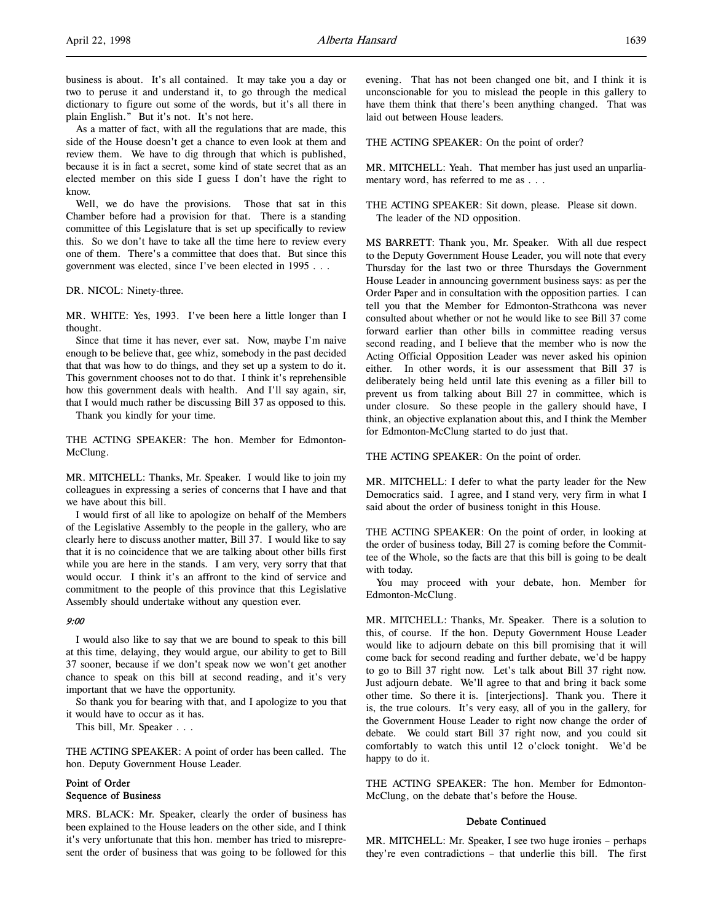business is about. It's all contained. It may take you a day or two to peruse it and understand it, to go through the medical dictionary to figure out some of the words, but it's all there in plain English." But it's not. It's not here.

As a matter of fact, with all the regulations that are made, this side of the House doesn't get a chance to even look at them and review them. We have to dig through that which is published, because it is in fact a secret, some kind of state secret that as an elected member on this side I guess I don't have the right to know.

Well, we do have the provisions. Those that sat in this Chamber before had a provision for that. There is a standing committee of this Legislature that is set up specifically to review this. So we don't have to take all the time here to review every one of them. There's a committee that does that. But since this government was elected, since I've been elected in 1995 . . .

DR. NICOL: Ninety-three.

MR. WHITE: Yes, 1993. I've been here a little longer than I thought.

Since that time it has never, ever sat. Now, maybe I'm naive enough to be believe that, gee whiz, somebody in the past decided that that was how to do things, and they set up a system to do it. This government chooses not to do that. I think it's reprehensible how this government deals with health. And I'll say again, sir, that I would much rather be discussing Bill 37 as opposed to this.

Thank you kindly for your time.

THE ACTING SPEAKER: The hon. Member for Edmonton-McClung.

MR. MITCHELL: Thanks, Mr. Speaker. I would like to join my colleagues in expressing a series of concerns that I have and that we have about this bill.

I would first of all like to apologize on behalf of the Members of the Legislative Assembly to the people in the gallery, who are clearly here to discuss another matter, Bill 37. I would like to say that it is no coincidence that we are talking about other bills first while you are here in the stands. I am very, very sorry that that would occur. I think it's an affront to the kind of service and commitment to the people of this province that this Legislative Assembly should undertake without any question ever.

*9:00*

I would also like to say that we are bound to speak to this bill at this time, delaying, they would argue, our ability to get to Bill 37 sooner, because if we don't speak now we won't get another chance to speak on this bill at second reading, and it's very important that we have the opportunity.

So thank you for bearing with that, and I apologize to you that it would have to occur as it has.

This bill, Mr. Speaker . . .

THE ACTING SPEAKER: A point of order has been called. The hon. Deputy Government House Leader.

**Point of Order**
**Sequence of Business**

MRS. BLACK: Mr. Speaker, clearly the order of business has been explained to the House leaders on the other side, and I think it's very unfortunate that this hon. member has tried to misrepresent the order of business that was going to be followed for this evening. That has not been changed one bit, and I think it is unconscionable for you to mislead the people in this gallery to have them think that there's been anything changed. That was laid out between House leaders.

THE ACTING SPEAKER: On the point of order?

MR. MITCHELL: Yeah. That member has just used an unparliamentary word, has referred to me as . . .

THE ACTING SPEAKER: Sit down, please. Please sit down.

The leader of the ND opposition.

MS BARRETT: Thank you, Mr. Speaker. With all due respect to the Deputy Government House Leader, you will note that every Thursday for the last two or three Thursdays the Government House Leader in announcing government business says: as per the Order Paper and in consultation with the opposition parties. I can tell you that the Member for Edmonton-Strathcona was never consulted about whether or not he would like to see Bill 37 come forward earlier than other bills in committee reading versus second reading, and I believe that the member who is now the Acting Official Opposition Leader was never asked his opinion either. In other words, it is our assessment that Bill 37 is deliberately being held until late this evening as a filler bill to prevent us from talking about Bill 27 in committee, which is under closure. So these people in the gallery should have, I think, an objective explanation about this, and I think the Member for Edmonton-McClung started to do just that.

THE ACTING SPEAKER: On the point of order.

MR. MITCHELL: I defer to what the party leader for the New Democratics said. I agree, and I stand very, very firm in what I said about the order of business tonight in this House.

THE ACTING SPEAKER: On the point of order, in looking at the order of business today, Bill 27 is coming before the Committee of the Whole, so the facts are that this bill is going to be dealt with today.

You may proceed with your debate, hon. Member for Edmonton-McClung.

MR. MITCHELL: Thanks, Mr. Speaker. There is a solution to this, of course. If the hon. Deputy Government House Leader would like to adjourn debate on this bill promising that it will come back for second reading and further debate, we'd be happy to go to Bill 37 right now. Let's talk about Bill 37 right now. Just adjourn debate. We'll agree to that and bring it back some other time. So there it is. [interjections]. Thank you. There it is, the true colours. It's very easy, all of you in the gallery, for the Government House Leader to right now change the order of debate. We could start Bill 37 right now, and you could sit comfortably to watch this until 12 o'clock tonight. We'd be happy to do it.

THE ACTING SPEAKER: The hon. Member for Edmonton-McClung, on the debate that's before the House.

**Debate Continued**

MR. MITCHELL: Mr. Speaker, I see two huge ironies – perhaps they're even contradictions – that underlie this bill. The first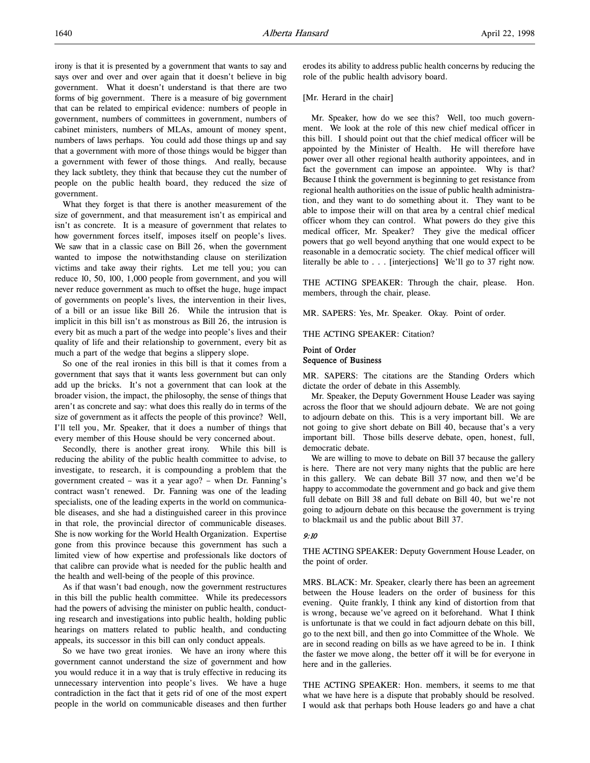irony is that it is presented by a government that wants to say and says over and over and over again that it doesn't believe in big government. What it doesn't understand is that there are two forms of big government. There is a measure of big government that can be related to empirical evidence: numbers of people in government, numbers of committees in government, numbers of cabinet ministers, numbers of MLAs, amount of money spent, numbers of laws perhaps. You could add those things up and say that a government with more of those things would be bigger than a government with fewer of those things. And really, because they lack subtlety, they think that because they cut the number of people on the public health board, they reduced the size of government.

What they forget is that there is another measurement of the size of government, and that measurement isn't as empirical and isn't as concrete. It is a measure of government that relates to how government forces itself, imposes itself on people's lives. We saw that in a classic case on Bill 26, when the government wanted to impose the notwithstanding clause on sterilization victims and take away their rights. Let me tell you; you can reduce 10, 50, 100, 1,000 people from government, and you will never reduce government as much to offset the huge, huge impact of governments on people's lives, the intervention in their lives, of a bill or an issue like Bill 26. While the intrusion that is implicit in this bill isn't as monstrous as Bill 26, the intrusion is every bit as much a part of the wedge into people's lives and their quality of life and their relationship to government, every bit as much a part of the wedge that begins a slippery slope.

So one of the real ironies in this bill is that it comes from a government that says that it wants less government but can only add up the bricks. It's not a government that can look at the broader vision, the impact, the philosophy, the sense of things that aren't as concrete and say: what does this really do in terms of the size of government as it affects the people of this province? Well, I'll tell you, Mr. Speaker, that it does a number of things that every member of this House should be very concerned about.

Secondly, there is another great irony. While this bill is reducing the ability of the public health committee to advise, to investigate, to research, it is compounding a problem that the government created – was it a year ago? – when Dr. Fanning's contract wasn't renewed. Dr. Fanning was one of the leading specialists, one of the leading experts in the world on communicable diseases, and she had a distinguished career in this province in that role, the provincial director of communicable diseases. She is now working for the World Health Organization. Expertise gone from this province because this government has such a limited view of how expertise and professionals like doctors of that calibre can provide what is needed for the public health and the health and well-being of the people of this province.

As if that wasn't bad enough, now the government restructures in this bill the public health committee. While its predecessors had the powers of advising the minister on public health, conducting research and investigations into public health, holding public hearings on matters related to public health, and conducting appeals, its successor in this bill can only conduct appeals.

So we have two great ironies. We have an irony where this government cannot understand the size of government and how you would reduce it in a way that is truly effective in reducing its unnecessary intervention into people's lives. We have a huge contradiction in the fact that it gets rid of one of the most expert people in the world on communicable diseases and then further erodes its ability to address public health concerns by reducing the role of the public health advisory board.

[Mr. Herard in the chair]

Mr. Speaker, how do we see this? Well, too much government. We look at the role of this new chief medical officer in this bill. I should point out that the chief medical officer will be appointed by the Minister of Health. He will therefore have power over all other regional health authority appointees, and in fact the government can impose an appointee. Why is that? Because I think the government is beginning to get resistance from regional health authorities on the issue of public health administration, and they want to do something about it. They want to be able to impose their will on that area by a central chief medical officer whom they can control. What powers do they give this medical officer, Mr. Speaker? They give the medical officer powers that go well beyond anything that one would expect to be reasonable in a democratic society. The chief medical officer will literally be able to . . . [interjections] We'll go to 37 right now.

THE ACTING SPEAKER: Through the chair, please. Hon. members, through the chair, please.

MR. SAPERS: Yes, Mr. Speaker. Okay. Point of order.

THE ACTING SPEAKER: Citation?

### Point of Order
### Sequence of Business

MR. SAPERS: The citations are the Standing Orders which dictate the order of debate in this Assembly.

Mr. Speaker, the Deputy Government House Leader was saying across the floor that we should adjourn debate. We are not going to adjourn debate on this. This is a very important bill. We are not going to give short debate on Bill 40, because that's a very important bill. Those bills deserve debate, open, honest, full, democratic debate.

We are willing to move to debate on Bill 37 because the gallery is here. There are not very many nights that the public are here in this gallery. We can debate Bill 37 now, and then we'd be happy to accommodate the government and go back and give them full debate on Bill 38 and full debate on Bill 40, but we're not going to adjourn debate on this because the government is trying to blackmail us and the public about Bill 37.

*9:10*

THE ACTING SPEAKER: Deputy Government House Leader, on the point of order.

MRS. BLACK: Mr. Speaker, clearly there has been an agreement between the House leaders on the order of business for this evening. Quite frankly, I think any kind of distortion from that is wrong, because we've agreed on it beforehand. What I think is unfortunate is that we could in fact adjourn debate on this bill, go to the next bill, and then go into Committee of the Whole. We are in second reading on bills as we have agreed to be in. I think the faster we move along, the better off it will be for everyone in here and in the galleries.

THE ACTING SPEAKER: Hon. members, it seems to me that what we have here is a dispute that probably should be resolved. I would ask that perhaps both House leaders go and have a chat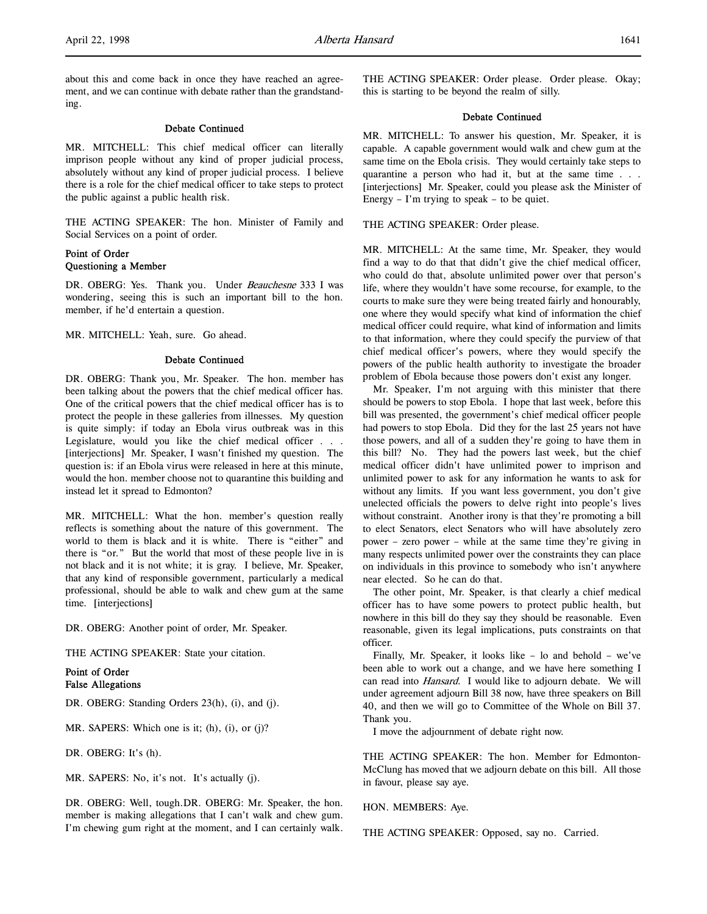about this and come back in once they have reached an agreement, and we can continue with debate rather than the grandstanding.

### Debate Continued

MR. MITCHELL: This chief medical officer can literally imprison people without any kind of proper judicial process, absolutely without any kind of proper judicial process. I believe there is a role for the chief medical officer to take steps to protect the public against a public health risk.

THE ACTING SPEAKER: The hon. Minister of Family and Social Services on a point of order.

### Point of Order
### Questioning a Member

DR. OBERG: Yes. Thank you. Under *Beauchesne* 333 I was wondering, seeing this is such an important bill to the hon. member, if he'd entertain a question.

MR. MITCHELL: Yeah, sure. Go ahead.

### Debate Continued

DR. OBERG: Thank you, Mr. Speaker. The hon. member has been talking about the powers that the chief medical officer has. One of the critical powers that the chief medical officer has is to protect the people in these galleries from illnesses. My question is quite simply: if today an Ebola virus outbreak was in this Legislature, would you like the chief medical officer . . . [interjections] Mr. Speaker, I wasn't finished my question. The question is: if an Ebola virus were released in here at this minute, would the hon. member choose not to quarantine this building and instead let it spread to Edmonton?

MR. MITCHELL: What the hon. member's question really reflects is something about the nature of this government. The world to them is black and it is white. There is "either" and there is "or." But the world that most of these people live in is not black and it is not white; it is gray. I believe, Mr. Speaker, that any kind of responsible government, particularly a medical professional, should be able to walk and chew gum at the same time. [interjections]

DR. OBERG: Another point of order, Mr. Speaker.

THE ACTING SPEAKER: State your citation.

### Point of Order
### False Allegations

DR. OBERG: Standing Orders 23(h), (i), and (j).

MR. SAPERS: Which one is it; (h), (i), or (j)?

DR. OBERG: It's (h).

MR. SAPERS: No, it's not. It's actually (j).

DR. OBERG: Well, tough.DR. OBERG: Mr. Speaker, the hon. member is making allegations that I can't walk and chew gum. I'm chewing gum right at the moment, and I can certainly walk.

THE ACTING SPEAKER: Order please. Order please. Okay; this is starting to be beyond the realm of silly.

### Debate Continued

MR. MITCHELL: To answer his question, Mr. Speaker, it is capable. A capable government would walk and chew gum at the same time on the Ebola crisis. They would certainly take steps to quarantine a person who had it, but at the same time . . . [interjections] Mr. Speaker, could you please ask the Minister of Energy – I'm trying to speak – to be quiet.

THE ACTING SPEAKER: Order please.

MR. MITCHELL: At the same time, Mr. Speaker, they would find a way to do that that didn't give the chief medical officer, who could do that, absolute unlimited power over that person's life, where they wouldn't have some recourse, for example, to the courts to make sure they were being treated fairly and honourably, one where they would specify what kind of information the chief medical officer could require, what kind of information and limits to that information, where they could specify the purview of that chief medical officer's powers, where they would specify the powers of the public health authority to investigate the broader problem of Ebola because those powers don't exist any longer.

Mr. Speaker, I'm not arguing with this minister that there should be powers to stop Ebola. I hope that last week, before this bill was presented, the government's chief medical officer people had powers to stop Ebola. Did they for the last 25 years not have those powers, and all of a sudden they're going to have them in this bill? No. They had the powers last week, but the chief medical officer didn't have unlimited power to imprison and unlimited power to ask for any information he wants to ask for without any limits. If you want less government, you don't give unelected officials the powers to delve right into people's lives without constraint. Another irony is that they're promoting a bill to elect Senators, elect Senators who will have absolutely zero power – zero power – while at the same time they're giving in many respects unlimited power over the constraints they can place on individuals in this province to somebody who isn't anywhere near elected. So he can do that.

The other point, Mr. Speaker, is that clearly a chief medical officer has to have some powers to protect public health, but nowhere in this bill do they say they should be reasonable. Even reasonable, given its legal implications, puts constraints on that officer.

Finally, Mr. Speaker, it looks like – lo and behold – we've been able to work out a change, and we have here something I can read into *Hansard*. I would like to adjourn debate. We will under agreement adjourn Bill 38 now, have three speakers on Bill 40, and then we will go to Committee of the Whole on Bill 37. Thank you.

I move the adjournment of debate right now.

THE ACTING SPEAKER: The hon. Member for Edmonton-McClung has moved that we adjourn debate on this bill. All those in favour, please say aye.

HON. MEMBERS: Aye.

THE ACTING SPEAKER: Opposed, say no. Carried.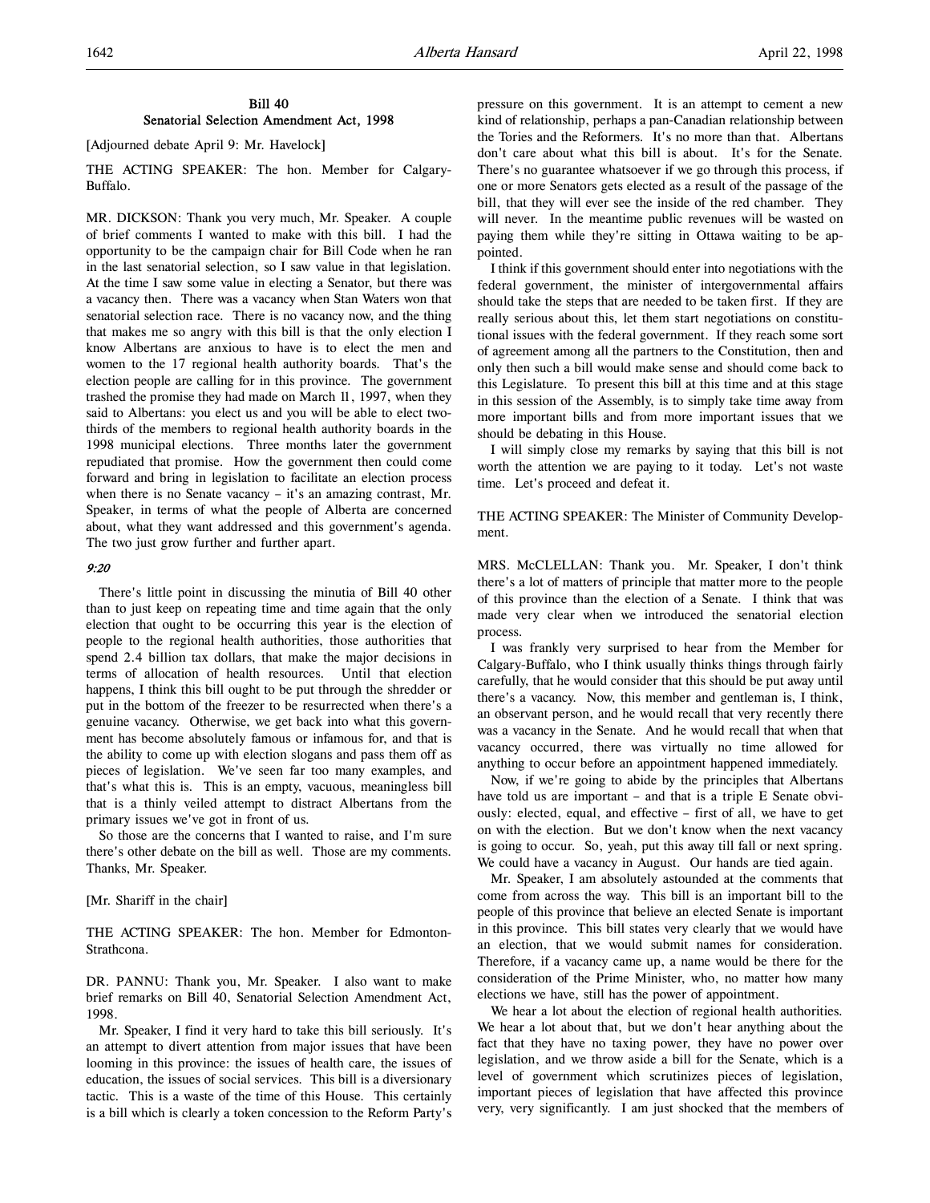## Bill 40
## Senatorial Selection Amendment Act, 1998

[Adjourned debate April 9: Mr. Havelock]

THE ACTING SPEAKER: The hon. Member for Calgary-Buffalo.

MR. DICKSON: Thank you very much, Mr. Speaker. A couple of brief comments I wanted to make with this bill. I had the opportunity to be the campaign chair for Bill Code when he ran in the last senatorial selection, so I saw value in that legislation. At the time I saw some value in electing a Senator, but there was a vacancy then. There was a vacancy when Stan Waters won that senatorial selection race. There is no vacancy now, and the thing that makes me so angry with this bill is that the only election I know Albertans are anxious to have is to elect the men and women to the 17 regional health authority boards. That's the election people are calling for in this province. The government trashed the promise they had made on March 11, 1997, when they said to Albertans: you elect us and you will be able to elect two-thirds of the members to regional health authority boards in the 1998 municipal elections. Three months later the government repudiated that promise. How the government then could come forward and bring in legislation to facilitate an election process when there is no Senate vacancy – it's an amazing contrast, Mr. Speaker, in terms of what the people of Alberta are concerned about, what they want addressed and this government's agenda. The two just grow further and further apart.

*9:20*

There's little point in discussing the minutia of Bill 40 other than to just keep on repeating time and time again that the only election that ought to be occurring this year is the election of people to the regional health authorities, those authorities that spend 2.4 billion tax dollars, that make the major decisions in terms of allocation of health resources. Until that election happens, I think this bill ought to be put through the shredder or put in the bottom of the freezer to be resurrected when there's a genuine vacancy. Otherwise, we get back into what this government has become absolutely famous or infamous for, and that is the ability to come up with election slogans and pass them off as pieces of legislation. We've seen far too many examples, and that's what this is. This is an empty, vacuous, meaningless bill that is a thinly veiled attempt to distract Albertans from the primary issues we've got in front of us.

So those are the concerns that I wanted to raise, and I'm sure there's other debate on the bill as well. Those are my comments. Thanks, Mr. Speaker.

[Mr. Shariff in the chair]

THE ACTING SPEAKER: The hon. Member for Edmonton-Strathcona.

DR. PANNU: Thank you, Mr. Speaker. I also want to make brief remarks on Bill 40, Senatorial Selection Amendment Act, 1998.

Mr. Speaker, I find it very hard to take this bill seriously. It's an attempt to divert attention from major issues that have been looming in this province: the issues of health care, the issues of education, the issues of social services. This bill is a diversionary tactic. This is a waste of the time of this House. This certainly is a bill which is clearly a token concession to the Reform Party's pressure on this government. It is an attempt to cement a new kind of relationship, perhaps a pan-Canadian relationship between the Tories and the Reformers. It's no more than that. Albertans don't care about what this bill is about. It's for the Senate. There's no guarantee whatsoever if we go through this process, if one or more Senators gets elected as a result of the passage of the bill, that they will ever see the inside of the red chamber. They will never. In the meantime public revenues will be wasted on paying them while they're sitting in Ottawa waiting to be appointed.

I think if this government should enter into negotiations with the federal government, the minister of intergovernmental affairs should take the steps that are needed to be taken first. If they are really serious about this, let them start negotiations on constitutional issues with the federal government. If they reach some sort of agreement among all the partners to the Constitution, then and only then such a bill would make sense and should come back to this Legislature. To present this bill at this time and at this stage in this session of the Assembly, is to simply take time away from more important bills and from more important issues that we should be debating in this House.

I will simply close my remarks by saying that this bill is not worth the attention we are paying to it today. Let's not waste time. Let's proceed and defeat it.

THE ACTING SPEAKER: The Minister of Community Development.

MRS. McCLELLAN: Thank you. Mr. Speaker, I don't think there's a lot of matters of principle that matter more to the people of this province than the election of a Senate. I think that was made very clear when we introduced the senatorial election process.

I was frankly very surprised to hear from the Member for Calgary-Buffalo, who I think usually thinks things through fairly carefully, that he would consider that this should be put away until there's a vacancy. Now, this member and gentleman is, I think, an observant person, and he would recall that very recently there was a vacancy in the Senate. And he would recall that when that vacancy occurred, there was virtually no time allowed for anything to occur before an appointment happened immediately.

Now, if we're going to abide by the principles that Albertans have told us are important – and that is a triple E Senate obviously: elected, equal, and effective – first of all, we have to get on with the election. But we don't know when the next vacancy is going to occur. So, yeah, put this away till fall or next spring. We could have a vacancy in August. Our hands are tied again.

Mr. Speaker, I am absolutely astounded at the comments that come from across the way. This bill is an important bill to the people of this province that believe an elected Senate is important in this province. This bill states very clearly that we would have an election, that we would submit names for consideration. Therefore, if a vacancy came up, a name would be there for the consideration of the Prime Minister, who, no matter how many elections we have, still has the power of appointment.

We hear a lot about the election of regional health authorities. We hear a lot about that, but we don't hear anything about the fact that they have no taxing power, they have no power over legislation, and we throw aside a bill for the Senate, which is a level of government which scrutinizes pieces of legislation, important pieces of legislation that have affected this province very, very significantly. I am just shocked that the members of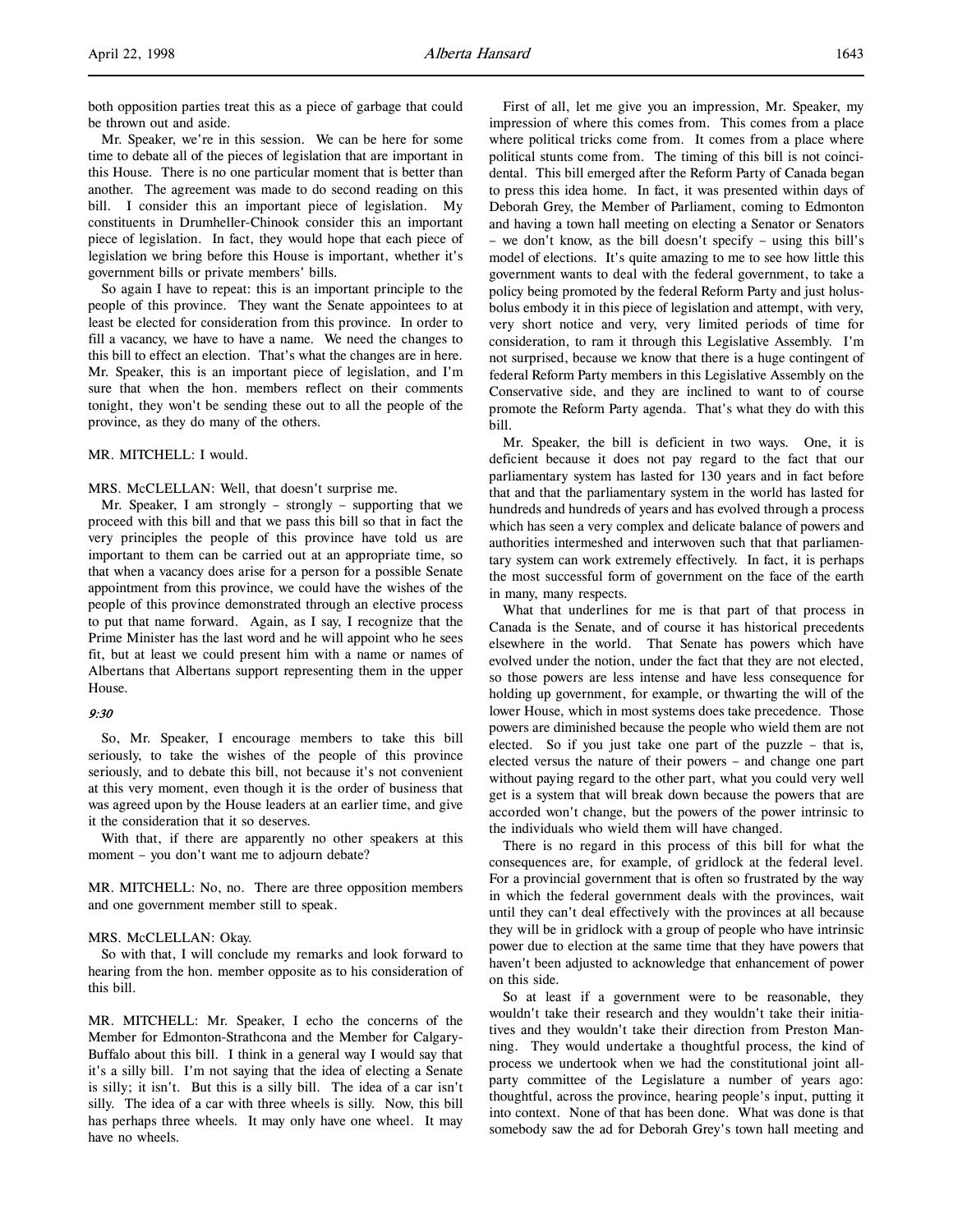both opposition parties treat this as a piece of garbage that could be thrown out and aside.

Mr. Speaker, we're in this session. We can be here for some time to debate all of the pieces of legislation that are important in this House. There is no one particular moment that is better than another. The agreement was made to do second reading on this bill. I consider this an important piece of legislation. My constituents in Drumheller-Chinook consider this an important piece of legislation. In fact, they would hope that each piece of legislation we bring before this House is important, whether it's government bills or private members' bills.

So again I have to repeat: this is an important principle to the people of this province. They want the Senate appointees to at least be elected for consideration from this province. In order to fill a vacancy, we have to have a name. We need the changes to this bill to effect an election. That's what the changes are in here. Mr. Speaker, this is an important piece of legislation, and I'm sure that when the hon. members reflect on their comments tonight, they won't be sending these out to all the people of the province, as they do many of the others.

MR. MITCHELL: I would.

MRS. McCLELLAN: Well, that doesn't surprise me.

Mr. Speaker, I am strongly – strongly – supporting that we proceed with this bill and that we pass this bill so that in fact the very principles the people of this province have told us are important to them can be carried out at an appropriate time, so that when a vacancy does arise for a person for a possible Senate appointment from this province, we could have the wishes of the people of this province demonstrated through an elective process to put that name forward. Again, as I say, I recognize that the Prime Minister has the last word and he will appoint who he sees fit, but at least we could present him with a name or names of Albertans that Albertans support representing them in the upper House.

*9:30*

So, Mr. Speaker, I encourage members to take this bill seriously, to take the wishes of the people of this province seriously, and to debate this bill, not because it's not convenient at this very moment, even though it is the order of business that was agreed upon by the House leaders at an earlier time, and give it the consideration that it so deserves.

With that, if there are apparently no other speakers at this moment – you don't want me to adjourn debate?

MR. MITCHELL: No, no. There are three opposition members and one government member still to speak.

MRS. McCLELLAN: Okay.

So with that, I will conclude my remarks and look forward to hearing from the hon. member opposite as to his consideration of this bill.

MR. MITCHELL: Mr. Speaker, I echo the concerns of the Member for Edmonton-Strathcona and the Member for Calgary-Buffalo about this bill. I think in a general way I would say that it's a silly bill. I'm not saying that the idea of electing a Senate is silly; it isn't. But this is a silly bill. The idea of a car isn't silly. The idea of a car with three wheels is silly. Now, this bill has perhaps three wheels. It may only have one wheel. It may have no wheels.

First of all, let me give you an impression, Mr. Speaker, my impression of where this comes from. This comes from a place where political tricks come from. It comes from a place where political stunts come from. The timing of this bill is not coincidental. This bill emerged after the Reform Party of Canada began to press this idea home. In fact, it was presented within days of Deborah Grey, the Member of Parliament, coming to Edmonton and having a town hall meeting on electing a Senator or Senators – we don't know, as the bill doesn't specify – using this bill's model of elections. It's quite amazing to me to see how little this government wants to deal with the federal government, to take a policy being promoted by the federal Reform Party and just holus-bolus embody it in this piece of legislation and attempt, with very, very short notice and very, very limited periods of time for consideration, to ram it through this Legislative Assembly. I'm not surprised, because we know that there is a huge contingent of federal Reform Party members in this Legislative Assembly on the Conservative side, and they are inclined to want to of course promote the Reform Party agenda. That's what they do with this bill.

Mr. Speaker, the bill is deficient in two ways. One, it is deficient because it does not pay regard to the fact that our parliamentary system has lasted for 130 years and in fact before that and that the parliamentary system in the world has lasted for hundreds and hundreds of years and has evolved through a process which has seen a very complex and delicate balance of powers and authorities intermeshed and interwoven such that that parliamentary system can work extremely effectively. In fact, it is perhaps the most successful form of government on the face of the earth in many, many respects.

What that underlines for me is that part of that process in Canada is the Senate, and of course it has historical precedents elsewhere in the world. That Senate has powers which have evolved under the notion, under the fact that they are not elected, so those powers are less intense and have less consequence for holding up government, for example, or thwarting the will of the lower House, which in most systems does take precedence. Those powers are diminished because the people who wield them are not elected. So if you just take one part of the puzzle – that is, elected versus the nature of their powers – and change one part without paying regard to the other part, what you could very well get is a system that will break down because the powers that are accorded won't change, but the powers of the power intrinsic to the individuals who wield them will have changed.

There is no regard in this process of this bill for what the consequences are, for example, of gridlock at the federal level. For a provincial government that is often so frustrated by the way in which the federal government deals with the provinces, wait until they can't deal effectively with the provinces at all because they will be in gridlock with a group of people who have intrinsic power due to election at the same time that they have powers that haven't been adjusted to acknowledge that enhancement of power on this side.

So at least if a government were to be reasonable, they wouldn't take their research and they wouldn't take their initiatives and they wouldn't take their direction from Preston Manning. They would undertake a thoughtful process, the kind of process we undertook when we had the constitutional joint all-party committee of the Legislature a number of years ago: thoughtful, across the province, hearing people's input, putting it into context. None of that has been done. What was done is that somebody saw the ad for Deborah Grey's town hall meeting and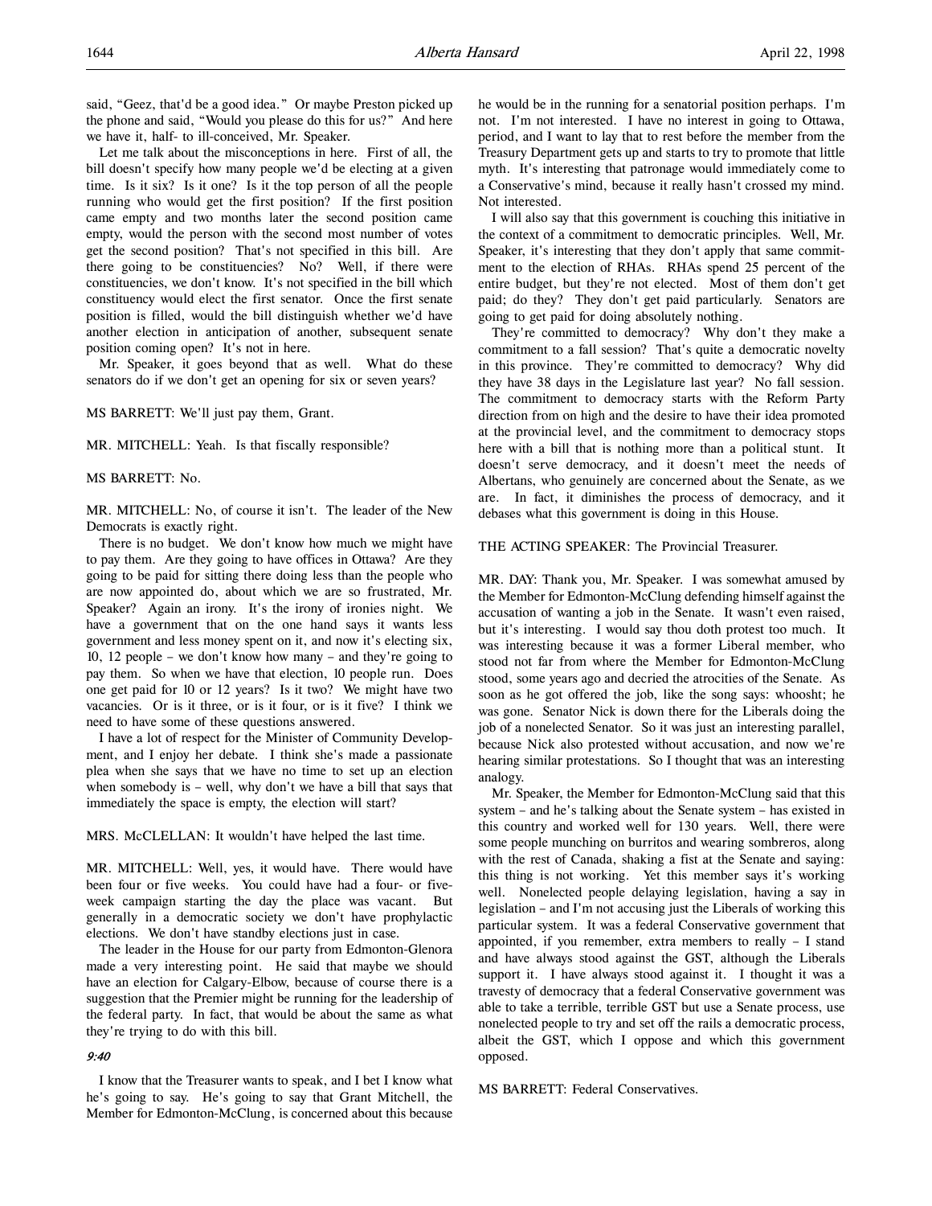said, "Geez, that'd be a good idea." Or maybe Preston picked up the phone and said, "Would you please do this for us?" And here we have it, half- to ill-conceived, Mr. Speaker.

Let me talk about the misconceptions in here. First of all, the bill doesn't specify how many people we'd be electing at a given time. Is it six? Is it one? Is it the top person of all the people running who would get the first position? If the first position came empty and two months later the second position came empty, would the person with the second most number of votes get the second position? That's not specified in this bill. Are there going to be constituencies? No? Well, if there were constituencies, we don't know. It's not specified in the bill which constituency would elect the first senator. Once the first senate position is filled, would the bill distinguish whether we'd have another election in anticipation of another, subsequent senate position coming open? It's not in here.

Mr. Speaker, it goes beyond that as well. What do these senators do if we don't get an opening for six or seven years?

MS BARRETT: We'll just pay them, Grant.

MR. MITCHELL: Yeah. Is that fiscally responsible?

MS BARRETT: No.

MR. MITCHELL: No, of course it isn't. The leader of the New Democrats is exactly right.

There is no budget. We don't know how much we might have to pay them. Are they going to have offices in Ottawa? Are they going to be paid for sitting there doing less than the people who are now appointed do, about which we are so frustrated, Mr. Speaker? Again an irony. It's the irony of ironies night. We have a government that on the one hand says it wants less government and less money spent on it, and now it's electing six, 10, 12 people – we don't know how many – and they're going to pay them. So when we have that election, 10 people run. Does one get paid for 10 or 12 years? Is it two? We might have two vacancies. Or is it three, or is it four, or is it five? I think we need to have some of these questions answered.

I have a lot of respect for the Minister of Community Development, and I enjoy her debate. I think she's made a passionate plea when she says that we have no time to set up an election when somebody is – well, why don't we have a bill that says that immediately the space is empty, the election will start?

MRS. McCLELLAN: It wouldn't have helped the last time.

MR. MITCHELL: Well, yes, it would have. There would have been four or five weeks. You could have had a four- or five-week campaign starting the day the place was vacant. But generally in a democratic society we don't have prophylactic elections. We don't have standby elections just in case.

The leader in the House for our party from Edmonton-Glenora made a very interesting point. He said that maybe we should have an election for Calgary-Elbow, because of course there is a suggestion that the Premier might be running for the leadership of the federal party. In fact, that would be about the same as what they're trying to do with this bill.

*9:40*

I know that the Treasurer wants to speak, and I bet I know what he's going to say. He's going to say that Grant Mitchell, the Member for Edmonton-McClung, is concerned about this because he would be in the running for a senatorial position perhaps. I'm not. I'm not interested. I have no interest in going to Ottawa, period, and I want to lay that to rest before the member from the Treasury Department gets up and starts to try to promote that little myth. It's interesting that patronage would immediately come to a Conservative's mind, because it really hasn't crossed my mind. Not interested.

I will also say that this government is couching this initiative in the context of a commitment to democratic principles. Well, Mr. Speaker, it's interesting that they don't apply that same commitment to the election of RHAs. RHAs spend 25 percent of the entire budget, but they're not elected. Most of them don't get paid; do they? They don't get paid particularly. Senators are going to get paid for doing absolutely nothing.

They're committed to democracy? Why don't they make a commitment to a fall session? That's quite a democratic novelty in this province. They're committed to democracy? Why did they have 38 days in the Legislature last year? No fall session. The commitment to democracy starts with the Reform Party direction from on high and the desire to have their idea promoted at the provincial level, and the commitment to democracy stops here with a bill that is nothing more than a political stunt. It doesn't serve democracy, and it doesn't meet the needs of Albertans, who genuinely are concerned about the Senate, as we are. In fact, it diminishes the process of democracy, and it debases what this government is doing in this House.

THE ACTING SPEAKER: The Provincial Treasurer.

MR. DAY: Thank you, Mr. Speaker. I was somewhat amused by the Member for Edmonton-McClung defending himself against the accusation of wanting a job in the Senate. It wasn't even raised, but it's interesting. I would say thou doth protest too much. It was interesting because it was a former Liberal member, who stood not far from where the Member for Edmonton-McClung stood, some years ago and decried the atrocities of the Senate. As soon as he got offered the job, like the song says: whoosht; he was gone. Senator Nick is down there for the Liberals doing the job of a nonelected Senator. So it was just an interesting parallel, because Nick also protested without accusation, and now we're hearing similar protestations. So I thought that was an interesting analogy.

Mr. Speaker, the Member for Edmonton-McClung said that this system – and he's talking about the Senate system – has existed in this country and worked well for 130 years. Well, there were some people munching on burritos and wearing sombreros, along with the rest of Canada, shaking a fist at the Senate and saying: this thing is not working. Yet this member says it's working well. Nonelected people delaying legislation, having a say in legislation – and I'm not accusing just the Liberals of working this particular system. It was a federal Conservative government that appointed, if you remember, extra members to really – I stand and have always stood against the GST, although the Liberals support it. I have always stood against it. I thought it was a travesty of democracy that a federal Conservative government was able to take a terrible, terrible GST but use a Senate process, use nonelected people to try and set off the rails a democratic process, albeit the GST, which I oppose and which this government opposed.

MS BARRETT: Federal Conservatives.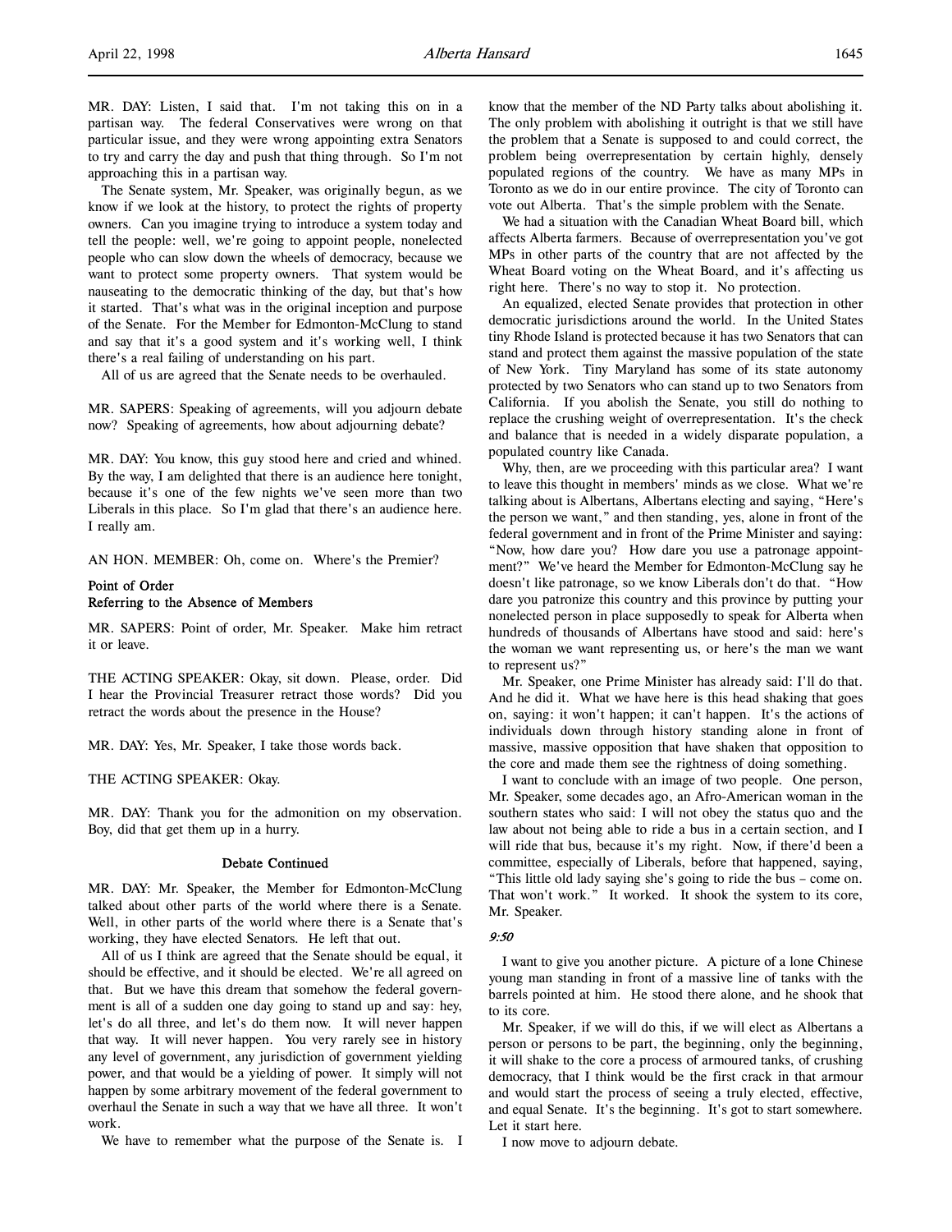MR. DAY: Listen, I said that. I'm not taking this on in a partisan way. The federal Conservatives were wrong on that particular issue, and they were wrong appointing extra Senators to try and carry the day and push that thing through. So I'm not approaching this in a partisan way.

The Senate system, Mr. Speaker, was originally begun, as we know if we look at the history, to protect the rights of property owners. Can you imagine trying to introduce a system today and tell the people: well, we're going to appoint people, nonelected people who can slow down the wheels of democracy, because we want to protect some property owners. That system would be nauseating to the democratic thinking of the day, but that's how it started. That's what was in the original inception and purpose of the Senate. For the Member for Edmonton-McClung to stand and say that it's a good system and it's working well, I think there's a real failing of understanding on his part.

All of us are agreed that the Senate needs to be overhauled.

MR. SAPERS: Speaking of agreements, will you adjourn debate now? Speaking of agreements, how about adjourning debate?

MR. DAY: You know, this guy stood here and cried and whined. By the way, I am delighted that there is an audience here tonight, because it's one of the few nights we've seen more than two Liberals in this place. So I'm glad that there's an audience here. I really am.

AN HON. MEMBER: Oh, come on. Where's the Premier?

### Point of Order
### Referring to the Absence of Members

MR. SAPERS: Point of order, Mr. Speaker. Make him retract it or leave.

THE ACTING SPEAKER: Okay, sit down. Please, order. Did I hear the Provincial Treasurer retract those words? Did you retract the words about the presence in the House?

MR. DAY: Yes, Mr. Speaker, I take those words back.

THE ACTING SPEAKER: Okay.

MR. DAY: Thank you for the admonition on my observation. Boy, did that get them up in a hurry.

### Debate Continued

MR. DAY: Mr. Speaker, the Member for Edmonton-McClung talked about other parts of the world where there is a Senate. Well, in other parts of the world where there is a Senate that's working, they have elected Senators. He left that out.

All of us I think are agreed that the Senate should be equal, it should be effective, and it should be elected. We're all agreed on that. But we have this dream that somehow the federal government is all of a sudden one day going to stand up and say: hey, let's do all three, and let's do them now. It will never happen that way. It will never happen. You very rarely see in history any level of government, any jurisdiction of government yielding power, and that would be a yielding of power. It simply will not happen by some arbitrary movement of the federal government to overhaul the Senate in such a way that we have all three. It won't work.

We have to remember what the purpose of the Senate is. I know that the member of the ND Party talks about abolishing it. The only problem with abolishing it outright is that we still have the problem that a Senate is supposed to and could correct, the problem being overrepresentation by certain highly, densely populated regions of the country. We have as many MPs in Toronto as we do in our entire province. The city of Toronto can vote out Alberta. That's the simple problem with the Senate.

We had a situation with the Canadian Wheat Board bill, which affects Alberta farmers. Because of overrepresentation you've got MPs in other parts of the country that are not affected by the Wheat Board voting on the Wheat Board, and it's affecting us right here. There's no way to stop it. No protection.

An equalized, elected Senate provides that protection in other democratic jurisdictions around the world. In the United States tiny Rhode Island is protected because it has two Senators that can stand and protect them against the massive population of the state of New York. Tiny Maryland has some of its state autonomy protected by two Senators who can stand up to two Senators from California. If you abolish the Senate, you still do nothing to replace the crushing weight of overrepresentation. It's the check and balance that is needed in a widely disparate population, a populated country like Canada.

Why, then, are we proceeding with this particular area? I want to leave this thought in members' minds as we close. What we're talking about is Albertans, Albertans electing and saying, "Here's the person we want," and then standing, yes, alone in front of the federal government and in front of the Prime Minister and saying: "Now, how dare you? How dare you use a patronage appointment?" We've heard the Member for Edmonton-McClung say he doesn't like patronage, so we know Liberals don't do that. "How dare you patronize this country and this province by putting your nonelected person in place supposedly to speak for Alberta when hundreds of thousands of Albertans have stood and said: here's the woman we want representing us, or here's the man we want to represent us?"

Mr. Speaker, one Prime Minister has already said: I'll do that. And he did it. What we have here is this head shaking that goes on, saying: it won't happen; it can't happen. It's the actions of individuals down through history standing alone in front of massive, massive opposition that have shaken that opposition to the core and made them see the rightness of doing something.

I want to conclude with an image of two people. One person, Mr. Speaker, some decades ago, an Afro-American woman in the southern states who said: I will not obey the status quo and the law about not being able to ride a bus in a certain section, and I will ride that bus, because it's my right. Now, if there'd been a committee, especially of Liberals, before that happened, saying, "This little old lady saying she's going to ride the bus – come on. That won't work." It worked. It shook the system to its core, Mr. Speaker.

*9:50*

I want to give you another picture. A picture of a lone Chinese young man standing in front of a massive line of tanks with the barrels pointed at him. He stood there alone, and he shook that to its core.

Mr. Speaker, if we will do this, if we will elect as Albertans a person or persons to be part, the beginning, only the beginning, it will shake to the core a process of armoured tanks, of crushing democracy, that I think would be the first crack in that armour and would start the process of seeing a truly elected, effective, and equal Senate. It's the beginning. It's got to start somewhere. Let it start here.

I now move to adjourn debate.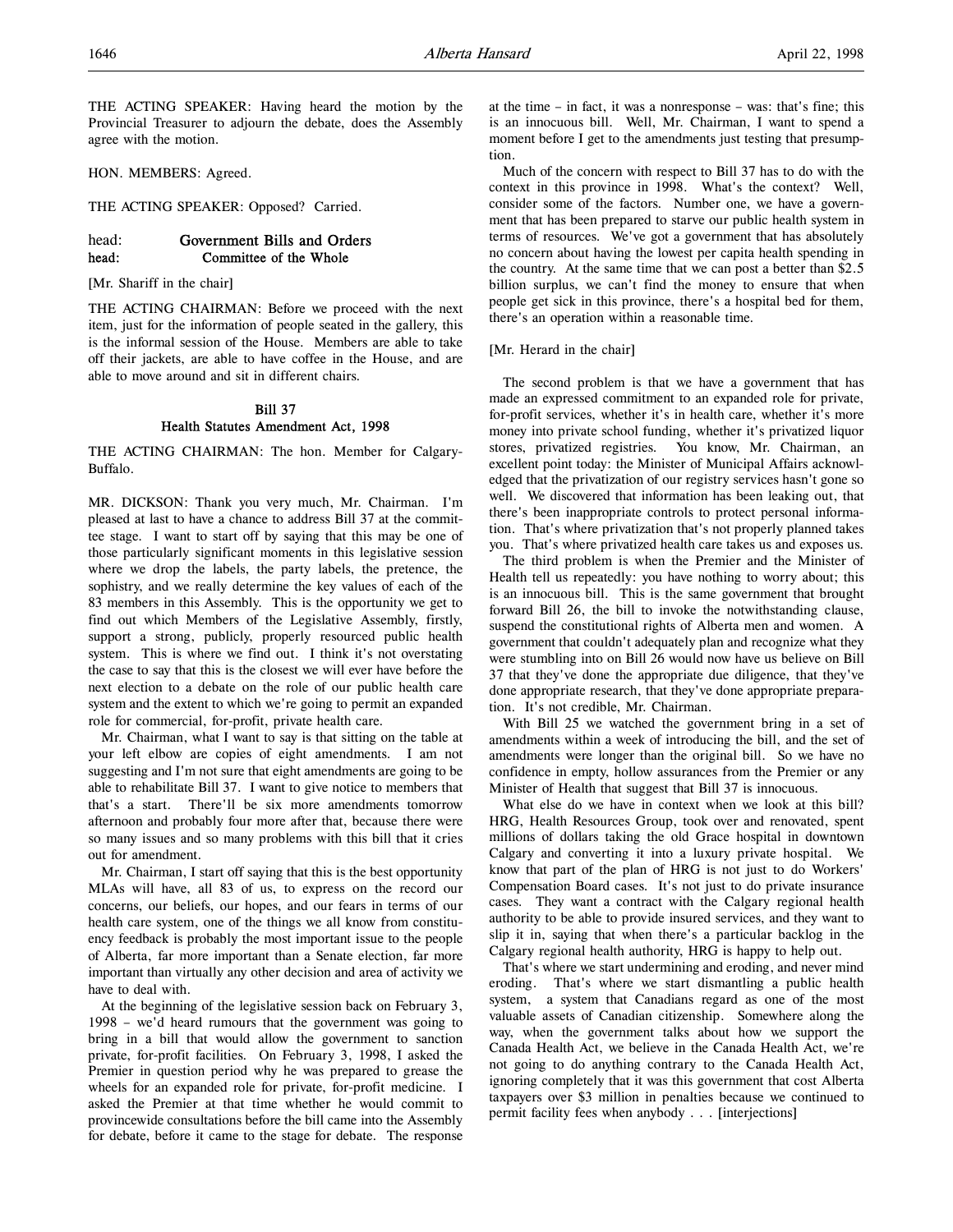THE ACTING SPEAKER: Having heard the motion by the Provincial Treasurer to adjourn the debate, does the Assembly agree with the motion.

HON. MEMBERS: Agreed.

THE ACTING SPEAKER: Opposed? Carried.

head: **Government Bills and Orders**
head: **Committee of the Whole**

[Mr. Shariff in the chair]

THE ACTING CHAIRMAN: Before we proceed with the next item, just for the information of people seated in the gallery, this is the informal session of the House. Members are able to take off their jackets, are able to have coffee in the House, and are able to move around and sit in different chairs.

## Bill 37
## Health Statutes Amendment Act, 1998

THE ACTING CHAIRMAN: The hon. Member for Calgary-Buffalo.

MR. DICKSON: Thank you very much, Mr. Chairman. I'm pleased at last to have a chance to address Bill 37 at the committee stage. I want to start off by saying that this may be one of those particularly significant moments in this legislative session where we drop the labels, the party labels, the pretence, the sophistry, and we really determine the key values of each of the 83 members in this Assembly. This is the opportunity we get to find out which Members of the Legislative Assembly, firstly, support a strong, publicly, properly resourced public health system. This is where we find out. I think it's not overstating the case to say that this is the closest we will ever have before the next election to a debate on the role of our public health care system and the extent to which we're going to permit an expanded role for commercial, for-profit, private health care.

Mr. Chairman, what I want to say is that sitting on the table at your left elbow are copies of eight amendments. I am not suggesting and I'm not sure that eight amendments are going to be able to rehabilitate Bill 37. I want to give notice to members that that's a start. There'll be six more amendments tomorrow afternoon and probably four more after that, because there were so many issues and so many problems with this bill that it cries out for amendment.

Mr. Chairman, I start off saying that this is the best opportunity MLAs will have, all 83 of us, to express on the record our concerns, our beliefs, our hopes, and our fears in terms of our health care system, one of the things we all know from constituency feedback is probably the most important issue to the people of Alberta, far more important than a Senate election, far more important than virtually any other decision and area of activity we have to deal with.

At the beginning of the legislative session back on February 3, 1998 – we'd heard rumours that the government was going to bring in a bill that would allow the government to sanction private, for-profit facilities. On February 3, 1998, I asked the Premier in question period why he was prepared to grease the wheels for an expanded role for private, for-profit medicine. I asked the Premier at that time whether he would commit to provincewide consultations before the bill came into the Assembly for debate, before it came to the stage for debate. The response at the time – in fact, it was a nonresponse – was: that's fine; this is an innocuous bill. Well, Mr. Chairman, I want to spend a moment before I get to the amendments just testing that presumption.

Much of the concern with respect to Bill 37 has to do with the context in this province in 1998. What's the context? Well, consider some of the factors. Number one, we have a government that has been prepared to starve our public health system in terms of resources. We've got a government that has absolutely no concern about having the lowest per capita health spending in the country. At the same time that we can post a better than $2.5 billion surplus, we can't find the money to ensure that when people get sick in this province, there's a hospital bed for them, there's an operation within a reasonable time.

[Mr. Herard in the chair]

The second problem is that we have a government that has made an expressed commitment to an expanded role for private, for-profit services, whether it's in health care, whether it's more money into private school funding, whether it's privatized liquor stores, privatized registries. You know, Mr. Chairman, an excellent point today: the Minister of Municipal Affairs acknowledged that the privatization of our registry services hasn't gone so well. We discovered that information has been leaking out, that there's been inappropriate controls to protect personal information. That's where privatization that's not properly planned takes you. That's where privatized health care takes us and exposes us.

The third problem is when the Premier and the Minister of Health tell us repeatedly: you have nothing to worry about; this is an innocuous bill. This is the same government that brought forward Bill 26, the bill to invoke the notwithstanding clause, suspend the constitutional rights of Alberta men and women. A government that couldn't adequately plan and recognize what they were stumbling into on Bill 26 would now have us believe on Bill 37 that they've done the appropriate due diligence, that they've done appropriate research, that they've done appropriate preparation. It's not credible, Mr. Chairman.

With Bill 25 we watched the government bring in a set of amendments within a week of introducing the bill, and the set of amendments were longer than the original bill. So we have no confidence in empty, hollow assurances from the Premier or any Minister of Health that suggest that Bill 37 is innocuous.

What else do we have in context when we look at this bill? HRG, Health Resources Group, took over and renovated, spent millions of dollars taking the old Grace hospital in downtown Calgary and converting it into a luxury private hospital. We know that part of the plan of HRG is not just to do Workers' Compensation Board cases. It's not just to do private insurance cases. They want a contract with the Calgary regional health authority to be able to provide insured services, and they want to slip it in, saying that when there's a particular backlog in the Calgary regional health authority, HRG is happy to help out.

That's where we start undermining and eroding, and never mind eroding. That's where we start dismantling a public health system, a system that Canadians regard as one of the most valuable assets of Canadian citizenship. Somewhere along the way, when the government talks about how we support the Canada Health Act, we believe in the Canada Health Act, we're not going to do anything contrary to the Canada Health Act, ignoring completely that it was this government that cost Alberta taxpayers over $3 million in penalties because we continued to permit facility fees when anybody . . . [interjections]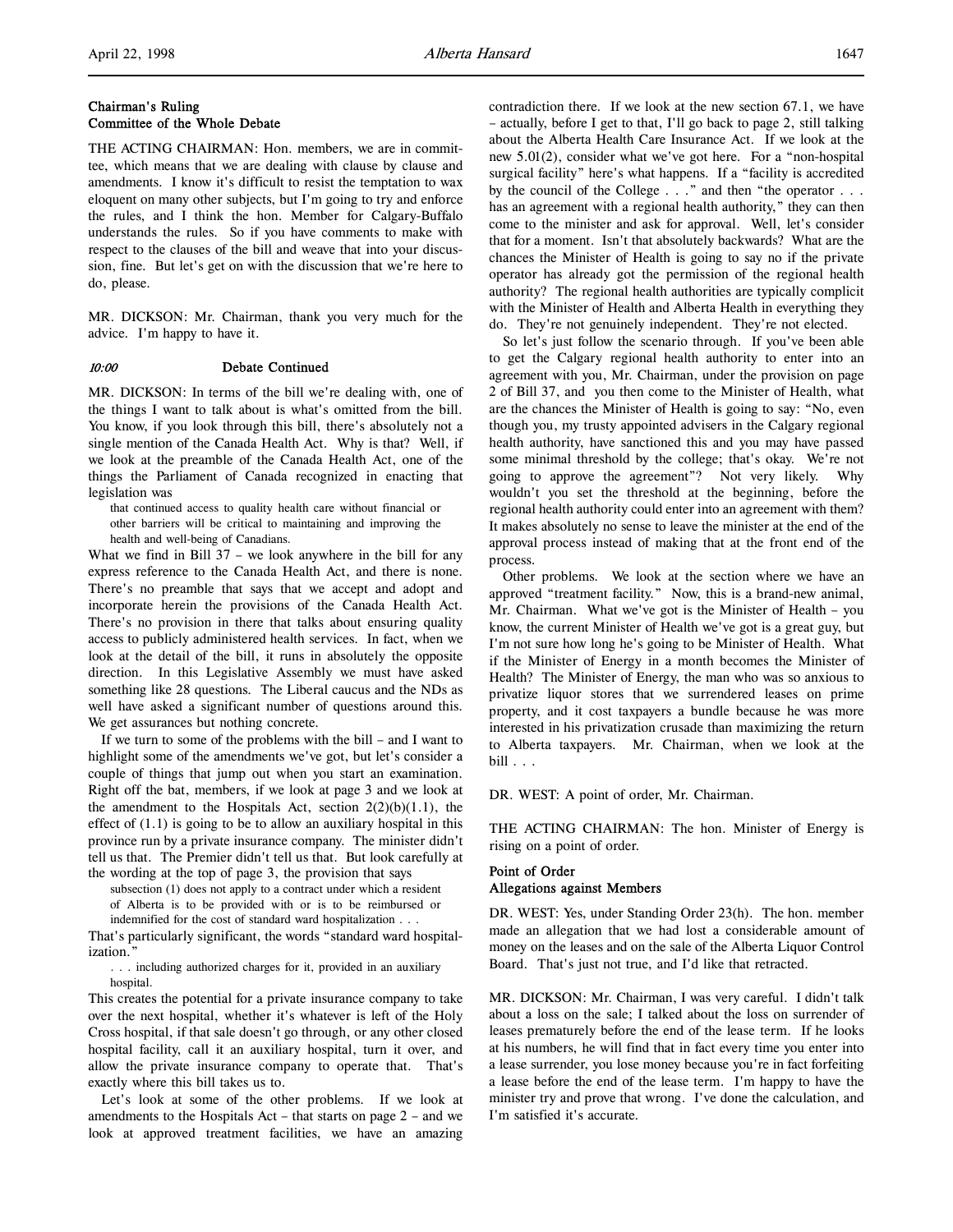## Chairman's Ruling
### Committee of the Whole Debate

THE ACTING CHAIRMAN: Hon. members, we are in committee, which means that we are dealing with clause by clause and amendments. I know it's difficult to resist the temptation to wax eloquent on many other subjects, but I'm going to try and enforce the rules, and I think the hon. Member for Calgary-Buffalo understands the rules. So if you have comments to make with respect to the clauses of the bill and weave that into your discussion, fine. But let's get on with the discussion that we're here to do, please.

MR. DICKSON: Mr. Chairman, thank you very much for the advice. I'm happy to have it.

*10:00* **Debate Continued**

MR. DICKSON: In terms of the bill we're dealing with, one of the things I want to talk about is what's omitted from the bill. You know, if you look through this bill, there's absolutely not a single mention of the Canada Health Act. Why is that? Well, if we look at the preamble of the Canada Health Act, one of the things the Parliament of Canada recognized in enacting that legislation was

> that continued access to quality health care without financial or other barriers will be critical to maintaining and improving the health and well-being of Canadians.

What we find in Bill 37 – we look anywhere in the bill for any express reference to the Canada Health Act, and there is none. There's no preamble that says that we accept and adopt and incorporate herein the provisions of the Canada Health Act. There's no provision in there that talks about ensuring quality access to publicly administered health services. In fact, when we look at the detail of the bill, it runs in absolutely the opposite direction. In this Legislative Assembly we must have asked something like 28 questions. The Liberal caucus and the NDs as well have asked a significant number of questions around this. We get assurances but nothing concrete.

If we turn to some of the problems with the bill – and I want to highlight some of the amendments we've got, but let's consider a couple of things that jump out when you start an examination. Right off the bat, members, if we look at page 3 and we look at the amendment to the Hospitals Act, section 2(2)(b)(1.1), the effect of (1.1) is going to be to allow an auxiliary hospital in this province run by a private insurance company. The minister didn't tell us that. The Premier didn't tell us that. But look carefully at the wording at the top of page 3, the provision that says

> subsection (1) does not apply to a contract under which a resident of Alberta is to be provided with or is to be reimbursed or indemnified for the cost of standard ward hospitalization . . .

That's particularly significant, the words "standard ward hospitalization."

> . . . including authorized charges for it, provided in an auxiliary hospital.

This creates the potential for a private insurance company to take over the next hospital, whether it's whatever is left of the Holy Cross hospital, if that sale doesn't go through, or any other closed hospital facility, call it an auxiliary hospital, turn it over, and allow the private insurance company to operate that. That's exactly where this bill takes us to.

Let's look at some of the other problems. If we look at amendments to the Hospitals Act – that starts on page 2 – and we look at approved treatment facilities, we have an amazing contradiction there. If we look at the new section 67.1, we have – actually, before I get to that, I'll go back to page 2, still talking about the Alberta Health Care Insurance Act. If we look at the new 5.01(2), consider what we've got here. For a "non-hospital surgical facility" here's what happens. If a "facility is accredited by the council of the College . . ." and then "the operator . . . has an agreement with a regional health authority," they can then come to the minister and ask for approval. Well, let's consider that for a moment. Isn't that absolutely backwards? What are the chances the Minister of Health is going to say no if the private operator has already got the permission of the regional health authority? The regional health authorities are typically complicit with the Minister of Health and Alberta Health in everything they do. They're not genuinely independent. They're not elected.

So let's just follow the scenario through. If you've been able to get the Calgary regional health authority to enter into an agreement with you, Mr. Chairman, under the provision on page 2 of Bill 37, and you then come to the Minister of Health, what are the chances the Minister of Health is going to say: "No, even though you, my trusty appointed advisers in the Calgary regional health authority, have sanctioned this and you may have passed some minimal threshold by the college; that's okay. We're not going to approve the agreement"? Not very likely. Why wouldn't you set the threshold at the beginning, before the regional health authority could enter into an agreement with them? It makes absolutely no sense to leave the minister at the end of the approval process instead of making that at the front end of the process.

Other problems. We look at the section where we have an approved "treatment facility." Now, this is a brand-new animal, Mr. Chairman. What we've got is the Minister of Health – you know, the current Minister of Health we've got is a great guy, but I'm not sure how long he's going to be Minister of Health. What if the Minister of Energy in a month becomes the Minister of Health? The Minister of Energy, the man who was so anxious to privatize liquor stores that we surrendered leases on prime property, and it cost taxpayers a bundle because he was more interested in his privatization crusade than maximizing the return to Alberta taxpayers. Mr. Chairman, when we look at the bill . . .

DR. WEST: A point of order, Mr. Chairman.

THE ACTING CHAIRMAN: The hon. Minister of Energy is rising on a point of order.

## Point of Order
### Allegations against Members

DR. WEST: Yes, under Standing Order 23(h). The hon. member made an allegation that we had lost a considerable amount of money on the leases and on the sale of the Alberta Liquor Control Board. That's just not true, and I'd like that retracted.

MR. DICKSON: Mr. Chairman, I was very careful. I didn't talk about a loss on the sale; I talked about the loss on surrender of leases prematurely before the end of the lease term. If he looks at his numbers, he will find that in fact every time you enter into a lease surrender, you lose money because you're in fact forfeiting a lease before the end of the lease term. I'm happy to have the minister try and prove that wrong. I've done the calculation, and I'm satisfied it's accurate.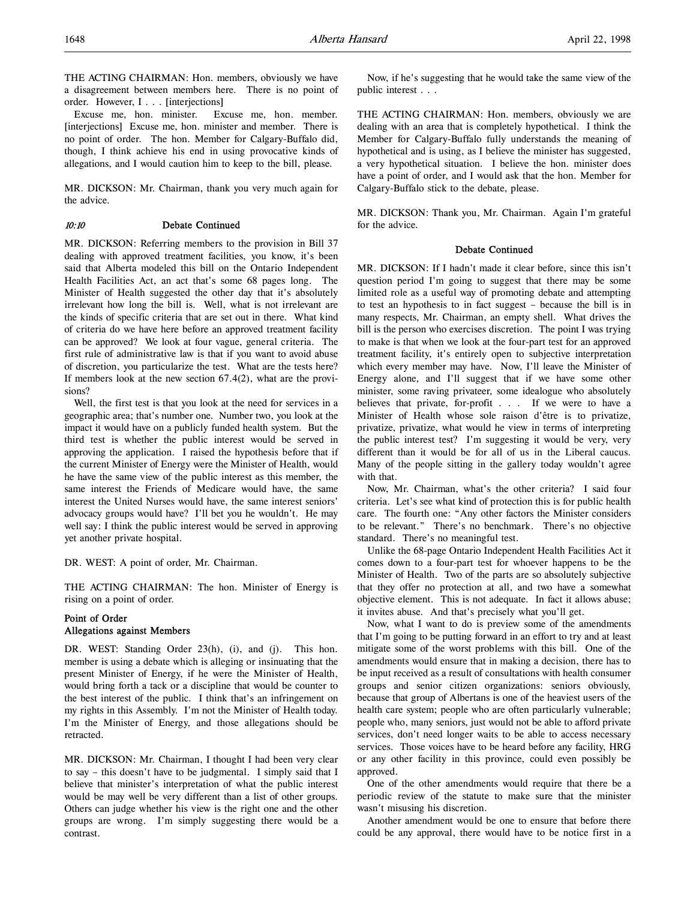THE ACTING CHAIRMAN: Hon. members, obviously we have a disagreement between members here. There is no point of order. However, I . . . [interjections]

Excuse me, hon. minister. Excuse me, hon. member. [interjections] Excuse me, hon. minister and member. There is no point of order. The hon. Member for Calgary-Buffalo did, though, I think achieve his end in using provocative kinds of allegations, and I would caution him to keep to the bill, please.

MR. DICKSON: Mr. Chairman, thank you very much again for the advice.

*10:10* **Debate Continued**

MR. DICKSON: Referring members to the provision in Bill 37 dealing with approved treatment facilities, you know, it's been said that Alberta modeled this bill on the Ontario Independent Health Facilities Act, an act that's some 68 pages long. The Minister of Health suggested the other day that it's absolutely irrelevant how long the bill is. Well, what is not irrelevant are the kinds of specific criteria that are set out in there. What kind of criteria do we have here before an approved treatment facility can be approved? We look at four vague, general criteria. The first rule of administrative law is that if you want to avoid abuse of discretion, you particularize the test. What are the tests here? If members look at the new section 67.4(2), what are the provisions?

Well, the first test is that you look at the need for services in a geographic area; that's number one. Number two, you look at the impact it would have on a publicly funded health system. But the third test is whether the public interest would be served in approving the application. I raised the hypothesis before that if the current Minister of Energy were the Minister of Health, would he have the same view of the public interest as this member, the same interest the Friends of Medicare would have, the same interest the United Nurses would have, the same interest seniors' advocacy groups would have? I'll bet you he wouldn't. He may well say: I think the public interest would be served in approving yet another private hospital.

DR. WEST: A point of order, Mr. Chairman.

THE ACTING CHAIRMAN: The hon. Minister of Energy is rising on a point of order.

**Point of Order**
**Allegations against Members**

DR. WEST: Standing Order 23(h), (i), and (j). This hon. member is using a debate which is alleging or insinuating that the present Minister of Energy, if he were the Minister of Health, would bring forth a tack or a discipline that would be counter to the best interest of the public. I think that's an infringement on my rights in this Assembly. I'm not the Minister of Health today. I'm the Minister of Energy, and those allegations should be retracted.

MR. DICKSON: Mr. Chairman, I thought I had been very clear to say – this doesn't have to be judgmental. I simply said that I believe that minister's interpretation of what the public interest would be may well be very different than a list of other groups. Others can judge whether his view is the right one and the other groups are wrong. I'm simply suggesting there would be a contrast.

Now, if he's suggesting that he would take the same view of the public interest . . .

THE ACTING CHAIRMAN: Hon. members, obviously we are dealing with an area that is completely hypothetical. I think the Member for Calgary-Buffalo fully understands the meaning of hypothetical and is using, as I believe the minister has suggested, a very hypothetical situation. I believe the hon. minister does have a point of order, and I would ask that the hon. Member for Calgary-Buffalo stick to the debate, please.

MR. DICKSON: Thank you, Mr. Chairman. Again I'm grateful for the advice.

**Debate Continued**

MR. DICKSON: If I hadn't made it clear before, since this isn't question period I'm going to suggest that there may be some limited role as a useful way of promoting debate and attempting to test an hypothesis to in fact suggest – because the bill is in many respects, Mr. Chairman, an empty shell. What drives the bill is the person who exercises discretion. The point I was trying to make is that when we look at the four-part test for an approved treatment facility, it's entirely open to subjective interpretation which every member may have. Now, I'll leave the Minister of Energy alone, and I'll suggest that if we have some other minister, some raving privateer, some idealogue who absolutely believes that private, for-profit . . . If we were to have a Minister of Health whose sole raison d'être is to privatize, privatize, privatize, what would he view in terms of interpreting the public interest test? I'm suggesting it would be very, very different than it would be for all of us in the Liberal caucus. Many of the people sitting in the gallery today wouldn't agree with that.

Now, Mr. Chairman, what's the other criteria? I said four criteria. Let's see what kind of protection this is for public health care. The fourth one: "Any other factors the Minister considers to be relevant." There's no benchmark. There's no objective standard. There's no meaningful test.

Unlike the 68-page Ontario Independent Health Facilities Act it comes down to a four-part test for whoever happens to be the Minister of Health. Two of the parts are so absolutely subjective that they offer no protection at all, and two have a somewhat objective element. This is not adequate. In fact it allows abuse; it invites abuse. And that's precisely what you'll get.

Now, what I want to do is preview some of the amendments that I'm going to be putting forward in an effort to try and at least mitigate some of the worst problems with this bill. One of the amendments would ensure that in making a decision, there has to be input received as a result of consultations with health consumer groups and senior citizen organizations: seniors obviously, because that group of Albertans is one of the heaviest users of the health care system; people who are often particularly vulnerable; people who, many seniors, just would not be able to afford private services, don't need longer waits to be able to access necessary services. Those voices have to be heard before any facility, HRG or any other facility in this province, could even possibly be approved.

One of the other amendments would require that there be a periodic review of the statute to make sure that the minister wasn't misusing his discretion.

Another amendment would be one to ensure that before there could be any approval, there would have to be notice first in a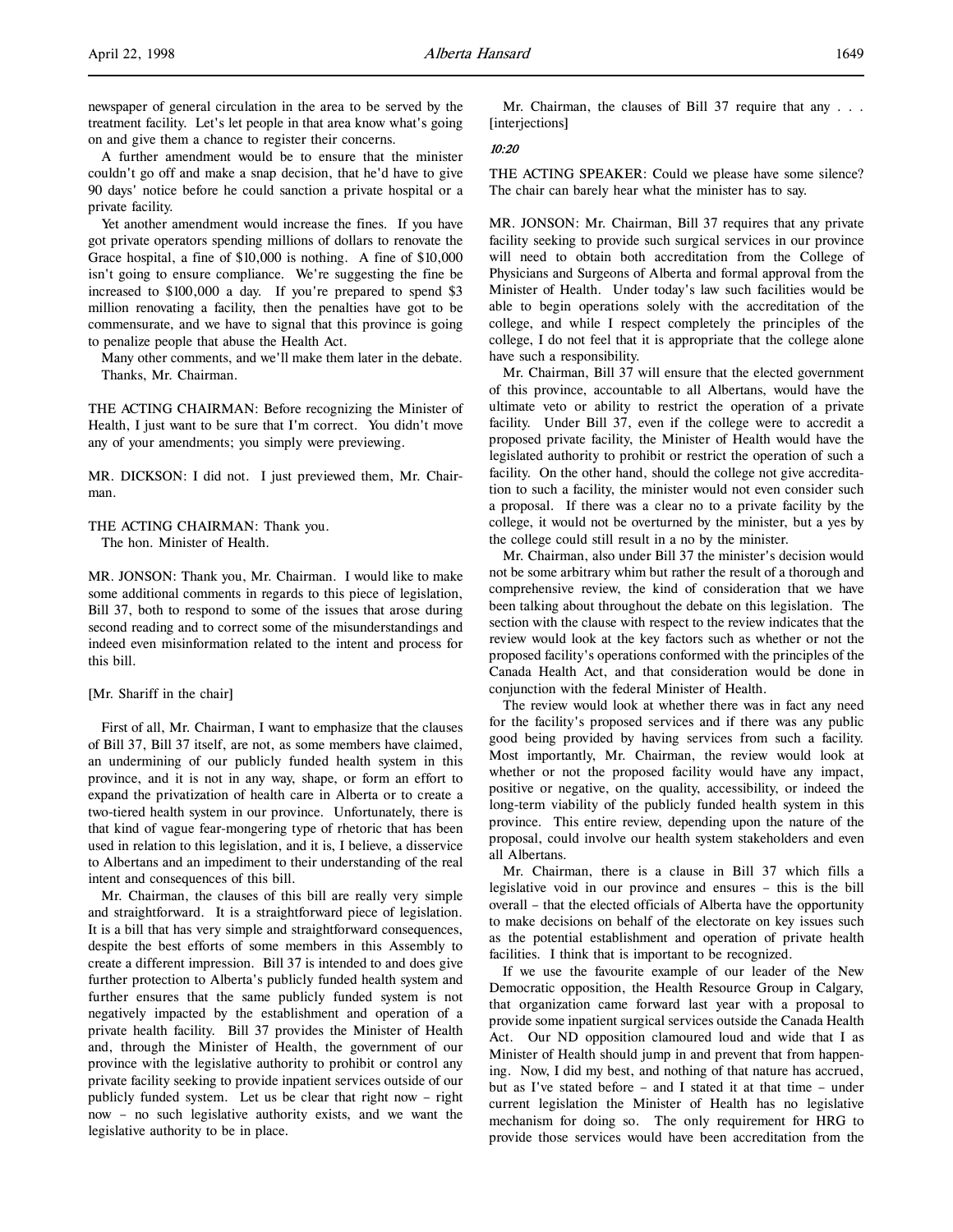newspaper of general circulation in the area to be served by the treatment facility. Let's let people in that area know what's going on and give them a chance to register their concerns.

A further amendment would be to ensure that the minister couldn't go off and make a snap decision, that he'd have to give 90 days' notice before he could sanction a private hospital or a private facility.

Yet another amendment would increase the fines. If you have got private operators spending millions of dollars to renovate the Grace hospital, a fine of $10,000 is nothing. A fine of $10,000 isn't going to ensure compliance. We're suggesting the fine be increased to $100,000 a day. If you're prepared to spend $3 million renovating a facility, then the penalties have got to be commensurate, and we have to signal that this province is going to penalize people that abuse the Health Act.

Many other comments, and we'll make them later in the debate. Thanks, Mr. Chairman.

THE ACTING CHAIRMAN: Before recognizing the Minister of Health, I just want to be sure that I'm correct. You didn't move any of your amendments; you simply were previewing.

MR. DICKSON: I did not. I just previewed them, Mr. Chairman.

THE ACTING CHAIRMAN: Thank you.
The hon. Minister of Health.

MR. JONSON: Thank you, Mr. Chairman. I would like to make some additional comments in regards to this piece of legislation, Bill 37, both to respond to some of the issues that arose during second reading and to correct some of the misunderstandings and indeed even misinformation related to the intent and process for this bill.

[Mr. Shariff in the chair]

First of all, Mr. Chairman, I want to emphasize that the clauses of Bill 37, Bill 37 itself, are not, as some members have claimed, an undermining of our publicly funded health system in this province, and it is not in any way, shape, or form an effort to expand the privatization of health care in Alberta or to create a two-tiered health system in our province. Unfortunately, there is that kind of vague fear-mongering type of rhetoric that has been used in relation to this legislation, and it is, I believe, a disservice to Albertans and an impediment to their understanding of the real intent and consequences of this bill.

Mr. Chairman, the clauses of this bill are really very simple and straightforward. It is a straightforward piece of legislation. It is a bill that has very simple and straightforward consequences, despite the best efforts of some members in this Assembly to create a different impression. Bill 37 is intended to and does give further protection to Alberta's publicly funded health system and further ensures that the same publicly funded system is not negatively impacted by the establishment and operation of a private health facility. Bill 37 provides the Minister of Health and, through the Minister of Health, the government of our province with the legislative authority to prohibit or control any private facility seeking to provide inpatient services outside of our publicly funded system. Let us be clear that right now – right now – no such legislative authority exists, and we want the legislative authority to be in place.

Mr. Chairman, the clauses of Bill 37 require that any . . . [interjections]

*10:20*

THE ACTING SPEAKER: Could we please have some silence? The chair can barely hear what the minister has to say.

MR. JONSON: Mr. Chairman, Bill 37 requires that any private facility seeking to provide such surgical services in our province will need to obtain both accreditation from the College of Physicians and Surgeons of Alberta and formal approval from the Minister of Health. Under today's law such facilities would be able to begin operations solely with the accreditation of the college, and while I respect completely the principles of the college, I do not feel that it is appropriate that the college alone have such a responsibility.

Mr. Chairman, Bill 37 will ensure that the elected government of this province, accountable to all Albertans, would have the ultimate veto or ability to restrict the operation of a private facility. Under Bill 37, even if the college were to accredit a proposed private facility, the Minister of Health would have the legislated authority to prohibit or restrict the operation of such a facility. On the other hand, should the college not give accreditation to such a facility, the minister would not even consider such a proposal. If there was a clear no to a private facility by the college, it would not be overturned by the minister, but a yes by the college could still result in a no by the minister.

Mr. Chairman, also under Bill 37 the minister's decision would not be some arbitrary whim but rather the result of a thorough and comprehensive review, the kind of consideration that we have been talking about throughout the debate on this legislation. The section with the clause with respect to the review indicates that the review would look at the key factors such as whether or not the proposed facility's operations conformed with the principles of the Canada Health Act, and that consideration would be done in conjunction with the federal Minister of Health.

The review would look at whether there was in fact any need for the facility's proposed services and if there was any public good being provided by having services from such a facility. Most importantly, Mr. Chairman, the review would look at whether or not the proposed facility would have any impact, positive or negative, on the quality, accessibility, or indeed the long-term viability of the publicly funded health system in this province. This entire review, depending upon the nature of the proposal, could involve our health system stakeholders and even all Albertans.

Mr. Chairman, there is a clause in Bill 37 which fills a legislative void in our province and ensures – this is the bill overall – that the elected officials of Alberta have the opportunity to make decisions on behalf of the electorate on key issues such as the potential establishment and operation of private health facilities. I think that is important to be recognized.

If we use the favourite example of our leader of the New Democratic opposition, the Health Resource Group in Calgary, that organization came forward last year with a proposal to provide some inpatient surgical services outside the Canada Health Act. Our ND opposition clamoured loud and wide that I as Minister of Health should jump in and prevent that from happening. Now, I did my best, and nothing of that nature has accrued, but as I've stated before – and I stated it at that time – under current legislation the Minister of Health has no legislative mechanism for doing so. The only requirement for HRG to provide those services would have been accreditation from the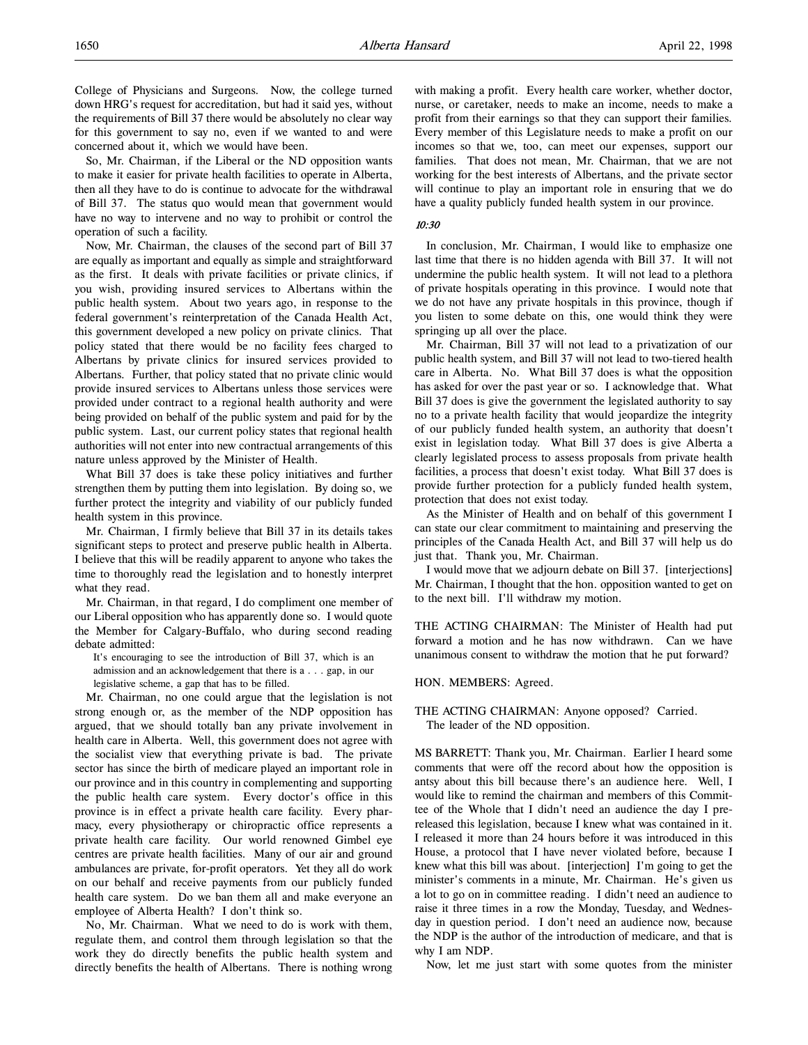College of Physicians and Surgeons. Now, the college turned down HRG's request for accreditation, but had it said yes, without the requirements of Bill 37 there would be absolutely no clear way for this government to say no, even if we wanted to and were concerned about it, which we would have been.

So, Mr. Chairman, if the Liberal or the ND opposition wants to make it easier for private health facilities to operate in Alberta, then all they have to do is continue to advocate for the withdrawal of Bill 37. The status quo would mean that government would have no way to intervene and no way to prohibit or control the operation of such a facility.

Now, Mr. Chairman, the clauses of the second part of Bill 37 are equally as important and equally as simple and straightforward as the first. It deals with private facilities or private clinics, if you wish, providing insured services to Albertans within the public health system. About two years ago, in response to the federal government's reinterpretation of the Canada Health Act, this government developed a new policy on private clinics. That policy stated that there would be no facility fees charged to Albertans by private clinics for insured services provided to Albertans. Further, that policy stated that no private clinic would provide insured services to Albertans unless those services were provided under contract to a regional health authority and were being provided on behalf of the public system and paid for by the public system. Last, our current policy states that regional health authorities will not enter into new contractual arrangements of this nature unless approved by the Minister of Health.

What Bill 37 does is take these policy initiatives and further strengthen them by putting them into legislation. By doing so, we further protect the integrity and viability of our publicly funded health system in this province.

Mr. Chairman, I firmly believe that Bill 37 in its details takes significant steps to protect and preserve public health in Alberta. I believe that this will be readily apparent to anyone who takes the time to thoroughly read the legislation and to honestly interpret what they read.

Mr. Chairman, in that regard, I do compliment one member of our Liberal opposition who has apparently done so. I would quote the Member for Calgary-Buffalo, who during second reading debate admitted:

> It's encouraging to see the introduction of Bill 37, which is an admission and an acknowledgement that there is a . . . gap, in our legislative scheme, a gap that has to be filled.

Mr. Chairman, no one could argue that the legislation is not strong enough or, as the member of the NDP opposition has argued, that we should totally ban any private involvement in health care in Alberta. Well, this government does not agree with the socialist view that everything private is bad. The private sector has since the birth of medicare played an important role in our province and in this country in complementing and supporting the public health care system. Every doctor's office in this province is in effect a private health care facility. Every pharmacy, every physiotherapy or chiropractic office represents a private health care facility. Our world renowned Gimbel eye centres are private health facilities. Many of our air and ground ambulances are private, for-profit operators. Yet they all do work on our behalf and receive payments from our publicly funded health care system. Do we ban them all and make everyone an employee of Alberta Health? I don't think so.

No, Mr. Chairman. What we need to do is work with them, regulate them, and control them through legislation so that the work they do directly benefits the public health system and directly benefits the health of Albertans. There is nothing wrong with making a profit. Every health care worker, whether doctor, nurse, or caretaker, needs to make an income, needs to make a profit from their earnings so that they can support their families. Every member of this Legislature needs to make a profit on our incomes so that we, too, can meet our expenses, support our families. That does not mean, Mr. Chairman, that we are not working for the best interests of Albertans, and the private sector will continue to play an important role in ensuring that we do have a quality publicly funded health system in our province.

*10:30*

In conclusion, Mr. Chairman, I would like to emphasize one last time that there is no hidden agenda with Bill 37. It will not undermine the public health system. It will not lead to a plethora of private hospitals operating in this province. I would note that we do not have any private hospitals in this province, though if you listen to some debate on this, one would think they were springing up all over the place.

Mr. Chairman, Bill 37 will not lead to a privatization of our public health system, and Bill 37 will not lead to two-tiered health care in Alberta. No. What Bill 37 does is what the opposition has asked for over the past year or so. I acknowledge that. What Bill 37 does is give the government the legislated authority to say no to a private health facility that would jeopardize the integrity of our publicly funded health system, an authority that doesn't exist in legislation today. What Bill 37 does is give Alberta a clearly legislated process to assess proposals from private health facilities, a process that doesn't exist today. What Bill 37 does is provide further protection for a publicly funded health system, protection that does not exist today.

As the Minister of Health and on behalf of this government I can state our clear commitment to maintaining and preserving the principles of the Canada Health Act, and Bill 37 will help us do just that. Thank you, Mr. Chairman.

I would move that we adjourn debate on Bill 37. [interjections] Mr. Chairman, I thought that the hon. opposition wanted to get on to the next bill. I'll withdraw my motion.

THE ACTING CHAIRMAN: The Minister of Health had put forward a motion and he has now withdrawn. Can we have unanimous consent to withdraw the motion that he put forward?

HON. MEMBERS: Agreed.

THE ACTING CHAIRMAN: Anyone opposed? Carried.
The leader of the ND opposition.

MS BARRETT: Thank you, Mr. Chairman. Earlier I heard some comments that were off the record about how the opposition is antsy about this bill because there's an audience here. Well, I would like to remind the chairman and members of this Committee of the Whole that I didn't need an audience the day I prereleased this legislation, because I knew what was contained in it. I released it more than 24 hours before it was introduced in this House, a protocol that I have never violated before, because I knew what this bill was about. [interjection] I'm going to get the minister's comments in a minute, Mr. Chairman. He's given us a lot to go on in committee reading. I didn't need an audience to raise it three times in a row the Monday, Tuesday, and Wednesday in question period. I don't need an audience now, because the NDP is the author of the introduction of medicare, and that is why I am NDP.

Now, let me just start with some quotes from the minister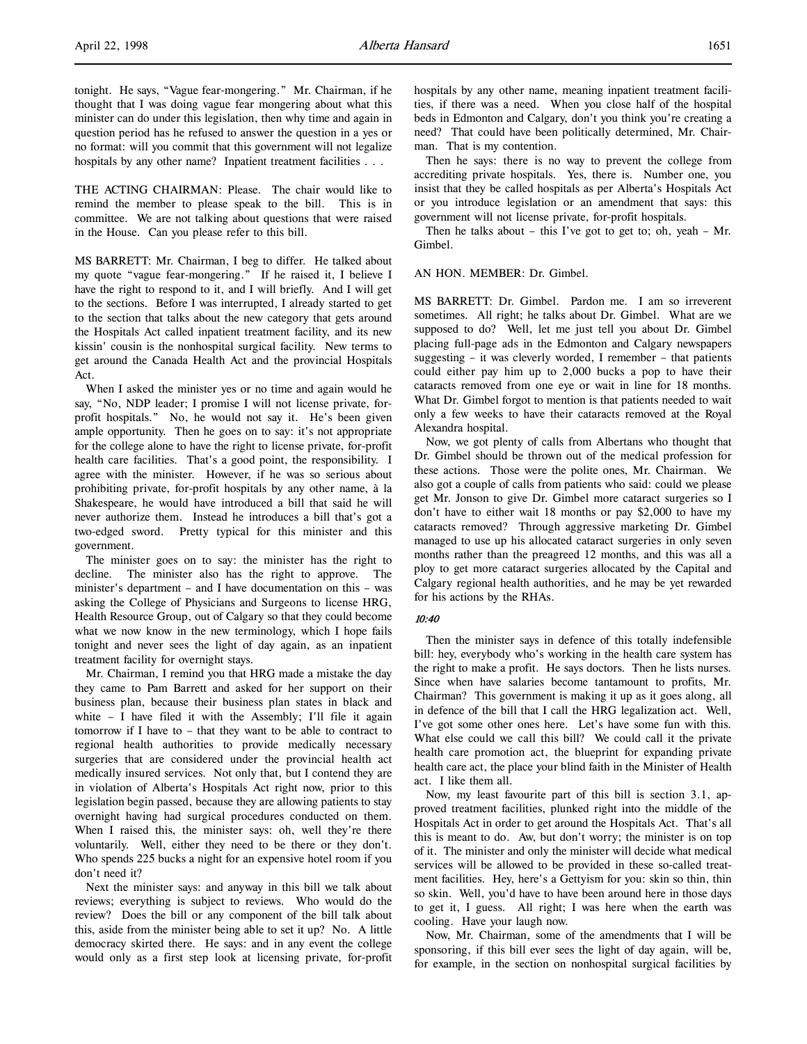tonight. He says, "Vague fear-mongering." Mr. Chairman, if he thought that I was doing vague fear mongering about what this minister can do under this legislation, then why time and again in question period has he refused to answer the question in a yes or no format: will you commit that this government will not legalize hospitals by any other name? Inpatient treatment facilities . . .

THE ACTING CHAIRMAN: Please. The chair would like to remind the member to please speak to the bill. This is in committee. We are not talking about questions that were raised in the House. Can you please refer to this bill.

MS BARRETT: Mr. Chairman, I beg to differ. He talked about my quote "vague fear-mongering." If he raised it, I believe I have the right to respond to it, and I will briefly. And I will get to the sections. Before I was interrupted, I already started to get to the section that talks about the new category that gets around the Hospitals Act called inpatient treatment facility, and its new kissin' cousin is the nonhospital surgical facility. New terms to get around the Canada Health Act and the provincial Hospitals Act.

When I asked the minister yes or no time and again would he say, "No, NDP leader; I promise I will not license private, for-profit hospitals." No, he would not say it. He's been given ample opportunity. Then he goes on to say: it's not appropriate for the college alone to have the right to license private, for-profit health care facilities. That's a good point, the responsibility. I agree with the minister. However, if he was so serious about prohibiting private, for-profit hospitals by any other name, à la Shakespeare, he would have introduced a bill that said he will never authorize them. Instead he introduces a bill that's got a two-edged sword. Pretty typical for this minister and this government.

The minister goes on to say: the minister has the right to decline. The minister also has the right to approve. The minister's department – and I have documentation on this – was asking the College of Physicians and Surgeons to license HRG, Health Resource Group, out of Calgary so that they could become what we now know in the new terminology, which I hope fails tonight and never sees the light of day again, as an inpatient treatment facility for overnight stays.

Mr. Chairman, I remind you that HRG made a mistake the day they came to Pam Barrett and asked for her support on their business plan, because their business plan states in black and white – I have filed it with the Assembly; I'll file it again tomorrow if I have to – that they want to be able to contract to regional health authorities to provide medically necessary surgeries that are considered under the provincial health act medically insured services. Not only that, but I contend they are in violation of Alberta's Hospitals Act right now, prior to this legislation begin passed, because they are allowing patients to stay overnight having had surgical procedures conducted on them. When I raised this, the minister says: oh, well they're there voluntarily. Well, either they need to be there or they don't. Who spends 225 bucks a night for an expensive hotel room if you don't need it?

Next the minister says: and anyway in this bill we talk about reviews; everything is subject to reviews. Who would do the review? Does the bill or any component of the bill talk about this, aside from the minister being able to set it up? No. A little democracy skirted there. He says: and in any event the college would only as a first step look at licensing private, for-profit hospitals by any other name, meaning inpatient treatment facilities, if there was a need. When you close half of the hospital beds in Edmonton and Calgary, don't you think you're creating a need? That could have been politically determined, Mr. Chairman. That is my contention.

Then he says: there is no way to prevent the college from accrediting private hospitals. Yes, there is. Number one, you insist that they be called hospitals as per Alberta's Hospitals Act or you introduce legislation or an amendment that says: this government will not license private, for-profit hospitals.

Then he talks about – this I've got to get to; oh, yeah – Mr. Gimbel.

AN HON. MEMBER: Dr. Gimbel.

MS BARRETT: Dr. Gimbel. Pardon me. I am so irreverent sometimes. All right; he talks about Dr. Gimbel. What are we supposed to do? Well, let me just tell you about Dr. Gimbel placing full-page ads in the Edmonton and Calgary newspapers suggesting – it was cleverly worded, I remember – that patients could either pay him up to 2,000 bucks a pop to have their cataracts removed from one eye or wait in line for 18 months. What Dr. Gimbel forgot to mention is that patients needed to wait only a few weeks to have their cataracts removed at the Royal Alexandra hospital.

Now, we got plenty of calls from Albertans who thought that Dr. Gimbel should be thrown out of the medical profession for these actions. Those were the polite ones, Mr. Chairman. We also got a couple of calls from patients who said: could we please get Mr. Jonson to give Dr. Gimbel more cataract surgeries so I don't have to either wait 18 months or pay $2,000 to have my cataracts removed? Through aggressive marketing Dr. Gimbel managed to use up his allocated cataract surgeries in only seven months rather than the preagreed 12 months, and this was all a ploy to get more cataract surgeries allocated by the Capital and Calgary regional health authorities, and he may be yet rewarded for his actions by the RHAs.

*10:40*

Then the minister says in defence of this totally indefensible bill: hey, everybody who's working in the health care system has the right to make a profit. He says doctors. Then he lists nurses. Since when have salaries become tantamount to profits, Mr. Chairman? This government is making it up as it goes along, all in defence of the bill that I call the HRG legalization act. Well, I've got some other ones here. Let's have some fun with this. What else could we call this bill? We could call it the private health care promotion act, the blueprint for expanding private health care act, the place your blind faith in the Minister of Health act. I like them all.

Now, my least favourite part of this bill is section 3.1, approved treatment facilities, plunked right into the middle of the Hospitals Act in order to get around the Hospitals Act. That's all this is meant to do. Aw, but don't worry; the minister is on top of it. The minister and only the minister will decide what medical services will be allowed to be provided in these so-called treatment facilities. Hey, here's a Gettyism for you: skin so thin, thin so skin. Well, you'd have to have been around here in those days to get it, I guess. All right; I was here when the earth was cooling. Have your laugh now.

Now, Mr. Chairman, some of the amendments that I will be sponsoring, if this bill ever sees the light of day again, will be, for example, in the section on nonhospital surgical facilities by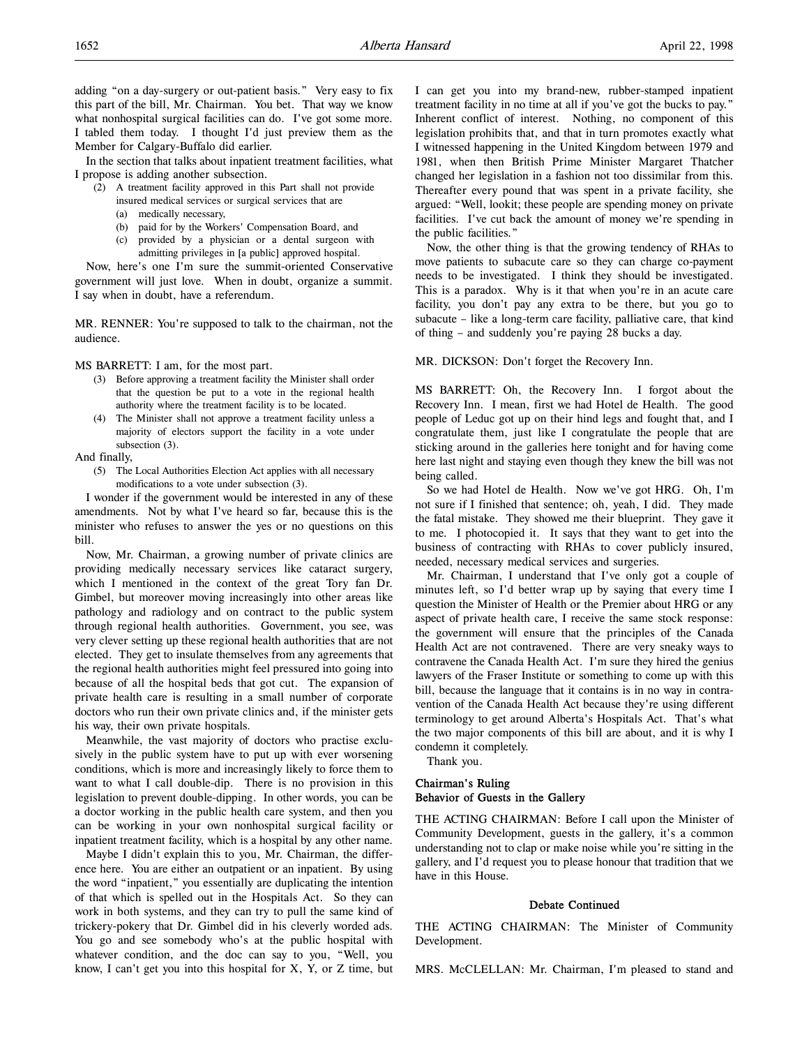adding "on a day-surgery or out-patient basis." Very easy to fix this part of the bill, Mr. Chairman. You bet. That way we know what nonhospital surgical facilities can do. I've got some more. I tabled them today. I thought I'd just preview them as the Member for Calgary-Buffalo did earlier.

In the section that talks about inpatient treatment facilities, what I propose is adding another subsection.

> (2) A treatment facility approved in this Part shall not provide insured medical services or surgical services that are
> (a) medically necessary,
> (b) paid for by the Workers' Compensation Board, and
> (c) provided by a physician or a dental surgeon with admitting privileges in [a public] approved hospital.

Now, here's one I'm sure the summit-oriented Conservative government will just love. When in doubt, organize a summit. I say when in doubt, have a referendum.

MR. RENNER: You're supposed to talk to the chairman, not the audience.

MS BARRETT: I am, for the most part.

> (3) Before approving a treatment facility the Minister shall order that the question be put to a vote in the regional health authority where the treatment facility is to be located.
> (4) The Minister shall not approve a treatment facility unless a majority of electors support the facility in a vote under subsection (3).

And finally,

> (5) The Local Authorities Election Act applies with all necessary modifications to a vote under subsection (3).

I wonder if the government would be interested in any of these amendments. Not by what I've heard so far, because this is the minister who refuses to answer the yes or no questions on this bill.

Now, Mr. Chairman, a growing number of private clinics are providing medically necessary services like cataract surgery, which I mentioned in the context of the great Tory fan Dr. Gimbel, but moreover moving increasingly into other areas like pathology and radiology and on contract to the public system through regional health authorities. Government, you see, was very clever setting up these regional health authorities that are not elected. They get to insulate themselves from any agreements that the regional health authorities might feel pressured into going into because of all the hospital beds that got cut. The expansion of private health care is resulting in a small number of corporate doctors who run their own private clinics and, if the minister gets his way, their own private hospitals.

Meanwhile, the vast majority of doctors who practise exclusively in the public system have to put up with ever worsening conditions, which is more and increasingly likely to force them to want to what I call double-dip. There is no provision in this legislation to prevent double-dipping. In other words, you can be a doctor working in the public health care system, and then you can be working in your own nonhospital surgical facility or inpatient treatment facility, which is a hospital by any other name.

Maybe I didn't explain this to you, Mr. Chairman, the difference here. You are either an outpatient or an inpatient. By using the word "inpatient," you essentially are duplicating the intention of that which is spelled out in the Hospitals Act. So they can work in both systems, and they can try to pull the same kind of trickery-pokery that Dr. Gimbel did in his cleverly worded ads. You go and see somebody who's at the public hospital with whatever condition, and the doc can say to you, "Well, you know, I can't get you into this hospital for X, Y, or Z time, but I can get you into my brand-new, rubber-stamped inpatient treatment facility in no time at all if you've got the bucks to pay." Inherent conflict of interest. Nothing, no component of this legislation prohibits that, and that in turn promotes exactly what I witnessed happening in the United Kingdom between 1979 and 1981, when then British Prime Minister Margaret Thatcher changed her legislation in a fashion not too dissimilar from this. Thereafter every pound that was spent in a private facility, she argued: "Well, lookit; these people are spending money on private facilities. I've cut back the amount of money we're spending in the public facilities."

Now, the other thing is that the growing tendency of RHAs to move patients to subacute care so they can charge co-payment needs to be investigated. I think they should be investigated. This is a paradox. Why is it that when you're in an acute care facility, you don't pay any extra to be there, but you go to subacute – like a long-term care facility, palliative care, that kind of thing – and suddenly you're paying 28 bucks a day.

MR. DICKSON: Don't forget the Recovery Inn.

MS BARRETT: Oh, the Recovery Inn. I forgot about the Recovery Inn. I mean, first we had Hotel de Health. The good people of Leduc got up on their hind legs and fought that, and I congratulate them, just like I congratulate the people that are sticking around in the galleries here tonight and for having come here last night and staying even though they knew the bill was not being called.

So we had Hotel de Health. Now we've got HRG. Oh, I'm not sure if I finished that sentence; oh, yeah, I did. They made the fatal mistake. They showed me their blueprint. They gave it to me. I photocopied it. It says that they want to get into the business of contracting with RHAs to cover publicly insured, needed, necessary medical services and surgeries.

Mr. Chairman, I understand that I've only got a couple of minutes left, so I'd better wrap up by saying that every time I question the Minister of Health or the Premier about HRG or any aspect of private health care, I receive the same stock response: the government will ensure that the principles of the Canada Health Act are not contravened. There are very sneaky ways to contravene the Canada Health Act. I'm sure they hired the genius lawyers of the Fraser Institute or something to come up with this bill, because the language that it contains is in no way in contravention of the Canada Health Act because they're using different terminology to get around Alberta's Hospitals Act. That's what the two major components of this bill are about, and it is why I condemn it completely.

Thank you.

### Chairman's Ruling
### Behavior of Guests in the Gallery

THE ACTING CHAIRMAN: Before I call upon the Minister of Community Development, guests in the gallery, it's a common understanding not to clap or make noise while you're sitting in the gallery, and I'd request you to please honour that tradition that we have in this House.

### Debate Continued

THE ACTING CHAIRMAN: The Minister of Community Development.

MRS. McCLELLAN: Mr. Chairman, I'm pleased to stand and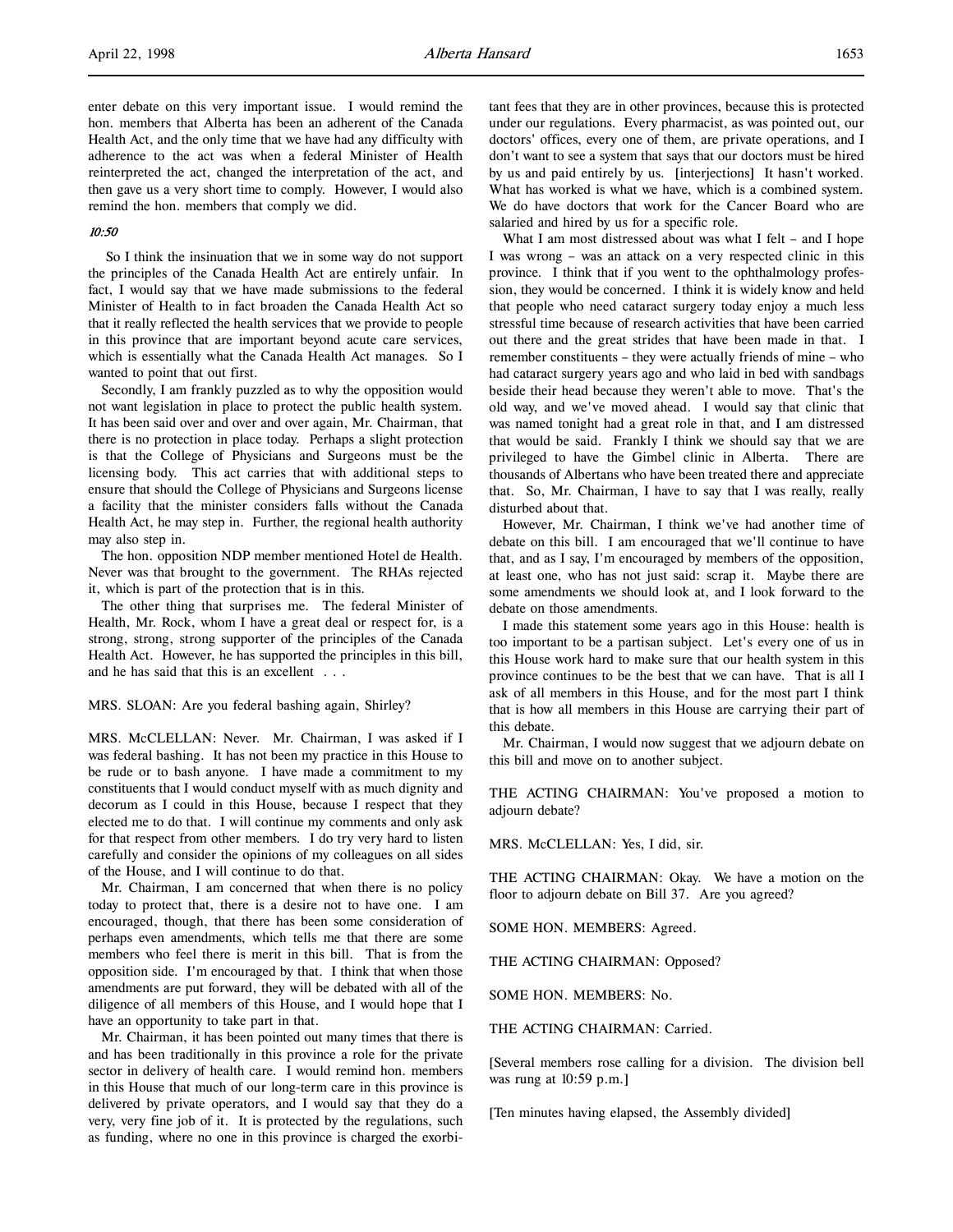enter debate on this very important issue. I would remind the hon. members that Alberta has been an adherent of the Canada Health Act, and the only time that we have had any difficulty with adherence to the act was when a federal Minister of Health reinterpreted the act, changed the interpretation of the act, and then gave us a very short time to comply. However, I would also remind the hon. members that comply we did.

*10:50*

So I think the insinuation that we in some way do not support the principles of the Canada Health Act are entirely unfair. In fact, I would say that we have made submissions to the federal Minister of Health to in fact broaden the Canada Health Act so that it really reflected the health services that we provide to people in this province that are important beyond acute care services, which is essentially what the Canada Health Act manages. So I wanted to point that out first.

Secondly, I am frankly puzzled as to why the opposition would not want legislation in place to protect the public health system. It has been said over and over and over again, Mr. Chairman, that there is no protection in place today. Perhaps a slight protection is that the College of Physicians and Surgeons must be the licensing body. This act carries that with additional steps to ensure that should the College of Physicians and Surgeons license a facility that the minister considers falls without the Canada Health Act, he may step in. Further, the regional health authority may also step in.

The hon. opposition NDP member mentioned Hotel de Health. Never was that brought to the government. The RHAs rejected it, which is part of the protection that is in this.

The other thing that surprises me. The federal Minister of Health, Mr. Rock, whom I have a great deal or respect for, is a strong, strong, strong supporter of the principles of the Canada Health Act. However, he has supported the principles in this bill, and he has said that this is an excellent . . .

MRS. SLOAN: Are you federal bashing again, Shirley?

MRS. McCLELLAN: Never. Mr. Chairman, I was asked if I was federal bashing. It has not been my practice in this House to be rude or to bash anyone. I have made a commitment to my constituents that I would conduct myself with as much dignity and decorum as I could in this House, because I respect that they elected me to do that. I will continue my comments and only ask for that respect from other members. I do try very hard to listen carefully and consider the opinions of my colleagues on all sides of the House, and I will continue to do that.

Mr. Chairman, I am concerned that when there is no policy today to protect that, there is a desire not to have one. I am encouraged, though, that there has been some consideration of perhaps even amendments, which tells me that there are some members who feel there is merit in this bill. That is from the opposition side. I'm encouraged by that. I think that when those amendments are put forward, they will be debated with all of the diligence of all members of this House, and I would hope that I have an opportunity to take part in that.

Mr. Chairman, it has been pointed out many times that there is and has been traditionally in this province a role for the private sector in delivery of health care. I would remind hon. members in this House that much of our long-term care in this province is delivered by private operators, and I would say that they do a very, very fine job of it. It is protected by the regulations, such as funding, where no one in this province is charged the exorbitant fees that they are in other provinces, because this is protected under our regulations. Every pharmacist, as was pointed out, our doctors' offices, every one of them, are private operations, and I don't want to see a system that says that our doctors must be hired by us and paid entirely by us. [interjections] It hasn't worked. What has worked is what we have, which is a combined system. We do have doctors that work for the Cancer Board who are salaried and hired by us for a specific role.

What I am most distressed about was what I felt – and I hope I was wrong – was an attack on a very respected clinic in this province. I think that if you went to the ophthalmology profession, they would be concerned. I think it is widely know and held that people who need cataract surgery today enjoy a much less stressful time because of research activities that have been carried out there and the great strides that have been made in that. I remember constituents – they were actually friends of mine – who had cataract surgery years ago and who laid in bed with sandbags beside their head because they weren't able to move. That's the old way, and we've moved ahead. I would say that clinic that was named tonight had a great role in that, and I am distressed that would be said. Frankly I think we should say that we are privileged to have the Gimbel clinic in Alberta. There are thousands of Albertans who have been treated there and appreciate that. So, Mr. Chairman, I have to say that I was really, really disturbed about that.

However, Mr. Chairman, I think we've had another time of debate on this bill. I am encouraged that we'll continue to have that, and as I say, I'm encouraged by members of the opposition, at least one, who has not just said: scrap it. Maybe there are some amendments we should look at, and I look forward to the debate on those amendments.

I made this statement some years ago in this House: health is too important to be a partisan subject. Let's every one of us in this House work hard to make sure that our health system in this province continues to be the best that we can have. That is all I ask of all members in this House, and for the most part I think that is how all members in this House are carrying their part of this debate.

Mr. Chairman, I would now suggest that we adjourn debate on this bill and move on to another subject.

THE ACTING CHAIRMAN: You've proposed a motion to adjourn debate?

MRS. McCLELLAN: Yes, I did, sir.

THE ACTING CHAIRMAN: Okay. We have a motion on the floor to adjourn debate on Bill 37. Are you agreed?

SOME HON. MEMBERS: Agreed.

THE ACTING CHAIRMAN: Opposed?

SOME HON. MEMBERS: No.

THE ACTING CHAIRMAN: Carried.

[Several members rose calling for a division. The division bell was rung at 10:59 p.m.]

[Ten minutes having elapsed, the Assembly divided]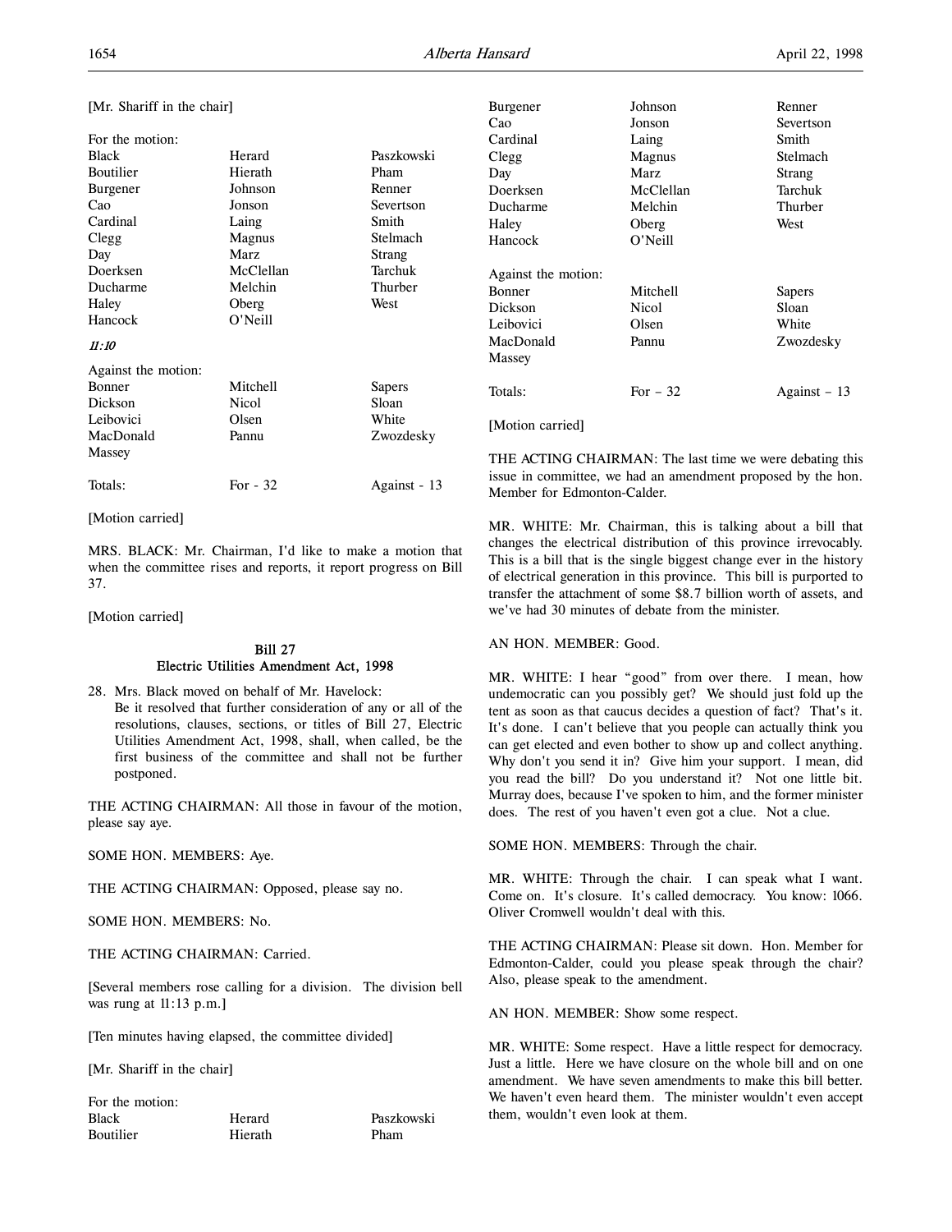[Mr. Shariff in the chair]

| | | |
|---|---|---|
| For the motion: | | |
| Black | Herard | Paszkowski |
| Boutilier | Hierath | Pham |
| Burgener | Johnson | Renner |
| Cao | Jonson | Severtson |
| Cardinal | Laing | Smith |
| Clegg | Magnus | Stelmach |
| Day | Marz | Strang |
| Doerksen | McClellan | Tarchuk |
| Ducharme | Melchin | Thurber |
| Haley | Oberg | West |
| Hancock | O'Neill | |

*11:10*

| | | |
|---|---|---|
| Against the motion: | | |
| Bonner | Mitchell | Sapers |
| Dickson | Nicol | Sloan |
| Leibovici | Olsen | White |
| MacDonald | Pannu | Zwozdesky |
| Massey | | |
| Totals: | For - 32 | Against - 13 |

[Motion carried]

MRS. BLACK: Mr. Chairman, I'd like to make a motion that when the committee rises and reports, it report progress on Bill 37.

[Motion carried]

### Bill 27
### Electric Utilities Amendment Act, 1998

28. Mrs. Black moved on behalf of Mr. Havelock:
Be it resolved that further consideration of any or all of the resolutions, clauses, sections, or titles of Bill 27, Electric Utilities Amendment Act, 1998, shall, when called, be the first business of the committee and shall not be further postponed.

THE ACTING CHAIRMAN: All those in favour of the motion, please say aye.

SOME HON. MEMBERS: Aye.

THE ACTING CHAIRMAN: Opposed, please say no.

SOME HON. MEMBERS: No.

THE ACTING CHAIRMAN: Carried.

[Several members rose calling for a division. The division bell was rung at 11:13 p.m.]

[Ten minutes having elapsed, the committee divided]

[Mr. Shariff in the chair]

| | | |
|---|---|---|
| For the motion: | | |
| Black | Herard | Paszkowski |
| Boutilier | Hierath | Pham |
| Burgener | Johnson | Renner |
| Cao | Jonson | Severtson |
| Cardinal | Laing | Smith |
| Clegg | Magnus | Stelmach |
| Day | Marz | Strang |
| Doerksen | McClellan | Tarchuk |
| Ducharme | Melchin | Thurber |
| Haley | Oberg | West |
| Hancock | O'Neill | |

| | | |
|---|---|---|
| Against the motion: | | |
| Bonner | Mitchell | Sapers |
| Dickson | Nicol | Sloan |
| Leibovici | Olsen | White |
| MacDonald | Pannu | Zwozdesky |
| Massey | | |
| Totals: | For – 32 | Against – 13 |

[Motion carried]

THE ACTING CHAIRMAN: The last time we were debating this issue in committee, we had an amendment proposed by the hon. Member for Edmonton-Calder.

MR. WHITE: Mr. Chairman, this is talking about a bill that changes the electrical distribution of this province irrevocably. This is a bill that is the single biggest change ever in the history of electrical generation in this province. This bill is purported to transfer the attachment of some $8.7 billion worth of assets, and we've had 30 minutes of debate from the minister.

AN HON. MEMBER: Good.

MR. WHITE: I hear "good" from over there. I mean, how undemocratic can you possibly get? We should just fold up the tent as soon as that caucus decides a question of fact? That's it. It's done. I can't believe that you people can actually think you can get elected and even bother to show up and collect anything. Why don't you send it in? Give him your support. I mean, did you read the bill? Do you understand it? Not one little bit. Murray does, because I've spoken to him, and the former minister does. The rest of you haven't even got a clue. Not a clue.

SOME HON. MEMBERS: Through the chair.

MR. WHITE: Through the chair. I can speak what I want. Come on. It's closure. It's called democracy. You know: 1066. Oliver Cromwell wouldn't deal with this.

THE ACTING CHAIRMAN: Please sit down. Hon. Member for Edmonton-Calder, could you please speak through the chair? Also, please speak to the amendment.

AN HON. MEMBER: Show some respect.

MR. WHITE: Some respect. Have a little respect for democracy. Just a little. Here we have closure on the whole bill and on one amendment. We have seven amendments to make this bill better. We haven't even heard them. The minister wouldn't even accept them, wouldn't even look at them.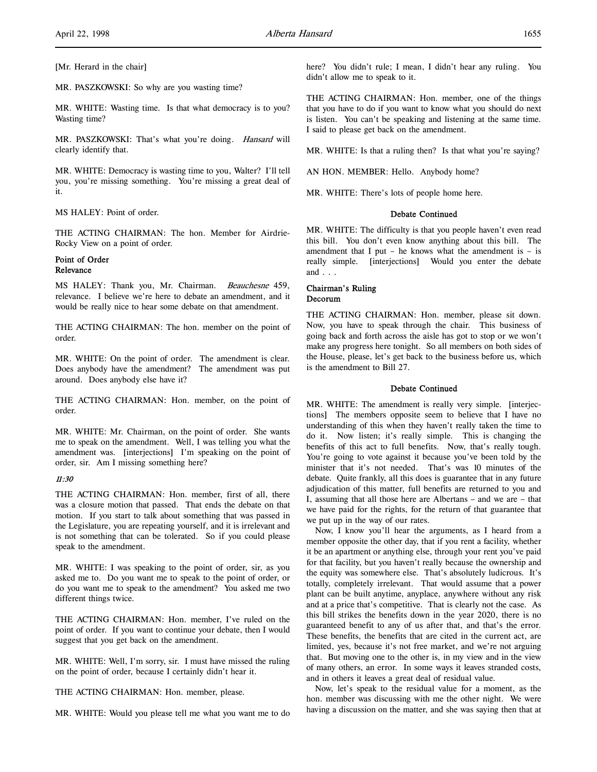[Mr. Herard in the chair]

MR. PASZKOWSKI: So why are you wasting time?

MR. WHITE: Wasting time. Is that what democracy is to you? Wasting time?

MR. PASZKOWSKI: That's what you're doing. *Hansard* will clearly identify that.

MR. WHITE: Democracy is wasting time to you, Walter? I'll tell you, you're missing something. You're missing a great deal of it.

MS HALEY: Point of order.

THE ACTING CHAIRMAN: The hon. Member for Airdrie-Rocky View on a point of order.

**Point of Order**
**Relevance**

MS HALEY: Thank you, Mr. Chairman. *Beauchesne* 459, relevance. I believe we're here to debate an amendment, and it would be really nice to hear some debate on that amendment.

THE ACTING CHAIRMAN: The hon. member on the point of order.

MR. WHITE: On the point of order. The amendment is clear. Does anybody have the amendment? The amendment was put around. Does anybody else have it?

THE ACTING CHAIRMAN: Hon. member, on the point of order.

MR. WHITE: Mr. Chairman, on the point of order. She wants me to speak on the amendment. Well, I was telling you what the amendment was. [interjections] I'm speaking on the point of order, sir. Am I missing something here?

*11:30*

THE ACTING CHAIRMAN: Hon. member, first of all, there was a closure motion that passed. That ends the debate on that motion. If you start to talk about something that was passed in the Legislature, you are repeating yourself, and it is irrelevant and is not something that can be tolerated. So if you could please speak to the amendment.

MR. WHITE: I was speaking to the point of order, sir, as you asked me to. Do you want me to speak to the point of order, or do you want me to speak to the amendment? You asked me two different things twice.

THE ACTING CHAIRMAN: Hon. member, I've ruled on the point of order. If you want to continue your debate, then I would suggest that you get back on the amendment.

MR. WHITE: Well, I'm sorry, sir. I must have missed the ruling on the point of order, because I certainly didn't hear it.

THE ACTING CHAIRMAN: Hon. member, please.

MR. WHITE: Would you please tell me what you want me to do here? You didn't rule; I mean, I didn't hear any ruling. You didn't allow me to speak to it.

THE ACTING CHAIRMAN: Hon. member, one of the things that you have to do if you want to know what you should do next is listen. You can't be speaking and listening at the same time. I said to please get back on the amendment.

MR. WHITE: Is that a ruling then? Is that what you're saying?

AN HON. MEMBER: Hello. Anybody home?

MR. WHITE: There's lots of people home here.

**Debate Continued**

MR. WHITE: The difficulty is that you people haven't even read this bill. You don't even know anything about this bill. The amendment that I put – he knows what the amendment is – is really simple. [interjections] Would you enter the debate and . . .

**Chairman's Ruling**
**Decorum**

THE ACTING CHAIRMAN: Hon. member, please sit down. Now, you have to speak through the chair. This business of going back and forth across the aisle has got to stop or we won't make any progress here tonight. So all members on both sides of the House, please, let's get back to the business before us, which is the amendment to Bill 27.

**Debate Continued**

MR. WHITE: The amendment is really very simple. [interjections] The members opposite seem to believe that I have no understanding of this when they haven't really taken the time to do it. Now listen; it's really simple. This is changing the benefits of this act to full benefits. Now, that's really tough. You're going to vote against it because you've been told by the minister that it's not needed. That's was 10 minutes of the debate. Quite frankly, all this does is guarantee that in any future adjudication of this matter, full benefits are returned to you and I, assuming that all those here are Albertans – and we are – that we have paid for the rights, for the return of that guarantee that we put up in the way of our rates.

Now, I know you'll hear the arguments, as I heard from a member opposite the other day, that if you rent a facility, whether it be an apartment or anything else, through your rent you've paid for that facility, but you haven't really because the ownership and the equity was somewhere else. That's absolutely ludicrous. It's totally, completely irrelevant. That would assume that a power plant can be built anytime, anyplace, anywhere without any risk and at a price that's competitive. That is clearly not the case. As this bill strikes the benefits down in the year 2020, there is no guaranteed benefit to any of us after that, and that's the error. These benefits, the benefits that are cited in the current act, are limited, yes, because it's not free market, and we're not arguing that. But moving one to the other is, in my view and in the view of many others, an error. In some ways it leaves stranded costs, and in others it leaves a great deal of residual value.

Now, let's speak to the residual value for a moment, as the hon. member was discussing with me the other night. We were having a discussion on the matter, and she was saying then that at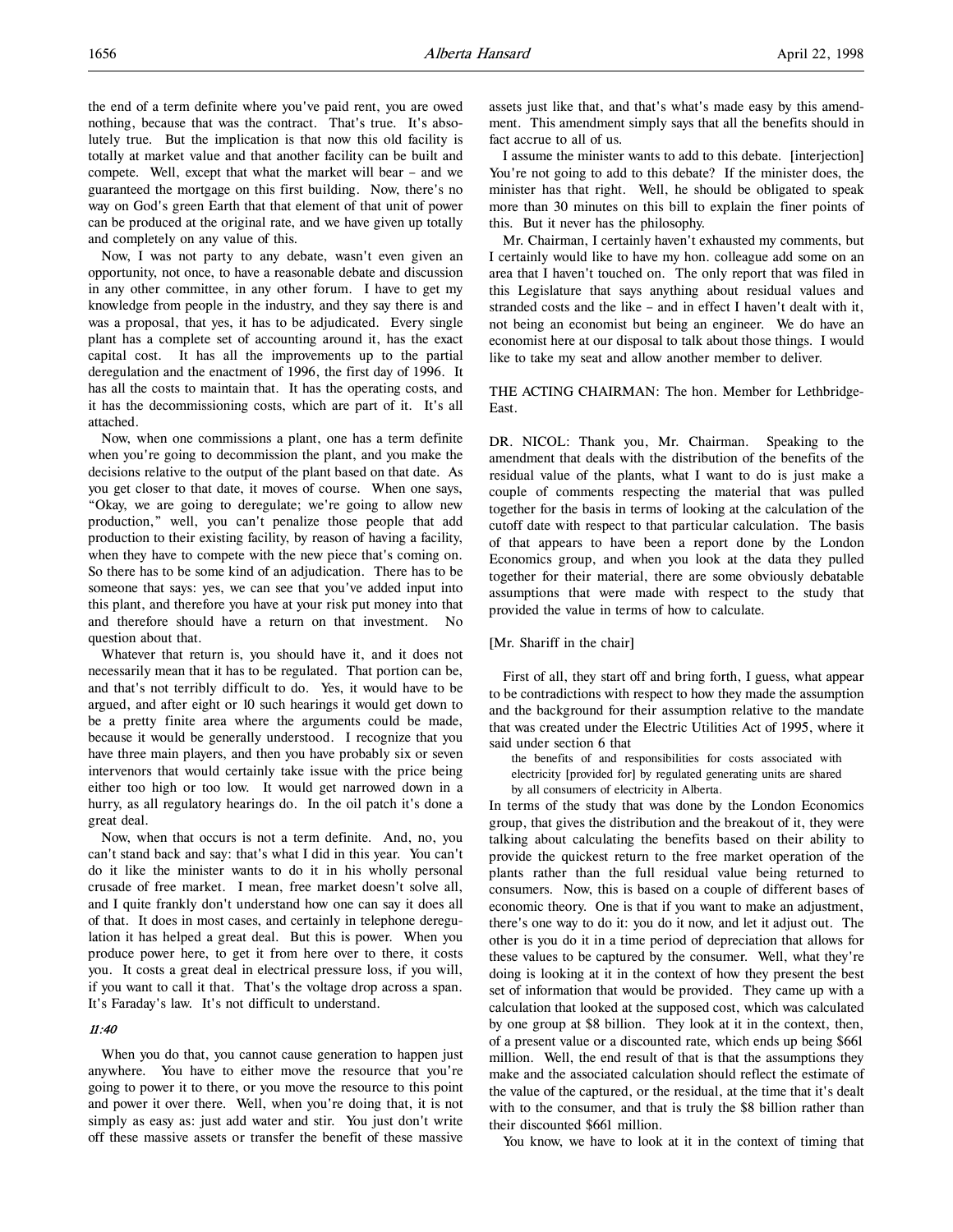the end of a term definite where you've paid rent, you are owed nothing, because that was the contract. That's true. It's absolutely true. But the implication is that now this old facility is totally at market value and that another facility can be built and compete. Well, except that what the market will bear – and we guaranteed the mortgage on this first building. Now, there's no way on God's green Earth that that element of that unit of power can be produced at the original rate, and we have given up totally and completely on any value of this.

Now, I was not party to any debate, wasn't even given an opportunity, not once, to have a reasonable debate and discussion in any other committee, in any other forum. I have to get my knowledge from people in the industry, and they say there is and was a proposal, that yes, it has to be adjudicated. Every single plant has a complete set of accounting around it, has the exact capital cost. It has all the improvements up to the partial deregulation and the enactment of 1996, the first day of 1996. It has all the costs to maintain that. It has the operating costs, and it has the decommissioning costs, which are part of it. It's all attached.

Now, when one commissions a plant, one has a term definite when you're going to decommission the plant, and you make the decisions relative to the output of the plant based on that date. As you get closer to that date, it moves of course. When one says, "Okay, we are going to deregulate; we're going to allow new production," well, you can't penalize those people that add production to their existing facility, by reason of having a facility, when they have to compete with the new piece that's coming on. So there has to be some kind of an adjudication. There has to be someone that says: yes, we can see that you've added input into this plant, and therefore you have at your risk put money into that and therefore should have a return on that investment. No question about that.

Whatever that return is, you should have it, and it does not necessarily mean that it has to be regulated. That portion can be, and that's not terribly difficult to do. Yes, it would have to be argued, and after eight or 10 such hearings it would get down to be a pretty finite area where the arguments could be made, because it would be generally understood. I recognize that you have three main players, and then you have probably six or seven intervenors that would certainly take issue with the price being either too high or too low. It would get narrowed down in a hurry, as all regulatory hearings do. In the oil patch it's done a great deal.

Now, when that occurs is not a term definite. And, no, you can't stand back and say: that's what I did in this year. You can't do it like the minister wants to do it in his wholly personal crusade of free market. I mean, free market doesn't solve all, and I quite frankly don't understand how one can say it does all of that. It does in most cases, and certainly in telephone deregulation it has helped a great deal. But this is power. When you produce power here, to get it from here over to there, it costs you. It costs a great deal in electrical pressure loss, if you will, if you want to call it that. That's the voltage drop across a span. It's Faraday's law. It's not difficult to understand.

*11:40*

When you do that, you cannot cause generation to happen just anywhere. You have to either move the resource that you're going to power it to there, or you move the resource to this point and power it over there. Well, when you're doing that, it is not simply as easy as: just add water and stir. You just don't write off these massive assets or transfer the benefit of these massive assets just like that, and that's what's made easy by this amendment. This amendment simply says that all the benefits should in fact accrue to all of us.

I assume the minister wants to add to this debate. [interjection] You're not going to add to this debate? If the minister does, the minister has that right. Well, he should be obligated to speak more than 30 minutes on this bill to explain the finer points of this. But it never has the philosophy.

Mr. Chairman, I certainly haven't exhausted my comments, but I certainly would like to have my hon. colleague add some on an area that I haven't touched on. The only report that was filed in this Legislature that says anything about residual values and stranded costs and the like – and in effect I haven't dealt with it, not being an economist but being an engineer. We do have an economist here at our disposal to talk about those things. I would like to take my seat and allow another member to deliver.

THE ACTING CHAIRMAN: The hon. Member for Lethbridge-East.

DR. NICOL: Thank you, Mr. Chairman. Speaking to the amendment that deals with the distribution of the benefits of the residual value of the plants, what I want to do is just make a couple of comments respecting the material that was pulled together for the basis in terms of looking at the calculation of the cutoff date with respect to that particular calculation. The basis of that appears to have been a report done by the London Economics group, and when you look at the data they pulled together for their material, there are some obviously debatable assumptions that were made with respect to the study that provided the value in terms of how to calculate.

[Mr. Shariff in the chair]

First of all, they start off and bring forth, I guess, what appear to be contradictions with respect to how they made the assumption and the background for their assumption relative to the mandate that was created under the Electric Utilities Act of 1995, where it said under section 6 that

> the benefits of and responsibilities for costs associated with electricity [provided for] by regulated generating units are shared by all consumers of electricity in Alberta.

In terms of the study that was done by the London Economics group, that gives the distribution and the breakout of it, they were talking about calculating the benefits based on their ability to provide the quickest return to the free market operation of the plants rather than the full residual value being returned to consumers. Now, this is based on a couple of different bases of economic theory. One is that if you want to make an adjustment, there's one way to do it: you do it now, and let it adjust out. The other is you do it in a time period of depreciation that allows for these values to be captured by the consumer. Well, what they're doing is looking at it in the context of how they present the best set of information that would be provided. They came up with a calculation that looked at the supposed cost, which was calculated by one group at $8 billion. They look at it in the context, then, of a present value or a discounted rate, which ends up being $661 million. Well, the end result of that is that the assumptions they make and the associated calculation should reflect the estimate of the value of the captured, or the residual, at the time that it's dealt with to the consumer, and that is truly the $8 billion rather than their discounted $661 million.

You know, we have to look at it in the context of timing that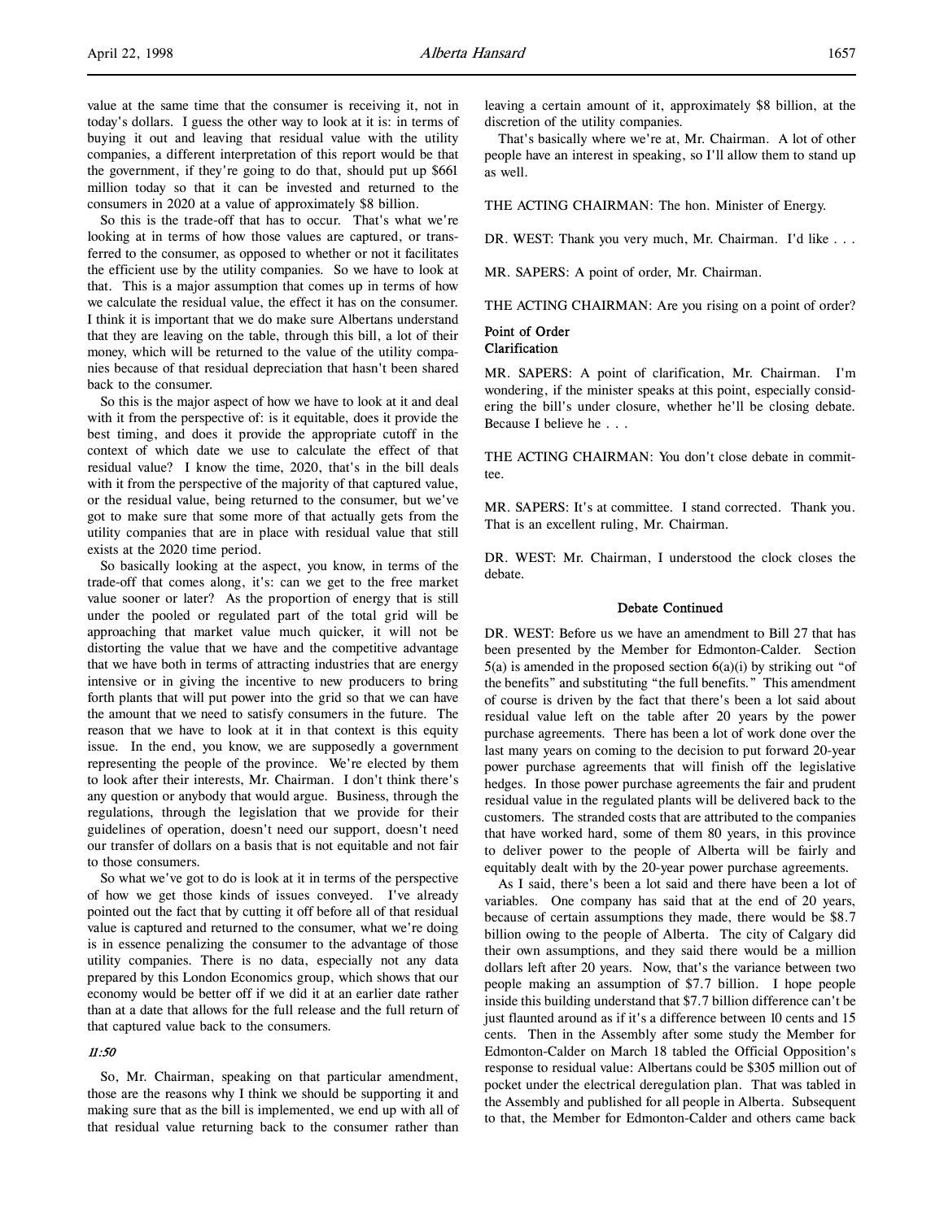value at the same time that the consumer is receiving it, not in today's dollars. I guess the other way to look at it is: in terms of buying it out and leaving that residual value with the utility companies, a different interpretation of this report would be that the government, if they're going to do that, should put up $661 million today so that it can be invested and returned to the consumers in 2020 at a value of approximately $8 billion.

So this is the trade-off that has to occur. That's what we're looking at in terms of how those values are captured, or transferred to the consumer, as opposed to whether or not it facilitates the efficient use by the utility companies. So we have to look at that. This is a major assumption that comes up in terms of how we calculate the residual value, the effect it has on the consumer. I think it is important that we do make sure Albertans understand that they are leaving on the table, through this bill, a lot of their money, which will be returned to the value of the utility companies because of that residual depreciation that hasn't been shared back to the consumer.

So this is the major aspect of how we have to look at it and deal with it from the perspective of: is it equitable, does it provide the best timing, and does it provide the appropriate cutoff in the context of which date we use to calculate the effect of that residual value? I know the time, 2020, that's in the bill deals with it from the perspective of the majority of that captured value, or the residual value, being returned to the consumer, but we've got to make sure that some more of that actually gets from the utility companies that are in place with residual value that still exists at the 2020 time period.

So basically looking at the aspect, you know, in terms of the trade-off that comes along, it's: can we get to the free market value sooner or later? As the proportion of energy that is still under the pooled or regulated part of the total grid will be approaching that market value much quicker, it will not be distorting the value that we have and the competitive advantage that we have both in terms of attracting industries that are energy intensive or in giving the incentive to new producers to bring forth plants that will put power into the grid so that we can have the amount that we need to satisfy consumers in the future. The reason that we have to look at it in that context is this equity issue. In the end, you know, we are supposedly a government representing the people of the province. We're elected by them to look after their interests, Mr. Chairman. I don't think there's any question or anybody that would argue. Business, through the regulations, through the legislation that we provide for their guidelines of operation, doesn't need our support, doesn't need our transfer of dollars on a basis that is not equitable and not fair to those consumers.

So what we've got to do is look at it in terms of the perspective of how we get those kinds of issues conveyed. I've already pointed out the fact that by cutting it off before all of that residual value is captured and returned to the consumer, what we're doing is in essence penalizing the consumer to the advantage of those utility companies. There is no data, especially not any data prepared by this London Economics group, which shows that our economy would be better off if we did it at an earlier date rather than at a date that allows for the full release and the full return of that captured value back to the consumers.

*11:50*

So, Mr. Chairman, speaking on that particular amendment, those are the reasons why I think we should be supporting it and making sure that as the bill is implemented, we end up with all of that residual value returning back to the consumer rather than leaving a certain amount of it, approximately $8 billion, at the discretion of the utility companies.

That's basically where we're at, Mr. Chairman. A lot of other people have an interest in speaking, so I'll allow them to stand up as well.

THE ACTING CHAIRMAN: The hon. Minister of Energy.

DR. WEST: Thank you very much, Mr. Chairman. I'd like . . .

MR. SAPERS: A point of order, Mr. Chairman.

THE ACTING CHAIRMAN: Are you rising on a point of order?

**Point of Order**
**Clarification**

MR. SAPERS: A point of clarification, Mr. Chairman. I'm wondering, if the minister speaks at this point, especially considering the bill's under closure, whether he'll be closing debate. Because I believe he . . .

THE ACTING CHAIRMAN: You don't close debate in committee.

MR. SAPERS: It's at committee. I stand corrected. Thank you. That is an excellent ruling, Mr. Chairman.

DR. WEST: Mr. Chairman, I understood the clock closes the debate.

**Debate Continued**

DR. WEST: Before us we have an amendment to Bill 27 that has been presented by the Member for Edmonton-Calder. Section 5(a) is amended in the proposed section 6(a)(i) by striking out "of the benefits" and substituting "the full benefits." This amendment of course is driven by the fact that there's been a lot said about residual value left on the table after 20 years by the power purchase agreements. There has been a lot of work done over the last many years on coming to the decision to put forward 20-year power purchase agreements that will finish off the legislative hedges. In those power purchase agreements the fair and prudent residual value in the regulated plants will be delivered back to the customers. The stranded costs that are attributed to the companies that have worked hard, some of them 80 years, in this province to deliver power to the people of Alberta will be fairly and equitably dealt with by the 20-year power purchase agreements.

As I said, there's been a lot said and there have been a lot of variables. One company has said that at the end of 20 years, because of certain assumptions they made, there would be $8.7 billion owing to the people of Alberta. The city of Calgary did their own assumptions, and they said there would be a million dollars left after 20 years. Now, that's the variance between two people making an assumption of $7.7 billion. I hope people inside this building understand that $7.7 billion difference can't be just flaunted around as if it's a difference between 10 cents and 15 cents. Then in the Assembly after some study the Member for Edmonton-Calder on March 18 tabled the Official Opposition's response to residual value: Albertans could be $305 million out of pocket under the electrical deregulation plan. That was tabled in the Assembly and published for all people in Alberta. Subsequent to that, the Member for Edmonton-Calder and others came back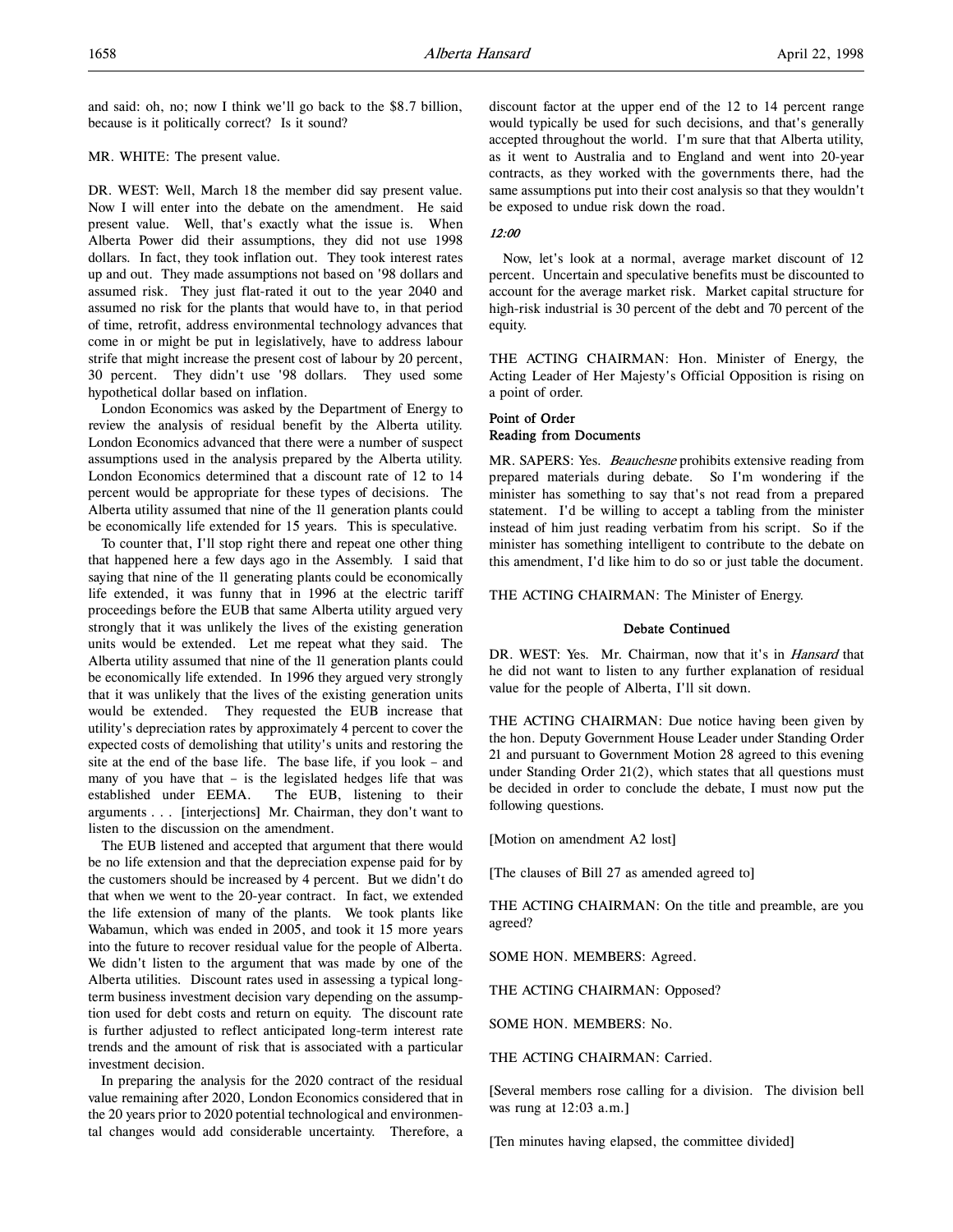and said: oh, no; now I think we'll go back to the $8.7 billion, because is it politically correct? Is it sound?

MR. WHITE: The present value.

DR. WEST: Well, March 18 the member did say present value. Now I will enter into the debate on the amendment. He said present value. Well, that's exactly what the issue is. When Alberta Power did their assumptions, they did not use 1998 dollars. In fact, they took inflation out. They took interest rates up and out. They made assumptions not based on '98 dollars and assumed risk. They just flat-rated it out to the year 2040 and assumed no risk for the plants that would have to, in that period of time, retrofit, address environmental technology advances that come in or might be put in legislatively, have to address labour strife that might increase the present cost of labour by 20 percent, 30 percent. They didn't use '98 dollars. They used some hypothetical dollar based on inflation.

London Economics was asked by the Department of Energy to review the analysis of residual benefit by the Alberta utility. London Economics advanced that there were a number of suspect assumptions used in the analysis prepared by the Alberta utility. London Economics determined that a discount rate of 12 to 14 percent would be appropriate for these types of decisions. The Alberta utility assumed that nine of the 11 generation plants could be economically life extended for 15 years. This is speculative.

To counter that, I'll stop right there and repeat one other thing that happened here a few days ago in the Assembly. I said that saying that nine of the 11 generating plants could be economically life extended, it was funny that in 1996 at the electric tariff proceedings before the EUB that same Alberta utility argued very strongly that it was unlikely the lives of the existing generation units would be extended. Let me repeat what they said. The Alberta utility assumed that nine of the 11 generation plants could be economically life extended. In 1996 they argued very strongly that it was unlikely that the lives of the existing generation units would be extended. They requested the EUB increase that utility's depreciation rates by approximately 4 percent to cover the expected costs of demolishing that utility's units and restoring the site at the end of the base life. The base life, if you look – and many of you have that – is the legislated hedges life that was established under EEMA. The EUB, listening to their arguments . . . [interjections] Mr. Chairman, they don't want to listen to the discussion on the amendment.

The EUB listened and accepted that argument that there would be no life extension and that the depreciation expense paid for by the customers should be increased by 4 percent. But we didn't do that when we went to the 20-year contract. In fact, we extended the life extension of many of the plants. We took plants like Wabamun, which was ended in 2005, and took it 15 more years into the future to recover residual value for the people of Alberta. We didn't listen to the argument that was made by one of the Alberta utilities. Discount rates used in assessing a typical long-term business investment decision vary depending on the assumption used for debt costs and return on equity. The discount rate is further adjusted to reflect anticipated long-term interest rate trends and the amount of risk that is associated with a particular investment decision.

In preparing the analysis for the 2020 contract of the residual value remaining after 2020, London Economics considered that in the 20 years prior to 2020 potential technological and environmental changes would add considerable uncertainty. Therefore, a discount factor at the upper end of the 12 to 14 percent range would typically be used for such decisions, and that's generally accepted throughout the world. I'm sure that that Alberta utility, as it went to Australia and to England and went into 20-year contracts, as they worked with the governments there, had the same assumptions put into their cost analysis so that they wouldn't be exposed to undue risk down the road.

*12:00*

Now, let's look at a normal, average market discount of 12 percent. Uncertain and speculative benefits must be discounted to account for the average market risk. Market capital structure for high-risk industrial is 30 percent of the debt and 70 percent of the equity.

THE ACTING CHAIRMAN: Hon. Minister of Energy, the Acting Leader of Her Majesty's Official Opposition is rising on a point of order.

**Point of Order**
**Reading from Documents**

MR. SAPERS: Yes. *Beauchesne* prohibits extensive reading from prepared materials during debate. So I'm wondering if the minister has something to say that's not read from a prepared statement. I'd be willing to accept a tabling from the minister instead of him just reading verbatim from his script. So if the minister has something intelligent to contribute to the debate on this amendment, I'd like him to do so or just table the document.

THE ACTING CHAIRMAN: The Minister of Energy.

**Debate Continued**

DR. WEST: Yes. Mr. Chairman, now that it's in *Hansard* that he did not want to listen to any further explanation of residual value for the people of Alberta, I'll sit down.

THE ACTING CHAIRMAN: Due notice having been given by the hon. Deputy Government House Leader under Standing Order 21 and pursuant to Government Motion 28 agreed to this evening under Standing Order 21(2), which states that all questions must be decided in order to conclude the debate, I must now put the following questions.

[Motion on amendment A2 lost]

[The clauses of Bill 27 as amended agreed to]

THE ACTING CHAIRMAN: On the title and preamble, are you agreed?

SOME HON. MEMBERS: Agreed.

THE ACTING CHAIRMAN: Opposed?

SOME HON. MEMBERS: No.

THE ACTING CHAIRMAN: Carried.

[Several members rose calling for a division. The division bell was rung at 12:03 a.m.]

[Ten minutes having elapsed, the committee divided]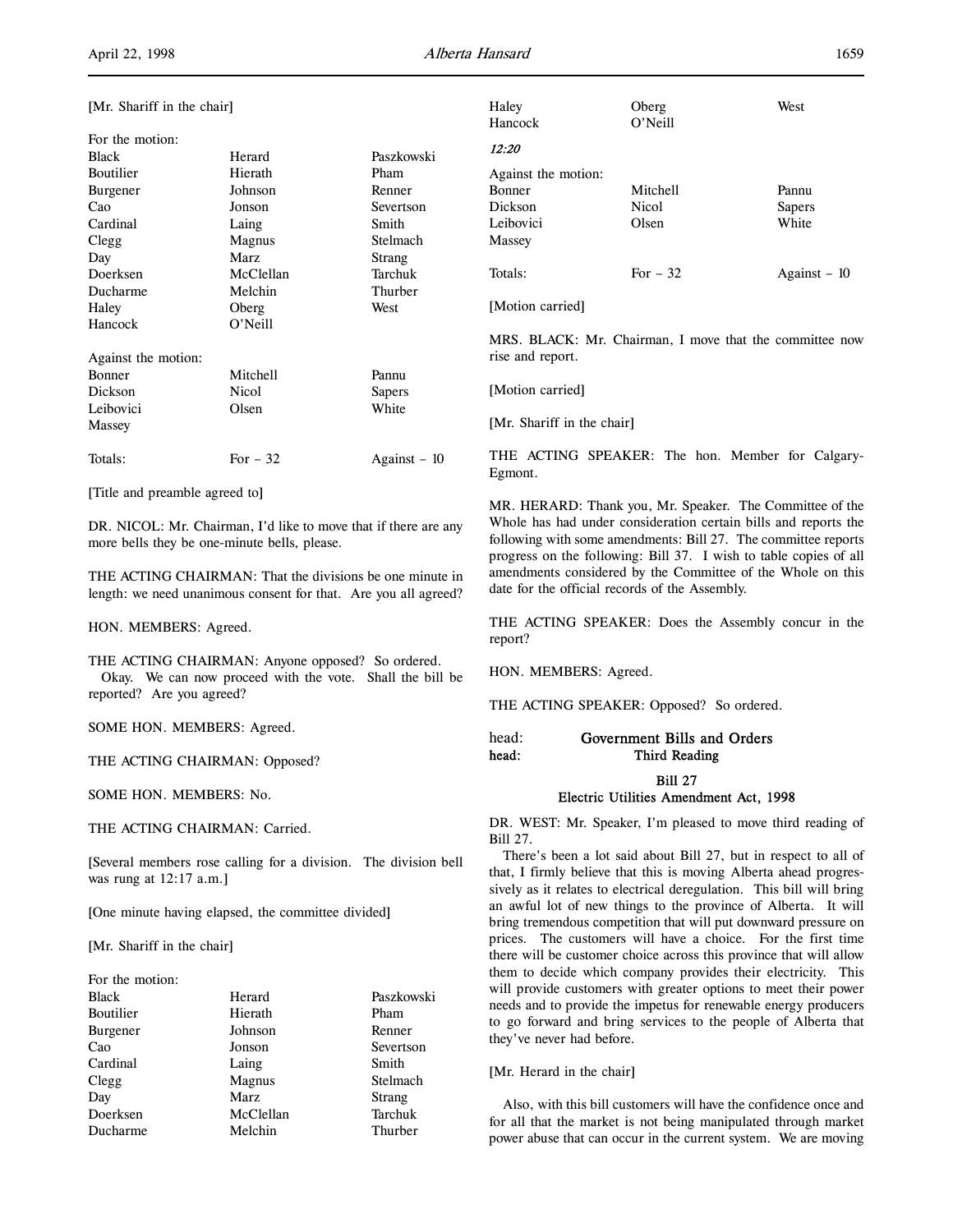[Mr. Shariff in the chair]

| | | |
|---|---|---|
| For the motion: | | |
| Black | Herard | Paszkowski |
| Boutilier | Hierath | Pham |
| Burgener | Johnson | Renner |
| Cao | Jonson | Severtson |
| Cardinal | Laing | Smith |
| Clegg | Magnus | Stelmach |
| Day | Marz | Strang |
| Doerksen | McClellan | Tarchuk |
| Ducharme | Melchin | Thurber |
| Haley | Oberg | West |
| Hancock | O'Neill | |

| | | |
|---|---|---|
| Against the motion: | | |
| Bonner | Mitchell | Pannu |
| Dickson | Nicol | Sapers |
| Leibovici | Olsen | White |
| Massey | | |

| | | |
|---|---|---|
| Totals: | For – 32 | Against – 10 |

[Title and preamble agreed to]

DR. NICOL: Mr. Chairman, I'd like to move that if there are any more bells they be one-minute bells, please.

THE ACTING CHAIRMAN: That the divisions be one minute in length: we need unanimous consent for that. Are you all agreed?

HON. MEMBERS: Agreed.

THE ACTING CHAIRMAN: Anyone opposed? So ordered.
Okay. We can now proceed with the vote. Shall the bill be reported? Are you agreed?

SOME HON. MEMBERS: Agreed.

THE ACTING CHAIRMAN: Opposed?

SOME HON. MEMBERS: No.

THE ACTING CHAIRMAN: Carried.

[Several members rose calling for a division. The division bell was rung at 12:17 a.m.]

[One minute having elapsed, the committee divided]

[Mr. Shariff in the chair]

| | | |
|---|---|---|
| For the motion: | | |
| Black | Herard | Paszkowski |
| Boutilier | Hierath | Pham |
| Burgener | Johnson | Renner |
| Cao | Jonson | Severtson |
| Cardinal | Laing | Smith |
| Clegg | Magnus | Stelmach |
| Day | Marz | Strang |
| Doerksen | McClellan | Tarchuk |
| Ducharme | Melchin | Thurber |
| Haley | Oberg | West |
| Hancock | O'Neill | |

*12:20*

| | | |
|---|---|---|
| Against the motion: | | |
| Bonner | Mitchell | Pannu |
| Dickson | Nicol | Sapers |
| Leibovici | Olsen | White |
| Massey | | |

| | | |
|---|---|---|
| Totals: | For – 32 | Against – 10 |

[Motion carried]

MRS. BLACK: Mr. Chairman, I move that the committee now rise and report.

[Motion carried]

[Mr. Shariff in the chair]

THE ACTING SPEAKER: The hon. Member for Calgary-Egmont.

MR. HERARD: Thank you, Mr. Speaker. The Committee of the Whole has had under consideration certain bills and reports the following with some amendments: Bill 27. The committee reports progress on the following: Bill 37. I wish to table copies of all amendments considered by the Committee of the Whole on this date for the official records of the Assembly.

THE ACTING SPEAKER: Does the Assembly concur in the report?

HON. MEMBERS: Agreed.

THE ACTING SPEAKER: Opposed? So ordered.

head: **Government Bills and Orders**
head: **Third Reading**

### Bill 27
### Electric Utilities Amendment Act, 1998

DR. WEST: Mr. Speaker, I'm pleased to move third reading of Bill 27.

There's been a lot said about Bill 27, but in respect to all of that, I firmly believe that this is moving Alberta ahead progressively as it relates to electrical deregulation. This bill will bring an awful lot of new things to the province of Alberta. It will bring tremendous competition that will put downward pressure on prices. The customers will have a choice. For the first time there will be customer choice across this province that will allow them to decide which company provides their electricity. This will provide customers with greater options to meet their power needs and to provide the impetus for renewable energy producers to go forward and bring services to the people of Alberta that they've never had before.

[Mr. Herard in the chair]

Also, with this bill customers will have the confidence once and for all that the market is not being manipulated through market power abuse that can occur in the current system. We are moving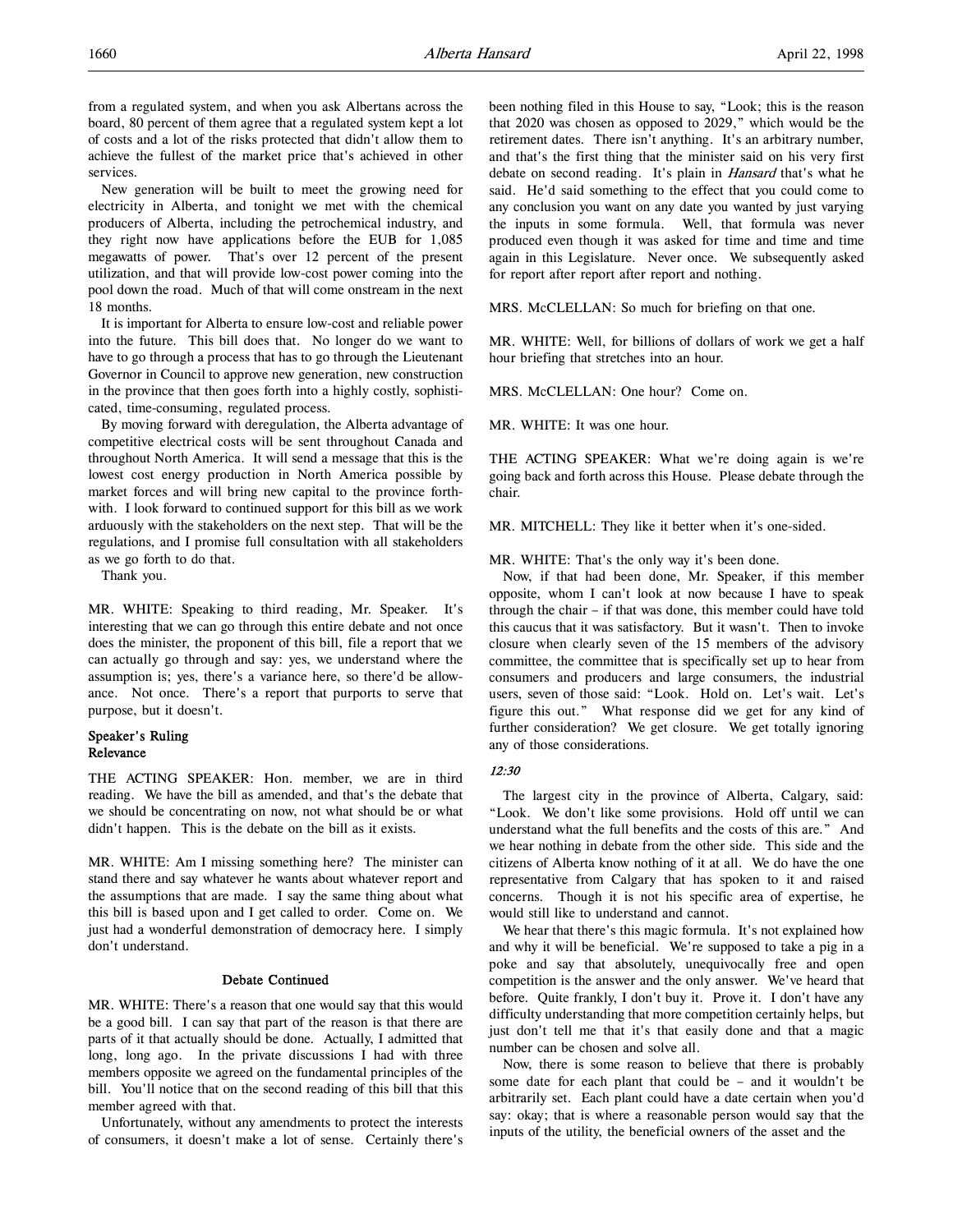from a regulated system, and when you ask Albertans across the board, 80 percent of them agree that a regulated system kept a lot of costs and a lot of the risks protected that didn't allow them to achieve the fullest of the market price that's achieved in other services.

New generation will be built to meet the growing need for electricity in Alberta, and tonight we met with the chemical producers of Alberta, including the petrochemical industry, and they right now have applications before the EUB for 1,085 megawatts of power. That's over 12 percent of the present utilization, and that will provide low-cost power coming into the pool down the road. Much of that will come onstream in the next 18 months.

It is important for Alberta to ensure low-cost and reliable power into the future. This bill does that. No longer do we want to have to go through a process that has to go through the Lieutenant Governor in Council to approve new generation, new construction in the province that then goes forth into a highly costly, sophisticated, time-consuming, regulated process.

By moving forward with deregulation, the Alberta advantage of competitive electrical costs will be sent throughout Canada and throughout North America. It will send a message that this is the lowest cost energy production in North America possible by market forces and will bring new capital to the province forthwith. I look forward to continued support for this bill as we work arduously with the stakeholders on the next step. That will be the regulations, and I promise full consultation with all stakeholders as we go forth to do that.

Thank you.

MR. WHITE: Speaking to third reading, Mr. Speaker. It's interesting that we can go through this entire debate and not once does the minister, the proponent of this bill, file a report that we can actually go through and say: yes, we understand where the assumption is; yes, there's a variance here, so there'd be allowance. Not once. There's a report that purports to serve that purpose, but it doesn't.

### Speaker's Ruling
### Relevance

THE ACTING SPEAKER: Hon. member, we are in third reading. We have the bill as amended, and that's the debate that we should be concentrating on now, not what should be or what didn't happen. This is the debate on the bill as it exists.

MR. WHITE: Am I missing something here? The minister can stand there and say whatever he wants about whatever report and the assumptions that are made. I say the same thing about what this bill is based upon and I get called to order. Come on. We just had a wonderful demonstration of democracy here. I simply don't understand.

### Debate Continued

MR. WHITE: There's a reason that one would say that this would be a good bill. I can say that part of the reason is that there are parts of it that actually should be done. Actually, I admitted that long, long ago. In the private discussions I had with three members opposite we agreed on the fundamental principles of the bill. You'll notice that on the second reading of this bill that this member agreed with that.

Unfortunately, without any amendments to protect the interests of consumers, it doesn't make a lot of sense. Certainly there's been nothing filed in this House to say, "Look; this is the reason that 2020 was chosen as opposed to 2029," which would be the retirement dates. There isn't anything. It's an arbitrary number, and that's the first thing that the minister said on his very first debate on second reading. It's plain in *Hansard* that's what he said. He'd said something to the effect that you could come to any conclusion you want on any date you wanted by just varying the inputs in some formula. Well, that formula was never produced even though it was asked for time and time and time again in this Legislature. Never once. We subsequently asked for report after report after report and nothing.

MRS. McCLELLAN: So much for briefing on that one.

MR. WHITE: Well, for billions of dollars of work we get a half hour briefing that stretches into an hour.

MRS. McCLELLAN: One hour? Come on.

MR. WHITE: It was one hour.

THE ACTING SPEAKER: What we're doing again is we're going back and forth across this House. Please debate through the chair.

MR. MITCHELL: They like it better when it's one-sided.

MR. WHITE: That's the only way it's been done.

Now, if that had been done, Mr. Speaker, if this member opposite, whom I can't look at now because I have to speak through the chair – if that was done, this member could have told this caucus that it was satisfactory. But it wasn't. Then to invoke closure when clearly seven of the 15 members of the advisory committee, the committee that is specifically set up to hear from consumers and producers and large consumers, the industrial users, seven of those said: "Look. Hold on. Let's wait. Let's figure this out." What response did we get for any kind of further consideration? We get closure. We get totally ignoring any of those considerations.

*12:30*

The largest city in the province of Alberta, Calgary, said: "Look. We don't like some provisions. Hold off until we can understand what the full benefits and the costs of this are." And we hear nothing in debate from the other side. This side and the citizens of Alberta know nothing of it at all. We do have the one representative from Calgary that has spoken to it and raised concerns. Though it is not his specific area of expertise, he would still like to understand and cannot.

We hear that there's this magic formula. It's not explained how and why it will be beneficial. We're supposed to take a pig in a poke and say that absolutely, unequivocally free and open competition is the answer and the only answer. We've heard that before. Quite frankly, I don't buy it. Prove it. I don't have any difficulty understanding that more competition certainly helps, but just don't tell me that it's that easily done and that a magic number can be chosen and solve all.

Now, there is some reason to believe that there is probably some date for each plant that could be – and it wouldn't be arbitrarily set. Each plant could have a date certain when you'd say: okay; that is where a reasonable person would say that the inputs of the utility, the beneficial owners of the asset and the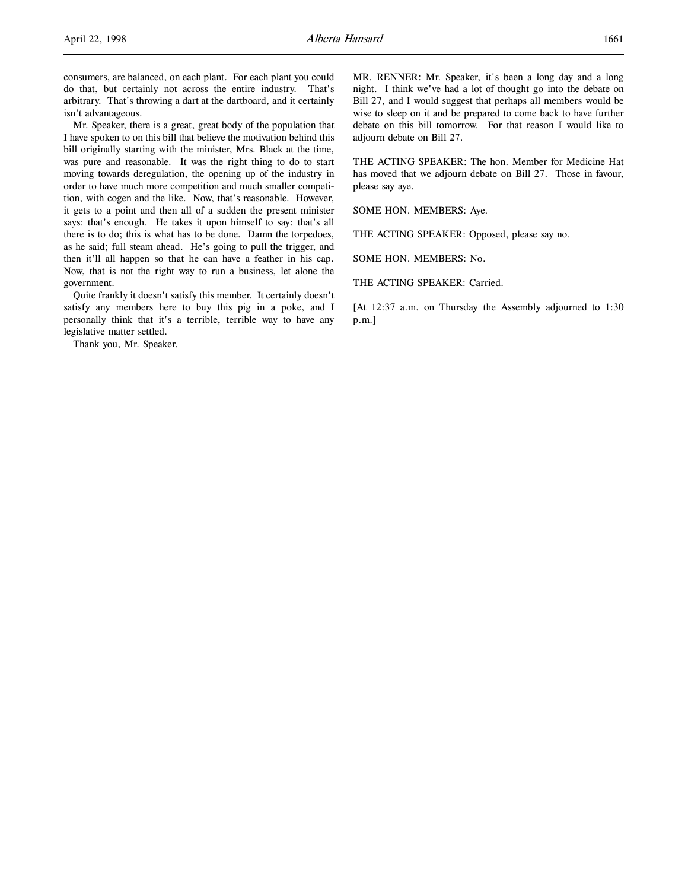consumers, are balanced, on each plant. For each plant you could do that, but certainly not across the entire industry. That's arbitrary. That's throwing a dart at the dartboard, and it certainly isn't advantageous.

Mr. Speaker, there is a great, great body of the population that I have spoken to on this bill that believe the motivation behind this bill originally starting with the minister, Mrs. Black at the time, was pure and reasonable. It was the right thing to do to start moving towards deregulation, the opening up of the industry in order to have much more competition and much smaller competition, with cogen and the like. Now, that's reasonable. However, it gets to a point and then all of a sudden the present minister says: that's enough. He takes it upon himself to say: that's all there is to do; this is what has to be done. Damn the torpedoes, as he said; full steam ahead. He's going to pull the trigger, and then it'll all happen so that he can have a feather in his cap. Now, that is not the right way to run a business, let alone the government.

Quite frankly it doesn't satisfy this member. It certainly doesn't satisfy any members here to buy this pig in a poke, and I personally think that it's a terrible, terrible way to have any legislative matter settled.

Thank you, Mr. Speaker.

MR. RENNER: Mr. Speaker, it's been a long day and a long night. I think we've had a lot of thought go into the debate on Bill 27, and I would suggest that perhaps all members would be wise to sleep on it and be prepared to come back to have further debate on this bill tomorrow. For that reason I would like to adjourn debate on Bill 27.

THE ACTING SPEAKER: The hon. Member for Medicine Hat has moved that we adjourn debate on Bill 27. Those in favour, please say aye.

SOME HON. MEMBERS: Aye.

THE ACTING SPEAKER: Opposed, please say no.

SOME HON. MEMBERS: No.

THE ACTING SPEAKER: Carried.

[At 12:37 a.m. on Thursday the Assembly adjourned to 1:30 p.m.]